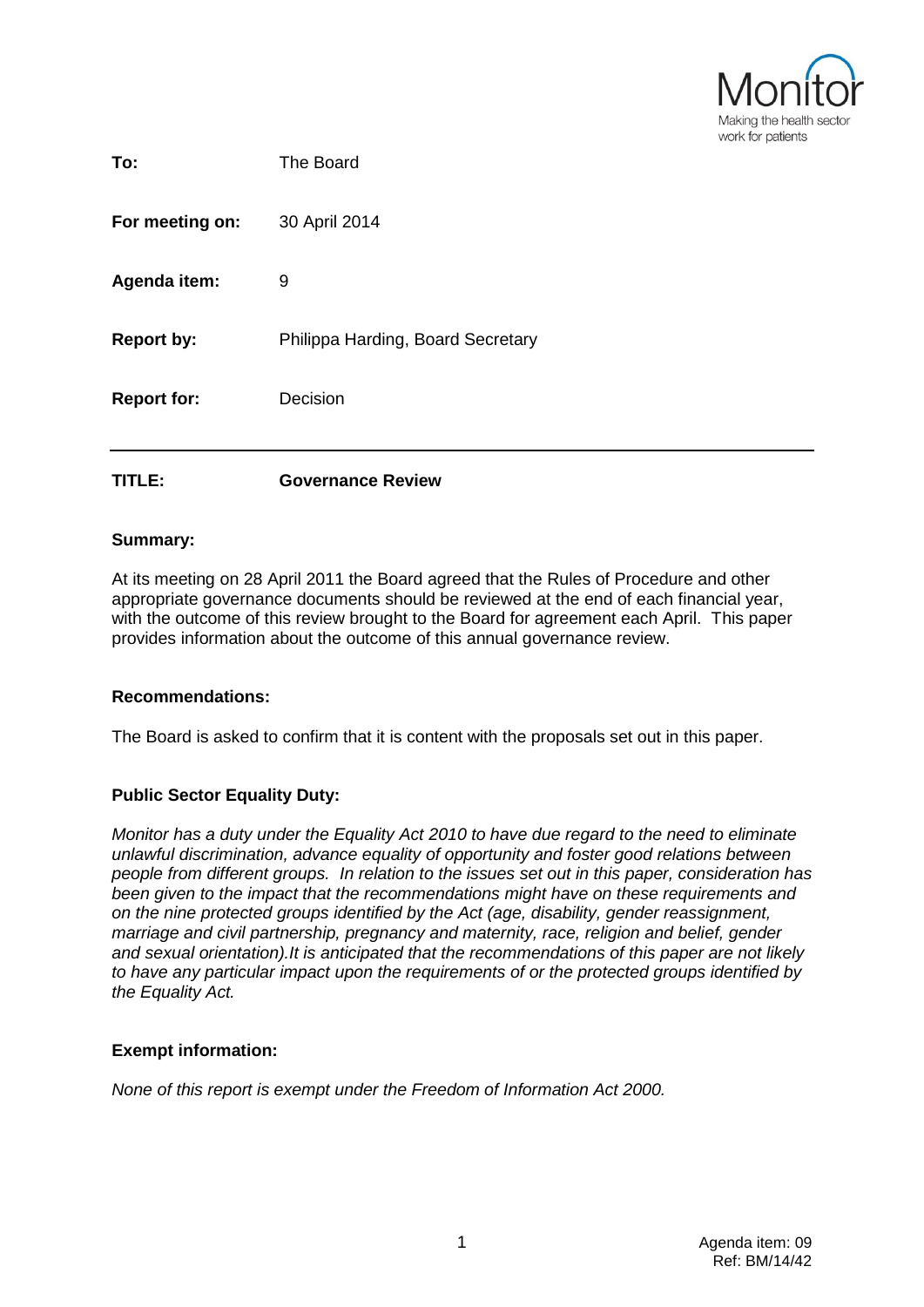| | |
|---|---|
| **To:** | The Board |
| **For meeting on:** | 30 April 2014 |
| **Agenda item:** | 9 |
| **Report by:** | Philippa Harding, Board Secretary |
| **Report for:** | Decision |

**TITLE:** **Governance Review**

**Summary:**

At its meeting on 28 April 2011 the Board agreed that the Rules of Procedure and other appropriate governance documents should be reviewed at the end of each financial year, with the outcome of this review brought to the Board for agreement each April. This paper provides information about the outcome of this annual governance review.

**Recommendations:**

The Board is asked to confirm that it is content with the proposals set out in this paper.

**Public Sector Equality Duty:**

*Monitor has a duty under the Equality Act 2010 to have due regard to the need to eliminate unlawful discrimination, advance equality of opportunity and foster good relations between people from different groups. In relation to the issues set out in this paper, consideration has been given to the impact that the recommendations might have on these requirements and on the nine protected groups identified by the Act (age, disability, gender reassignment, marriage and civil partnership, pregnancy and maternity, race, religion and belief, gender and sexual orientation).It is anticipated that the recommendations of this paper are not likely to have any particular impact upon the requirements of or the protected groups identified by the Equality Act.*

**Exempt information:**

*None of this report is exempt under the Freedom of Information Act 2000.*

Agenda item: 09
Ref: BM/14/42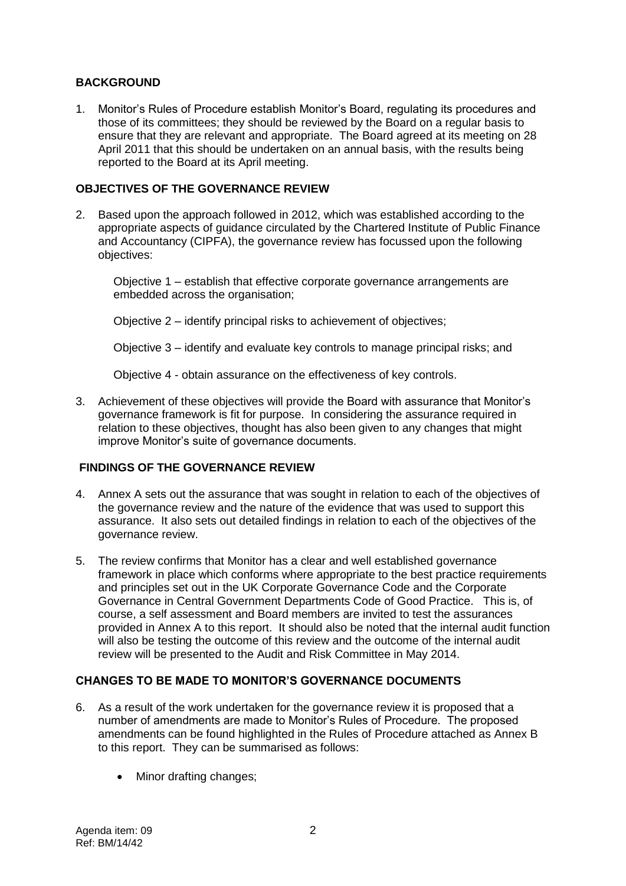## BACKGROUND

1. Monitor's Rules of Procedure establish Monitor's Board, regulating its procedures and those of its committees; they should be reviewed by the Board on a regular basis to ensure that they are relevant and appropriate. The Board agreed at its meeting on 28 April 2011 that this should be undertaken on an annual basis, with the results being reported to the Board at its April meeting.

## OBJECTIVES OF THE GOVERNANCE REVIEW

2. Based upon the approach followed in 2012, which was established according to the appropriate aspects of guidance circulated by the Chartered Institute of Public Finance and Accountancy (CIPFA), the governance review has focussed upon the following objectives:

   Objective 1 – establish that effective corporate governance arrangements are embedded across the organisation;

   Objective 2 – identify principal risks to achievement of objectives;

   Objective 3 – identify and evaluate key controls to manage principal risks; and

   Objective 4 - obtain assurance on the effectiveness of key controls.

3. Achievement of these objectives will provide the Board with assurance that Monitor's governance framework is fit for purpose. In considering the assurance required in relation to these objectives, thought has also been given to any changes that might improve Monitor's suite of governance documents.

## FINDINGS OF THE GOVERNANCE REVIEW

4. Annex A sets out the assurance that was sought in relation to each of the objectives of the governance review and the nature of the evidence that was used to support this assurance. It also sets out detailed findings in relation to each of the objectives of the governance review.

5. The review confirms that Monitor has a clear and well established governance framework in place which conforms where appropriate to the best practice requirements and principles set out in the UK Corporate Governance Code and the Corporate Governance in Central Government Departments Code of Good Practice. This is, of course, a self assessment and Board members are invited to test the assurances provided in Annex A to this report. It should also be noted that the internal audit function will also be testing the outcome of this review and the outcome of the internal audit review will be presented to the Audit and Risk Committee in May 2014.

## CHANGES TO BE MADE TO MONITOR'S GOVERNANCE DOCUMENTS

6. As a result of the work undertaken for the governance review it is proposed that a number of amendments are made to Monitor's Rules of Procedure. The proposed amendments can be found highlighted in the Rules of Procedure attached as Annex B to this report. They can be summarised as follows:

   - Minor drafting changes;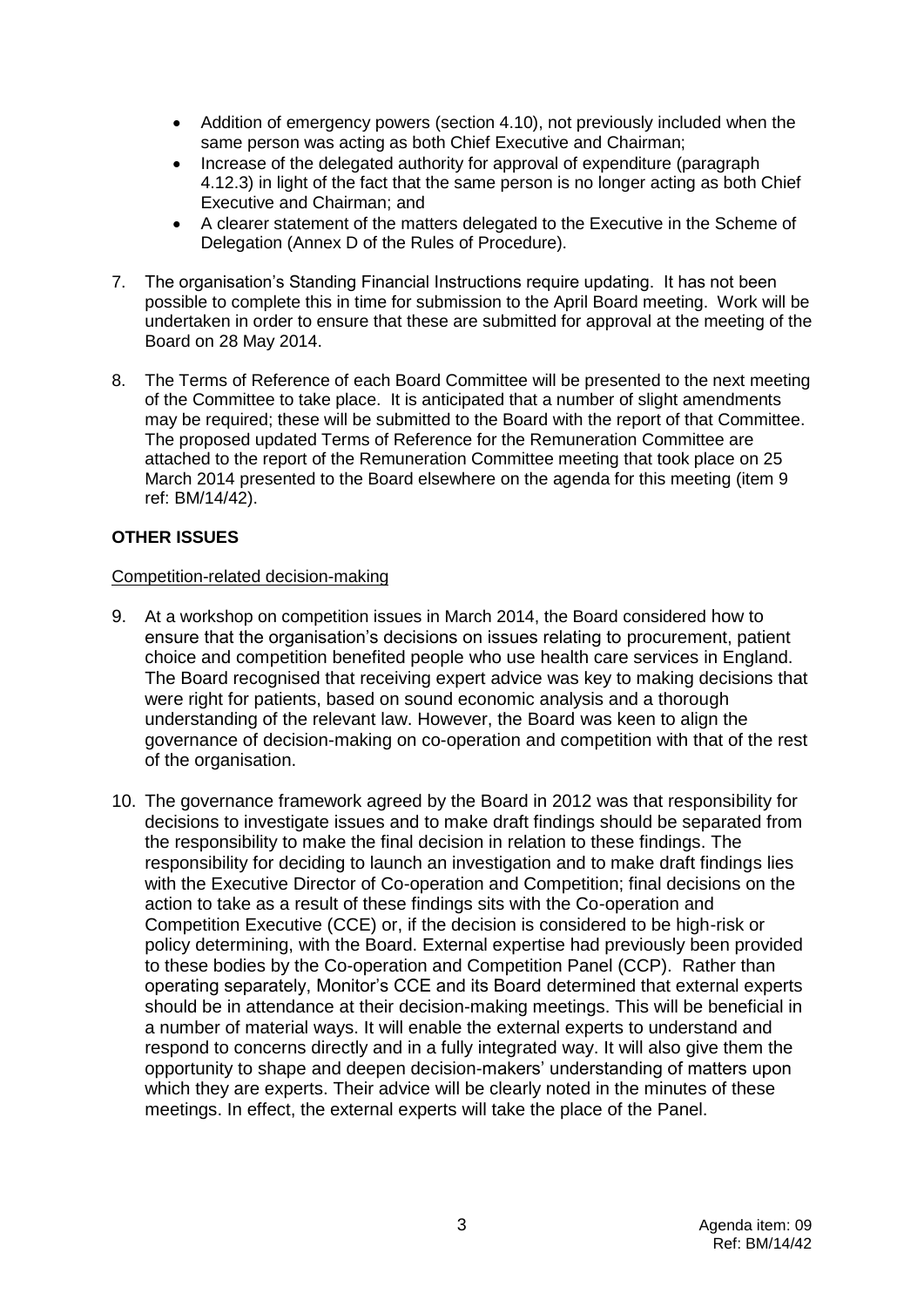- Addition of emergency powers (section 4.10), not previously included when the same person was acting as both Chief Executive and Chairman;
- Increase of the delegated authority for approval of expenditure (paragraph 4.12.3) in light of the fact that the same person is no longer acting as both Chief Executive and Chairman; and
- A clearer statement of the matters delegated to the Executive in the Scheme of Delegation (Annex D of the Rules of Procedure).

7. The organisation's Standing Financial Instructions require updating. It has not been possible to complete this in time for submission to the April Board meeting. Work will be undertaken in order to ensure that these are submitted for approval at the meeting of the Board on 28 May 2014.

8. The Terms of Reference of each Board Committee will be presented to the next meeting of the Committee to take place. It is anticipated that a number of slight amendments may be required; these will be submitted to the Board with the report of that Committee. The proposed updated Terms of Reference for the Remuneration Committee are attached to the report of the Remuneration Committee meeting that took place on 25 March 2014 presented to the Board elsewhere on the agenda for this meeting (item 9 ref: BM/14/42).

**OTHER ISSUES**

Competition-related decision-making

9. At a workshop on competition issues in March 2014, the Board considered how to ensure that the organisation's decisions on issues relating to procurement, patient choice and competition benefited people who use health care services in England. The Board recognised that receiving expert advice was key to making decisions that were right for patients, based on sound economic analysis and a thorough understanding of the relevant law. However, the Board was keen to align the governance of decision-making on co-operation and competition with that of the rest of the organisation.

10. The governance framework agreed by the Board in 2012 was that responsibility for decisions to investigate issues and to make draft findings should be separated from the responsibility to make the final decision in relation to these findings. The responsibility for deciding to launch an investigation and to make draft findings lies with the Executive Director of Co-operation and Competition; final decisions on the action to take as a result of these findings sits with the Co-operation and Competition Executive (CCE) or, if the decision is considered to be high-risk or policy determining, with the Board. External expertise had previously been provided to these bodies by the Co-operation and Competition Panel (CCP). Rather than operating separately, Monitor's CCE and its Board determined that external experts should be in attendance at their decision-making meetings. This will be beneficial in a number of material ways. It will enable the external experts to understand and respond to concerns directly and in a fully integrated way. It will also give them the opportunity to shape and deepen decision-makers' understanding of matters upon which they are experts. Their advice will be clearly noted in the minutes of these meetings. In effect, the external experts will take the place of the Panel.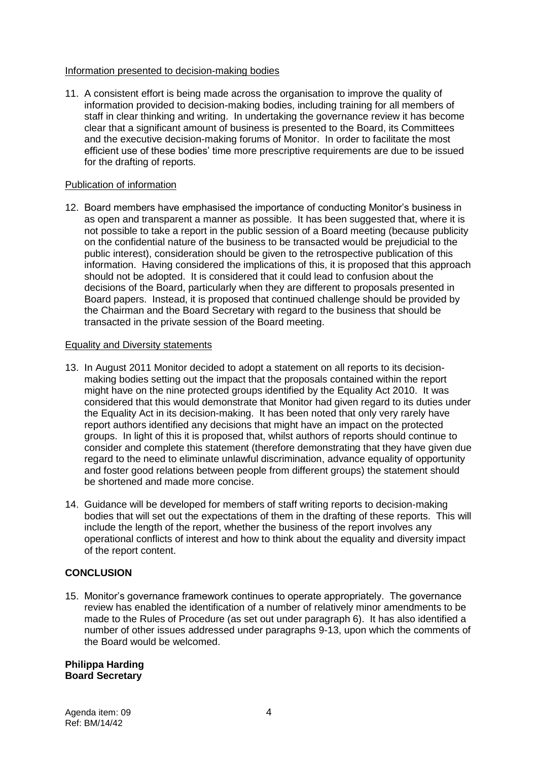Information presented to decision-making bodies

11. A consistent effort is being made across the organisation to improve the quality of information provided to decision-making bodies, including training for all members of staff in clear thinking and writing. In undertaking the governance review it has become clear that a significant amount of business is presented to the Board, its Committees and the executive decision-making forums of Monitor. In order to facilitate the most efficient use of these bodies' time more prescriptive requirements are due to be issued for the drafting of reports.

Publication of information

12. Board members have emphasised the importance of conducting Monitor's business in as open and transparent a manner as possible. It has been suggested that, where it is not possible to take a report in the public session of a Board meeting (because publicity on the confidential nature of the business to be transacted would be prejudicial to the public interest), consideration should be given to the retrospective publication of this information. Having considered the implications of this, it is proposed that this approach should not be adopted. It is considered that it could lead to confusion about the decisions of the Board, particularly when they are different to proposals presented in Board papers. Instead, it is proposed that continued challenge should be provided by the Chairman and the Board Secretary with regard to the business that should be transacted in the private session of the Board meeting.

Equality and Diversity statements

13. In August 2011 Monitor decided to adopt a statement on all reports to its decision-making bodies setting out the impact that the proposals contained within the report might have on the nine protected groups identified by the Equality Act 2010. It was considered that this would demonstrate that Monitor had given regard to its duties under the Equality Act in its decision-making. It has been noted that only very rarely have report authors identified any decisions that might have an impact on the protected groups. In light of this it is proposed that, whilst authors of reports should continue to consider and complete this statement (therefore demonstrating that they have given due regard to the need to eliminate unlawful discrimination, advance equality of opportunity and foster good relations between people from different groups) the statement should be shortened and made more concise.

14. Guidance will be developed for members of staff writing reports to decision-making bodies that will set out the expectations of them in the drafting of these reports. This will include the length of the report, whether the business of the report involves any operational conflicts of interest and how to think about the equality and diversity impact of the report content.

**CONCLUSION**

15. Monitor's governance framework continues to operate appropriately. The governance review has enabled the identification of a number of relatively minor amendments to be made to the Rules of Procedure (as set out under paragraph 6). It has also identified a number of other issues addressed under paragraphs 9-13, upon which the comments of the Board would be welcomed.

**Philippa Harding**
**Board Secretary**

Agenda item: 09
Ref: BM/14/42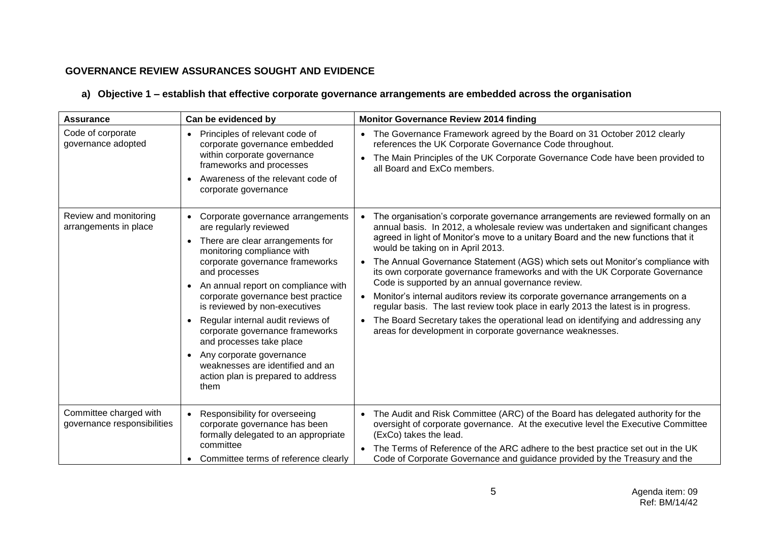## GOVERNANCE REVIEW ASSURANCES SOUGHT AND EVIDENCE

### a) Objective 1 – establish that effective corporate governance arrangements are embedded across the organisation

| Assurance | Can be evidenced by | Monitor Governance Review 2014 finding |
| --- | --- | --- |
| Code of corporate governance adopted | • Principles of relevant code of corporate governance embedded within corporate governance frameworks and processes<br>• Awareness of the relevant code of corporate governance | • The Governance Framework agreed by the Board on 31 October 2012 clearly references the UK Corporate Governance Code throughout.<br>• The Main Principles of the UK Corporate Governance Code have been provided to all Board and ExCo members. |
| Review and monitoring arrangements in place | • Corporate governance arrangements are regularly reviewed<br>• There are clear arrangements for monitoring compliance with corporate governance frameworks and processes<br>• An annual report on compliance with corporate governance best practice is reviewed by non-executives<br>• Regular internal audit reviews of corporate governance frameworks and processes take place<br>• Any corporate governance weaknesses are identified and an action plan is prepared to address them | • The organisation's corporate governance arrangements are reviewed formally on an annual basis. In 2012, a wholesale review was undertaken and significant changes agreed in light of Monitor's move to a unitary Board and the new functions that it would be taking on in April 2013.<br>• The Annual Governance Statement (AGS) which sets out Monitor's compliance with its own corporate governance frameworks and with the UK Corporate Governance Code is supported by an annual governance review.<br>• Monitor's internal auditors review its corporate governance arrangements on a regular basis. The last review took place in early 2013 the latest is in progress.<br>• The Board Secretary takes the operational lead on identifying and addressing any areas for development in corporate governance weaknesses. |
| Committee charged with governance responsibilities | • Responsibility for overseeing corporate governance has been formally delegated to an appropriate committee<br>• Committee terms of reference clearly | • The Audit and Risk Committee (ARC) of the Board has delegated authority for the oversight of corporate governance. At the executive level the Executive Committee (ExCo) takes the lead.<br>• The Terms of Reference of the ARC adhere to the best practice set out in the UK Code of Corporate Governance and guidance provided by the Treasury and the |

Agenda item: 09
Ref: BM/14/42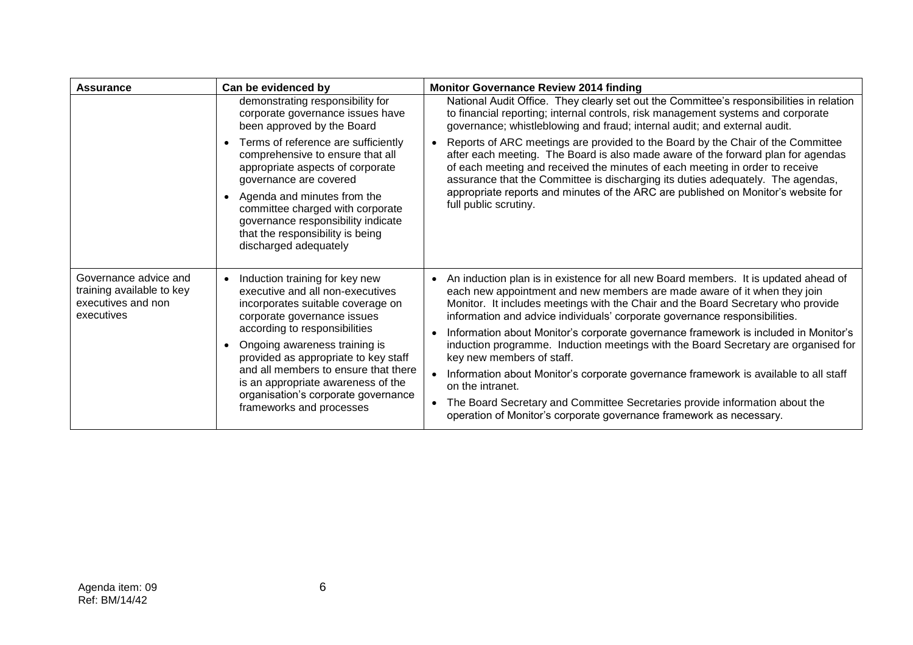| Assurance | Can be evidenced by | Monitor Governance Review 2014 finding |
| --- | --- | --- |
| | demonstrating responsibility for corporate governance issues have been approved by the Board<br>• Terms of reference are sufficiently comprehensive to ensure that all appropriate aspects of corporate governance are covered<br>• Agenda and minutes from the committee charged with corporate governance responsibility indicate that the responsibility is being discharged adequately | National Audit Office. They clearly set out the Committee's responsibilities in relation to financial reporting; internal controls, risk management systems and corporate governance; whistleblowing and fraud; internal audit; and external audit.<br>• Reports of ARC meetings are provided to the Board by the Chair of the Committee after each meeting. The Board is also made aware of the forward plan for agendas of each meeting and received the minutes of each meeting in order to receive assurance that the Committee is discharging its duties adequately. The agendas, appropriate reports and minutes of the ARC are published on Monitor's website for full public scrutiny. |
| Governance advice and training available to key executives and non executives | • Induction training for key new executive and all non-executives incorporates suitable coverage on corporate governance issues according to responsibilities<br>• Ongoing awareness training is provided as appropriate to key staff and all members to ensure that there is an appropriate awareness of the organisation's corporate governance frameworks and processes | • An induction plan is in existence for all new Board members. It is updated ahead of each new appointment and new members are made aware of it when they join Monitor. It includes meetings with the Chair and the Board Secretary who provide information and advice individuals' corporate governance responsibilities.<br>• Information about Monitor's corporate governance framework is included in Monitor's induction programme. Induction meetings with the Board Secretary are organised for key new members of staff.<br>• Information about Monitor's corporate governance framework is available to all staff on the intranet.<br>• The Board Secretary and Committee Secretaries provide information about the operation of Monitor's corporate governance framework as necessary. |

Agenda item: 09
Ref: BM/14/42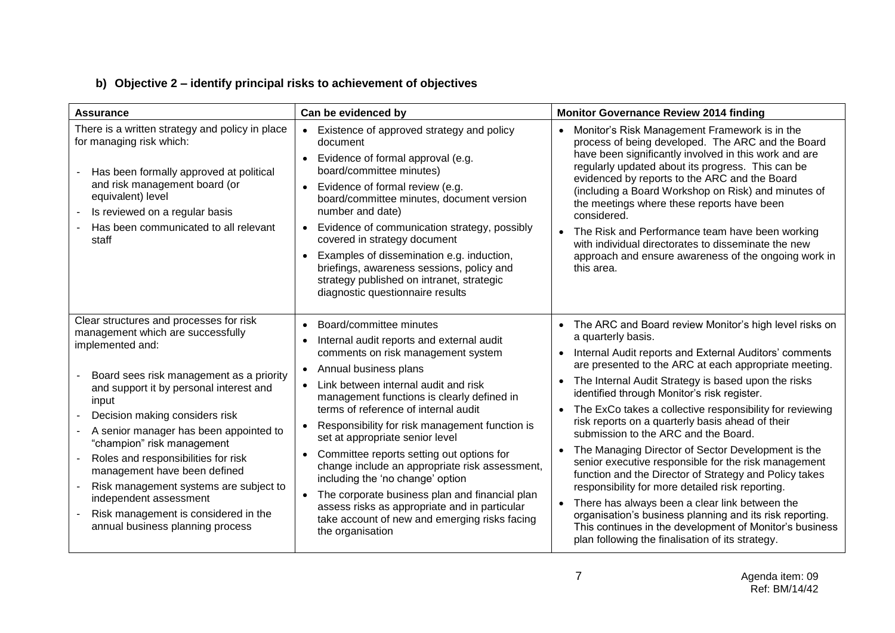### b) Objective 2 – identify principal risks to achievement of objectives

| Assurance | Can be evidenced by | Monitor Governance Review 2014 finding |
|---|---|---|
| There is a written strategy and policy in place for managing risk which:<br><br>- Has been formally approved at political and risk management board (or equivalent) level<br>- Is reviewed on a regular basis<br>- Has been communicated to all relevant staff | • Existence of approved strategy and policy document<br>• Evidence of formal approval (e.g. board/committee minutes)<br>• Evidence of formal review (e.g. board/committee minutes, document version number and date)<br>• Evidence of communication strategy, possibly covered in strategy document<br>• Examples of dissemination e.g. induction, briefings, awareness sessions, policy and strategy published on intranet, strategic diagnostic questionnaire results | • Monitor's Risk Management Framework is in the process of being developed. The ARC and the Board have been significantly involved in this work and are regularly updated about its progress. This can be evidenced by reports to the ARC and the Board (including a Board Workshop on Risk) and minutes of the meetings where these reports have been considered.<br>• The Risk and Performance team have been working with individual directorates to disseminate the new approach and ensure awareness of the ongoing work in this area. |
| Clear structures and processes for risk management which are successfully implemented and:<br><br>- Board sees risk management as a priority and support it by personal interest and input<br>- Decision making considers risk<br>- A senior manager has been appointed to "champion" risk management<br>- Roles and responsibilities for risk management have been defined<br>- Risk management systems are subject to independent assessment<br>- Risk management is considered in the annual business planning process | • Board/committee minutes<br>• Internal audit reports and external audit comments on risk management system<br>• Annual business plans<br>• Link between internal audit and risk management functions is clearly defined in terms of reference of internal audit<br>• Responsibility for risk management function is set at appropriate senior level<br>• Committee reports setting out options for change include an appropriate risk assessment, including the 'no change' option<br>• The corporate business plan and financial plan assess risks as appropriate and in particular take account of new and emerging risks facing the organisation | • The ARC and Board review Monitor's high level risks on a quarterly basis.<br>• Internal Audit reports and External Auditors' comments are presented to the ARC at each appropriate meeting.<br>• The Internal Audit Strategy is based upon the risks identified through Monitor's risk register.<br>• The ExCo takes a collective responsibility for reviewing risk reports on a quarterly basis ahead of their submission to the ARC and the Board.<br>• The Managing Director of Sector Development is the senior executive responsible for the risk management function and the Director of Strategy and Policy takes responsibility for more detailed risk reporting.<br>• There has always been a clear link between the organisation's business planning and its risk reporting. This continues in the development of Monitor's business plan following the finalisation of its strategy. |

Agenda item: 09
Ref: BM/14/42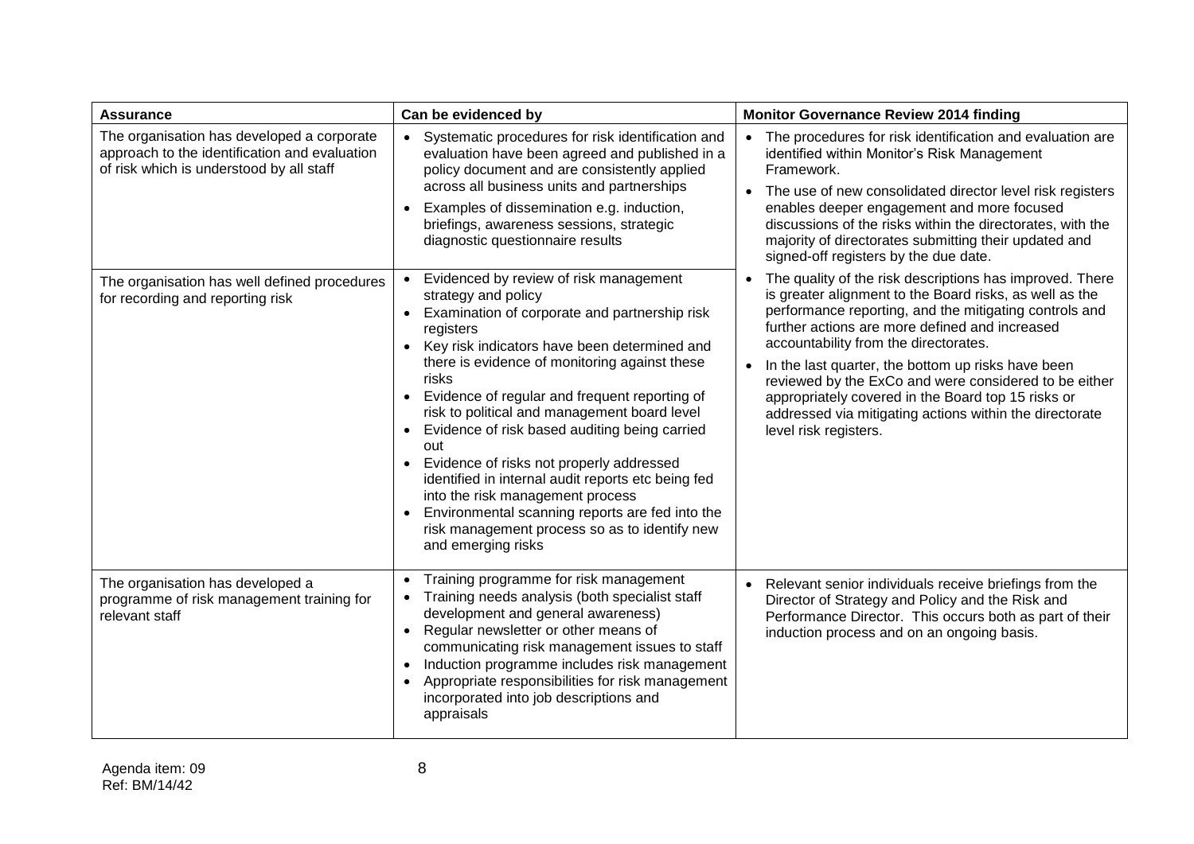| Assurance | Can be evidenced by | Monitor Governance Review 2014 finding |
|---|---|---|
| The organisation has developed a corporate approach to the identification and evaluation of risk which is understood by all staff | • Systematic procedures for risk identification and evaluation have been agreed and published in a policy document and are consistently applied across all business units and partnerships<br>• Examples of dissemination e.g. induction, briefings, awareness sessions, strategic diagnostic questionnaire results | • The procedures for risk identification and evaluation are identified within Monitor's Risk Management Framework.<br>• The use of new consolidated director level risk registers enables deeper engagement and more focused discussions of the risks within the directorates, with the majority of directorates submitting their updated and signed-off registers by the due date.<br>• The quality of the risk descriptions has improved. There is greater alignment to the Board risks, as well as the performance reporting, and the mitigating controls and further actions are more defined and increased accountability from the directorates.<br>• In the last quarter, the bottom up risks have been reviewed by the ExCo and were considered to be either appropriately covered in the Board top 15 risks or addressed via mitigating actions within the directorate level risk registers. |
| The organisation has well defined procedures for recording and reporting risk | • Evidenced by review of risk management strategy and policy<br>• Examination of corporate and partnership risk registers<br>• Key risk indicators have been determined and there is evidence of monitoring against these risks<br>• Evidence of regular and frequent reporting of risk to political and management board level<br>• Evidence of risk based auditing being carried out<br>• Evidence of risks not properly addressed identified in internal audit reports etc being fed into the risk management process<br>• Environmental scanning reports are fed into the risk management process so as to identify new and emerging risks | |
| The organisation has developed a programme of risk management training for relevant staff | • Training programme for risk management<br>• Training needs analysis (both specialist staff development and general awareness)<br>• Regular newsletter or other means of communicating risk management issues to staff<br>• Induction programme includes risk management<br>• Appropriate responsibilities for risk management incorporated into job descriptions and appraisals | • Relevant senior individuals receive briefings from the Director of Strategy and Policy and the Risk and Performance Director. This occurs both as part of their induction process and on an ongoing basis. |

Agenda item: 09
Ref: BM/14/42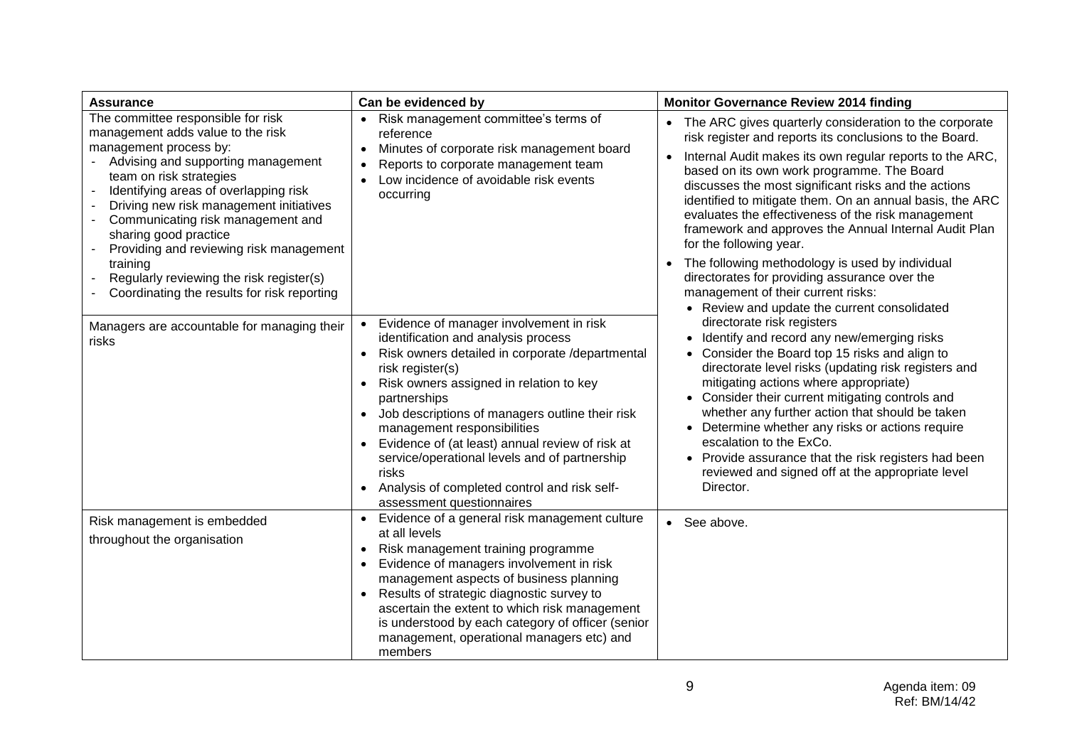| Assurance | Can be evidenced by | Monitor Governance Review 2014 finding |
|---|---|---|
| The committee responsible for risk management adds value to the risk management process by:<br>- Advising and supporting management team on risk strategies<br>- Identifying areas of overlapping risk<br>- Driving new risk management initiatives<br>- Communicating risk management and sharing good practice<br>- Providing and reviewing risk management training<br>- Regularly reviewing the risk register(s)<br>- Coordinating the results for risk reporting | • Risk management committee's terms of reference<br>• Minutes of corporate risk management board<br>• Reports to corporate management team<br>• Low incidence of avoidable risk events occurring | • The ARC gives quarterly consideration to the corporate risk register and reports its conclusions to the Board.<br>• Internal Audit makes its own regular reports to the ARC, based on its own work programme. The Board discusses the most significant risks and the actions identified to mitigate them. On an annual basis, the ARC evaluates the effectiveness of the risk management framework and approves the Annual Internal Audit Plan for the following year.<br>• The following methodology is used by individual directorates for providing assurance over the management of their current risks:<br>• Review and update the current consolidated directorate risk registers<br>• Identify and record any new/emerging risks<br>• Consider the Board top 15 risks and align to directorate level risks (updating risk registers and mitigating actions where appropriate)<br>• Consider their current mitigating controls and whether any further action that should be taken<br>• Determine whether any risks or actions require escalation to the ExCo.<br>• Provide assurance that the risk registers had been reviewed and signed off at the appropriate level Director. |
| Managers are accountable for managing their risks | • Evidence of manager involvement in risk identification and analysis process<br>• Risk owners detailed in corporate /departmental risk register(s)<br>• Risk owners assigned in relation to key partnerships<br>• Job descriptions of managers outline their risk management responsibilities<br>• Evidence of (at least) annual review of risk at service/operational levels and of partnership risks<br>• Analysis of completed control and risk self-assessment questionnaires | |
| Risk management is embedded throughout the organisation | • Evidence of a general risk management culture at all levels<br>• Risk management training programme<br>• Evidence of managers involvement in risk management aspects of business planning<br>• Results of strategic diagnostic survey to ascertain the extent to which risk management is understood by each category of officer (senior management, operational managers etc) and members | • See above. |

Agenda item: 09
Ref: BM/14/42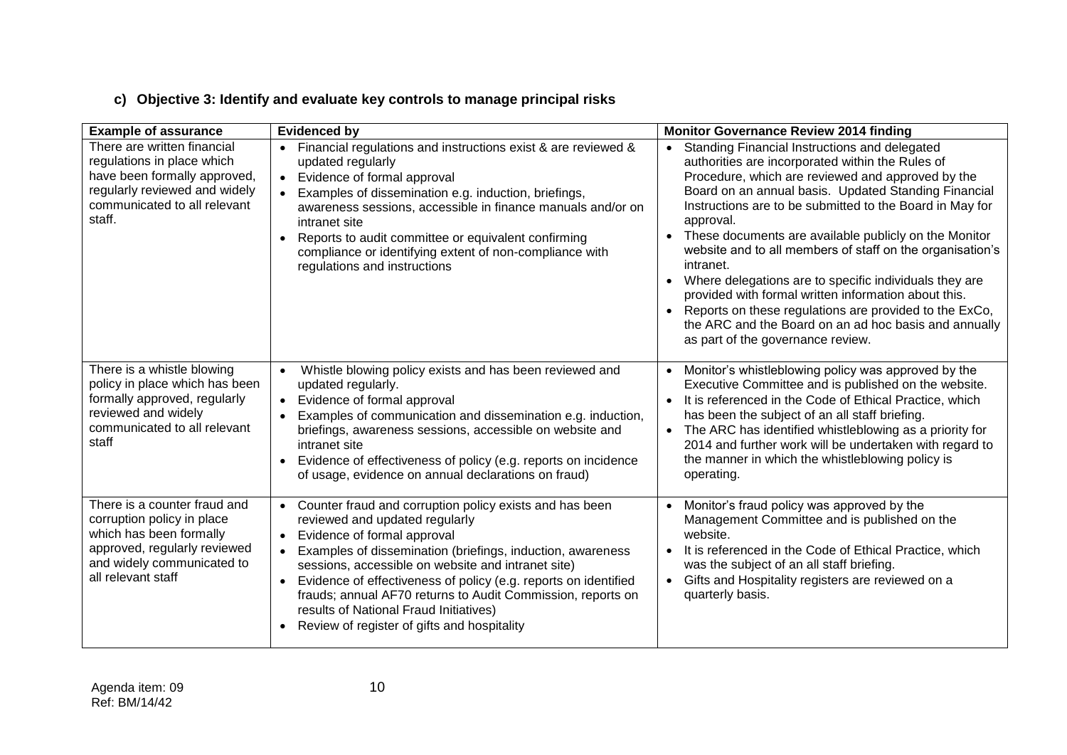### c) Objective 3: Identify and evaluate key controls to manage principal risks

| Example of assurance | Evidenced by | Monitor Governance Review 2014 finding |
|---|---|---|
| There are written financial regulations in place which have been formally approved, regularly reviewed and widely communicated to all relevant staff. | • Financial regulations and instructions exist & are reviewed & updated regularly<br>• Evidence of formal approval<br>• Examples of dissemination e.g. induction, briefings, awareness sessions, accessible in finance manuals and/or on intranet site<br>• Reports to audit committee or equivalent confirming compliance or identifying extent of non-compliance with regulations and instructions | • Standing Financial Instructions and delegated authorities are incorporated within the Rules of Procedure, which are reviewed and approved by the Board on an annual basis. Updated Standing Financial Instructions are to be submitted to the Board in May for approval.<br>• These documents are available publicly on the Monitor website and to all members of staff on the organisation's intranet.<br>• Where delegations are to specific individuals they are provided with formal written information about this.<br>• Reports on these regulations are provided to the ExCo, the ARC and the Board on an ad hoc basis and annually as part of the governance review. |
| There is a whistle blowing policy in place which has been formally approved, regularly reviewed and widely communicated to all relevant staff | • Whistle blowing policy exists and has been reviewed and updated regularly.<br>• Evidence of formal approval<br>• Examples of communication and dissemination e.g. induction, briefings, awareness sessions, accessible on website and intranet site<br>• Evidence of effectiveness of policy (e.g. reports on incidence of usage, evidence on annual declarations on fraud) | • Monitor's whistleblowing policy was approved by the Executive Committee and is published on the website.<br>• It is referenced in the Code of Ethical Practice, which has been the subject of an all staff briefing.<br>• The ARC has identified whistleblowing as a priority for 2014 and further work will be undertaken with regard to the manner in which the whistleblowing policy is operating. |
| There is a counter fraud and corruption policy in place which has been formally approved, regularly reviewed and widely communicated to all relevant staff | • Counter fraud and corruption policy exists and has been reviewed and updated regularly<br>• Evidence of formal approval<br>• Examples of dissemination (briefings, induction, awareness sessions, accessible on website and intranet site)<br>• Evidence of effectiveness of policy (e.g. reports on identified frauds; annual AF70 returns to Audit Commission, reports on results of National Fraud Initiatives)<br>• Review of register of gifts and hospitality | • Monitor's fraud policy was approved by the Management Committee and is published on the website.<br>• It is referenced in the Code of Ethical Practice, which was the subject of an all staff briefing.<br>• Gifts and Hospitality registers are reviewed on a quarterly basis. |

Agenda item: 09
Ref: BM/14/42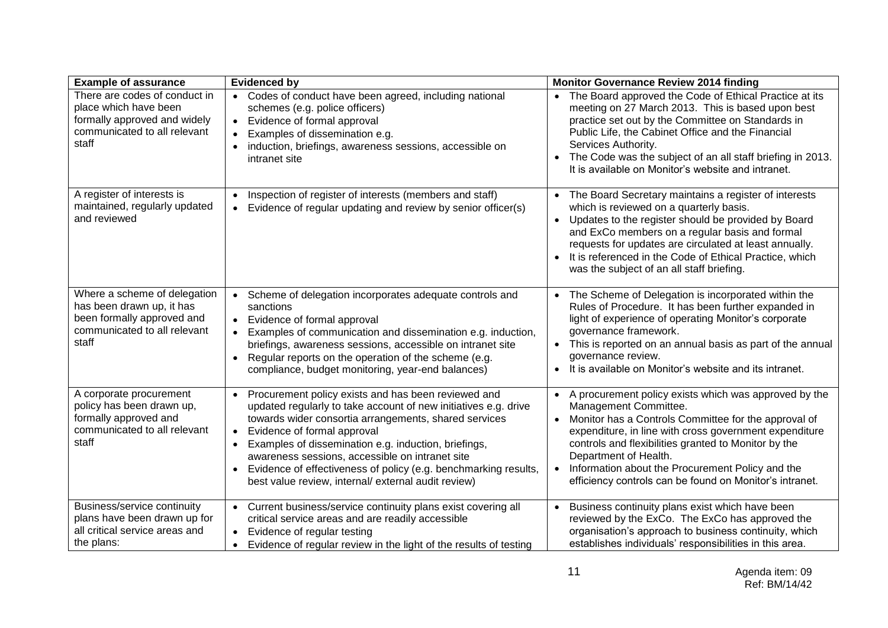| Example of assurance | Evidenced by | Monitor Governance Review 2014 finding |
|---|---|---|
| There are codes of conduct in place which have been formally approved and widely communicated to all relevant staff | • Codes of conduct have been agreed, including national schemes (e.g. police officers)<br>• Evidence of formal approval<br>• Examples of dissemination e.g.<br>• induction, briefings, awareness sessions, accessible on intranet site | • The Board approved the Code of Ethical Practice at its meeting on 27 March 2013. This is based upon best practice set out by the Committee on Standards in Public Life, the Cabinet Office and the Financial Services Authority.<br>• The Code was the subject of an all staff briefing in 2013. It is available on Monitor's website and intranet. |
| A register of interests is maintained, regularly updated and reviewed | • Inspection of register of interests (members and staff)<br>• Evidence of regular updating and review by senior officer(s) | • The Board Secretary maintains a register of interests which is reviewed on a quarterly basis.<br>• Updates to the register should be provided by Board and ExCo members on a regular basis and formal requests for updates are circulated at least annually.<br>• It is referenced in the Code of Ethical Practice, which was the subject of an all staff briefing. |
| Where a scheme of delegation has been drawn up, it has been formally approved and communicated to all relevant staff | • Scheme of delegation incorporates adequate controls and sanctions<br>• Evidence of formal approval<br>• Examples of communication and dissemination e.g. induction, briefings, awareness sessions, accessible on intranet site<br>• Regular reports on the operation of the scheme (e.g. compliance, budget monitoring, year-end balances) | • The Scheme of Delegation is incorporated within the Rules of Procedure. It has been further expanded in light of experience of operating Monitor's corporate governance framework.<br>• This is reported on an annual basis as part of the annual governance review.<br>• It is available on Monitor's website and its intranet. |
| A corporate procurement policy has been drawn up, formally approved and communicated to all relevant staff | • Procurement policy exists and has been reviewed and updated regularly to take account of new initiatives e.g. drive towards wider consortia arrangements, shared services<br>• Evidence of formal approval<br>• Examples of dissemination e.g. induction, briefings, awareness sessions, accessible on intranet site<br>• Evidence of effectiveness of policy (e.g. benchmarking results, best value review, internal/ external audit review) | • A procurement policy exists which was approved by the Management Committee.<br>• Monitor has a Controls Committee for the approval of expenditure, in line with cross government expenditure controls and flexibilities granted to Monitor by the Department of Health.<br>• Information about the Procurement Policy and the efficiency controls can be found on Monitor's intranet. |
| Business/service continuity plans have been drawn up for all critical service areas and the plans: | • Current business/service continuity plans exist covering all critical service areas and are readily accessible<br>• Evidence of regular testing<br>• Evidence of regular review in the light of the results of testing | • Business continuity plans exist which have been reviewed by the ExCo. The ExCo has approved the organisation's approach to business continuity, which establishes individuals' responsibilities in this area. |

Agenda item: 09
Ref: BM/14/42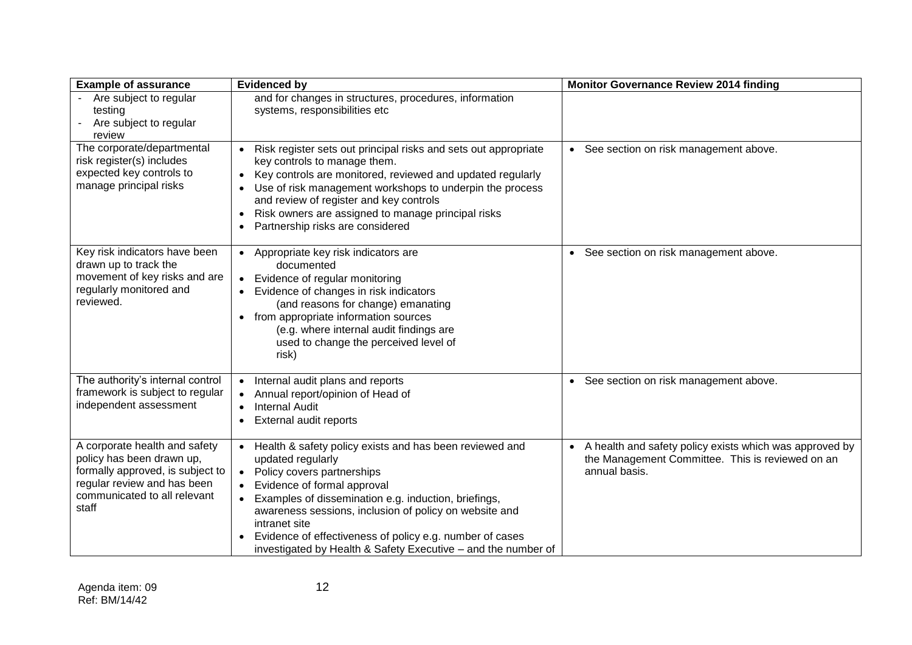| Example of assurance | Evidenced by | Monitor Governance Review 2014 finding |
| --- | --- | --- |
| - Are subject to regular testing<br>- Are subject to regular review | and for changes in structures, procedures, information systems, responsibilities etc | |
| The corporate/departmental risk register(s) includes expected key controls to manage principal risks | • Risk register sets out principal risks and sets out appropriate key controls to manage them.<br>• Key controls are monitored, reviewed and updated regularly<br>• Use of risk management workshops to underpin the process and review of register and key controls<br>• Risk owners are assigned to manage principal risks<br>• Partnership risks are considered | • See section on risk management above. |
| Key risk indicators have been drawn up to track the movement of key risks and are regularly monitored and reviewed. | • Appropriate key risk indicators are documented<br>• Evidence of regular monitoring<br>• Evidence of changes in risk indicators (and reasons for change) emanating<br>• from appropriate information sources (e.g. where internal audit findings are used to change the perceived level of risk) | • See section on risk management above. |
| The authority's internal control framework is subject to regular independent assessment | • Internal audit plans and reports<br>• Annual report/opinion of Head of<br>• Internal Audit<br>• External audit reports | • See section on risk management above. |
| A corporate health and safety policy has been drawn up, formally approved, is subject to regular review and has been communicated to all relevant staff | • Health & safety policy exists and has been reviewed and updated regularly<br>• Policy covers partnerships<br>• Evidence of formal approval<br>• Examples of dissemination e.g. induction, briefings, awareness sessions, inclusion of policy on website and intranet site<br>• Evidence of effectiveness of policy e.g. number of cases investigated by Health & Safety Executive – and the number of | • A health and safety policy exists which was approved by the Management Committee. This is reviewed on an annual basis. |

Agenda item: 09
Ref: BM/14/42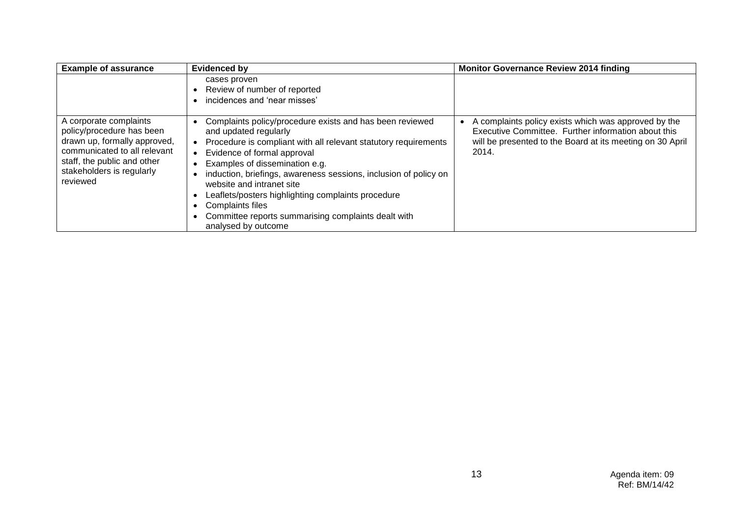| Example of assurance | Evidenced by | Monitor Governance Review 2014 finding |
|---|---|---|
| | cases proven<br>• Review of number of reported<br>• incidences and 'near misses' | |
| A corporate complaints policy/procedure has been drawn up, formally approved, communicated to all relevant staff, the public and other stakeholders is regularly reviewed | • Complaints policy/procedure exists and has been reviewed and updated regularly<br>• Procedure is compliant with all relevant statutory requirements<br>• Evidence of formal approval<br>• Examples of dissemination e.g.<br>• induction, briefings, awareness sessions, inclusion of policy on website and intranet site<br>• Leaflets/posters highlighting complaints procedure<br>• Complaints files<br>• Committee reports summarising complaints dealt with analysed by outcome | • A complaints policy exists which was approved by the Executive Committee. Further information about this will be presented to the Board at its meeting on 30 April 2014. |

Agenda item: 09
Ref: BM/14/42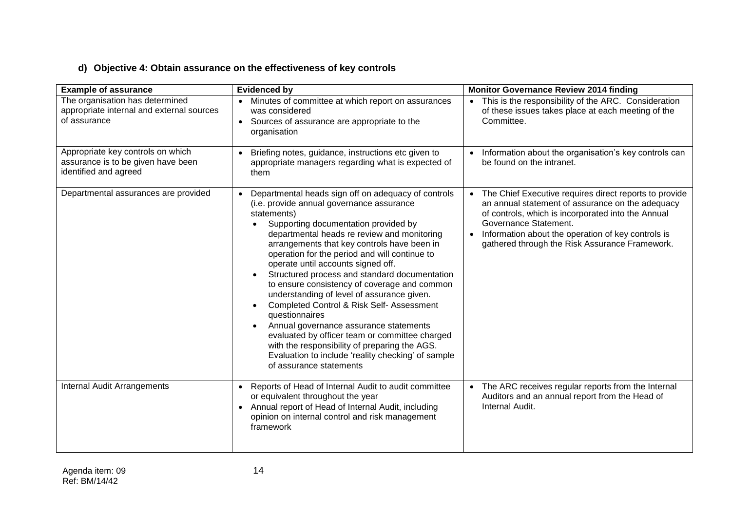### d) Objective 4: Obtain assurance on the effectiveness of key controls

| Example of assurance | Evidenced by | Monitor Governance Review 2014 finding |
| --- | --- | --- |
| The organisation has determined appropriate internal and external sources of assurance | • Minutes of committee at which report on assurances was considered<br>• Sources of assurance are appropriate to the organisation | • This is the responsibility of the ARC. Consideration of these issues takes place at each meeting of the Committee. |
| Appropriate key controls on which assurance is to be given have been identified and agreed | • Briefing notes, guidance, instructions etc given to appropriate managers regarding what is expected of them | • Information about the organisation's key controls can be found on the intranet. |
| Departmental assurances are provided | • Departmental heads sign off on adequacy of controls (i.e. provide annual governance assurance statements)<br>  • Supporting documentation provided by departmental heads re review and monitoring arrangements that key controls have been in operation for the period and will continue to operate until accounts signed off.<br>  • Structured process and standard documentation to ensure consistency of coverage and common understanding of level of assurance given.<br>  • Completed Control & Risk Self- Assessment questionnaires<br>  • Annual governance assurance statements evaluated by officer team or committee charged with the responsibility of preparing the AGS. Evaluation to include 'reality checking' of sample of assurance statements | • The Chief Executive requires direct reports to provide an annual statement of assurance on the adequacy of controls, which is incorporated into the Annual Governance Statement.<br>• Information about the operation of key controls is gathered through the Risk Assurance Framework. |
| Internal Audit Arrangements | • Reports of Head of Internal Audit to audit committee or equivalent throughout the year<br>• Annual report of Head of Internal Audit, including opinion on internal control and risk management framework | • The ARC receives regular reports from the Internal Auditors and an annual report from the Head of Internal Audit. |

Agenda item: 09
Ref: BM/14/42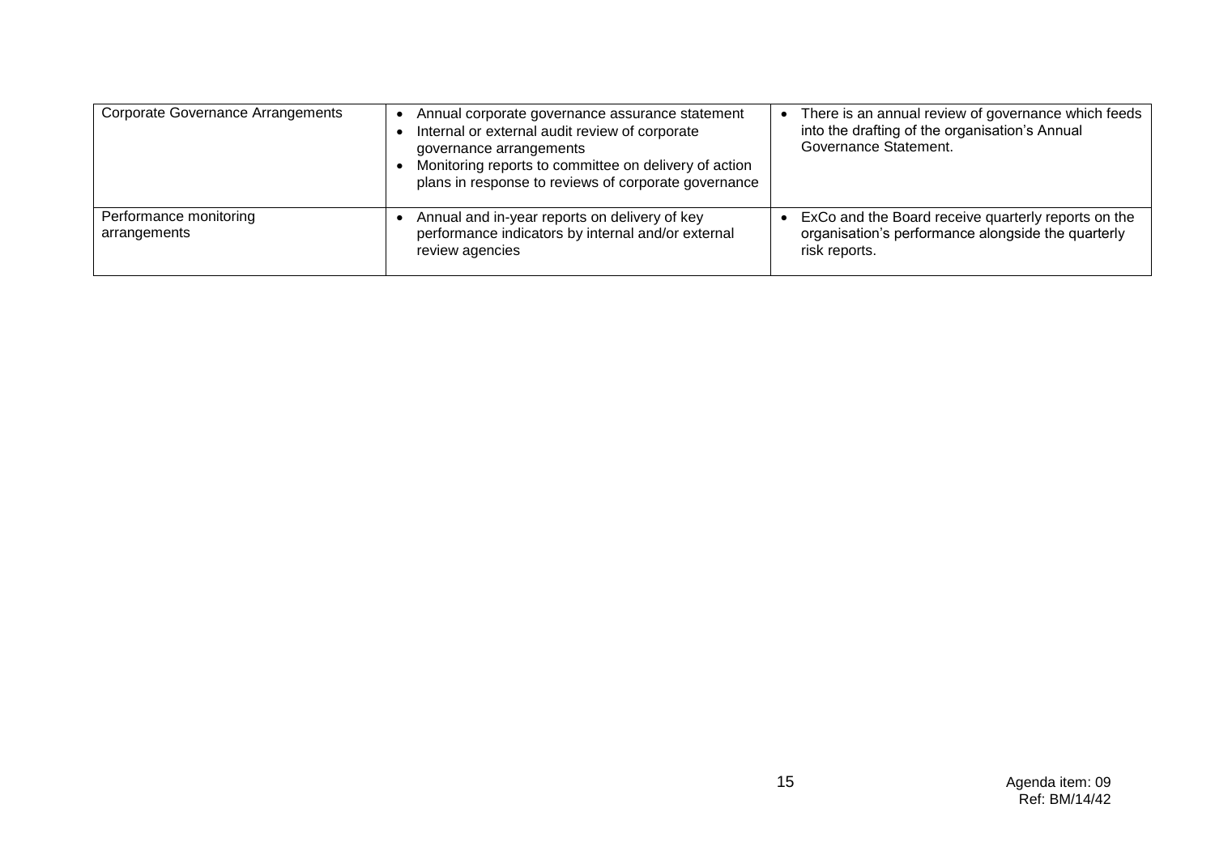| | | |
|---|---|---|
| Corporate Governance Arrangements | • Annual corporate governance assurance statement<br>• Internal or external audit review of corporate governance arrangements<br>• Monitoring reports to committee on delivery of action plans in response to reviews of corporate governance | • There is an annual review of governance which feeds into the drafting of the organisation's Annual Governance Statement. |
| Performance monitoring arrangements | • Annual and in-year reports on delivery of key performance indicators by internal and/or external review agencies | • ExCo and the Board receive quarterly reports on the organisation's performance alongside the quarterly risk reports. |

Agenda item: 09
Ref: BM/14/42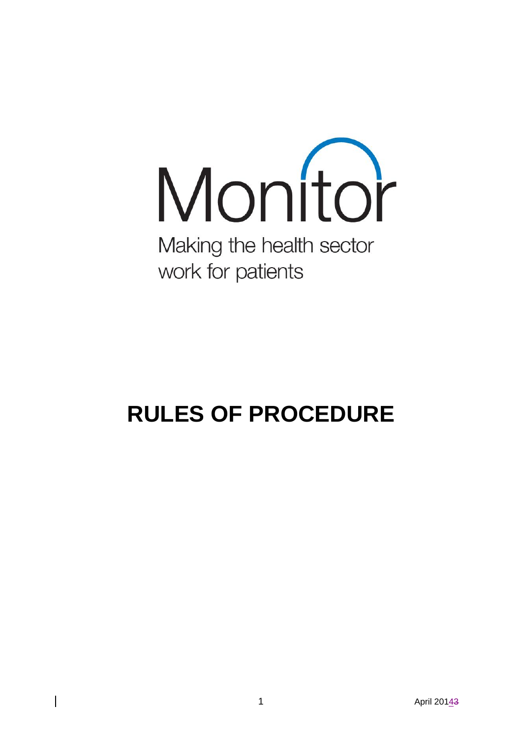Monitor

Making the health sector work for patients

# RULES OF PROCEDURE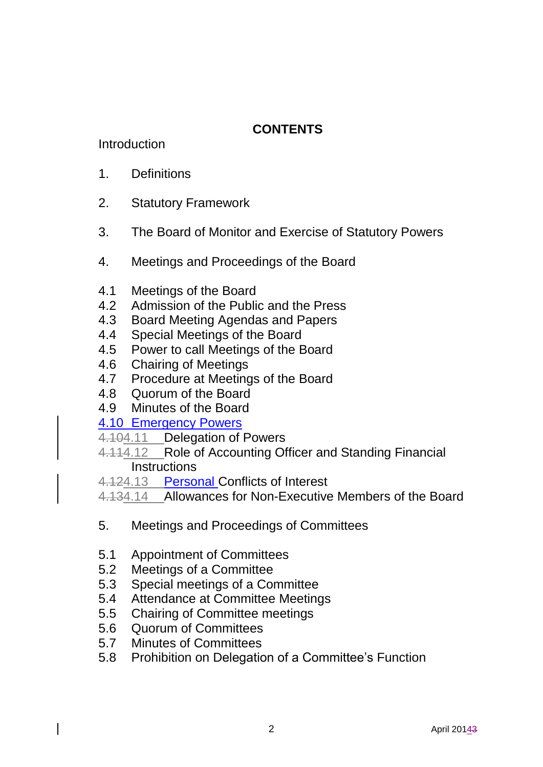**CONTENTS**

Introduction

1. Definitions

2. Statutory Framework

3. The Board of Monitor and Exercise of Statutory Powers

4. Meetings and Proceedings of the Board

4.1 Meetings of the Board
4.2 Admission of the Public and the Press
4.3 Board Meeting Agendas and Papers
4.4 Special Meetings of the Board
4.5 Power to call Meetings of the Board
4.6 Chairing of Meetings
4.7 Procedure at Meetings of the Board
4.8 Quorum of the Board
4.9 Minutes of the Board
4.10 Emergency Powers
4.11 Delegation of Powers
4.12 Role of Accounting Officer and Standing Financial Instructions
4.13 Personal Conflicts of Interest
4.14 Allowances for Non-Executive Members of the Board

5. Meetings and Proceedings of Committees

5.1 Appointment of Committees
5.2 Meetings of a Committee
5.3 Special meetings of a Committee
5.4 Attendance at Committee Meetings
5.5 Chairing of Committee meetings
5.6 Quorum of Committees
5.7 Minutes of Committees
5.8 Prohibition on Delegation of a Committee's Function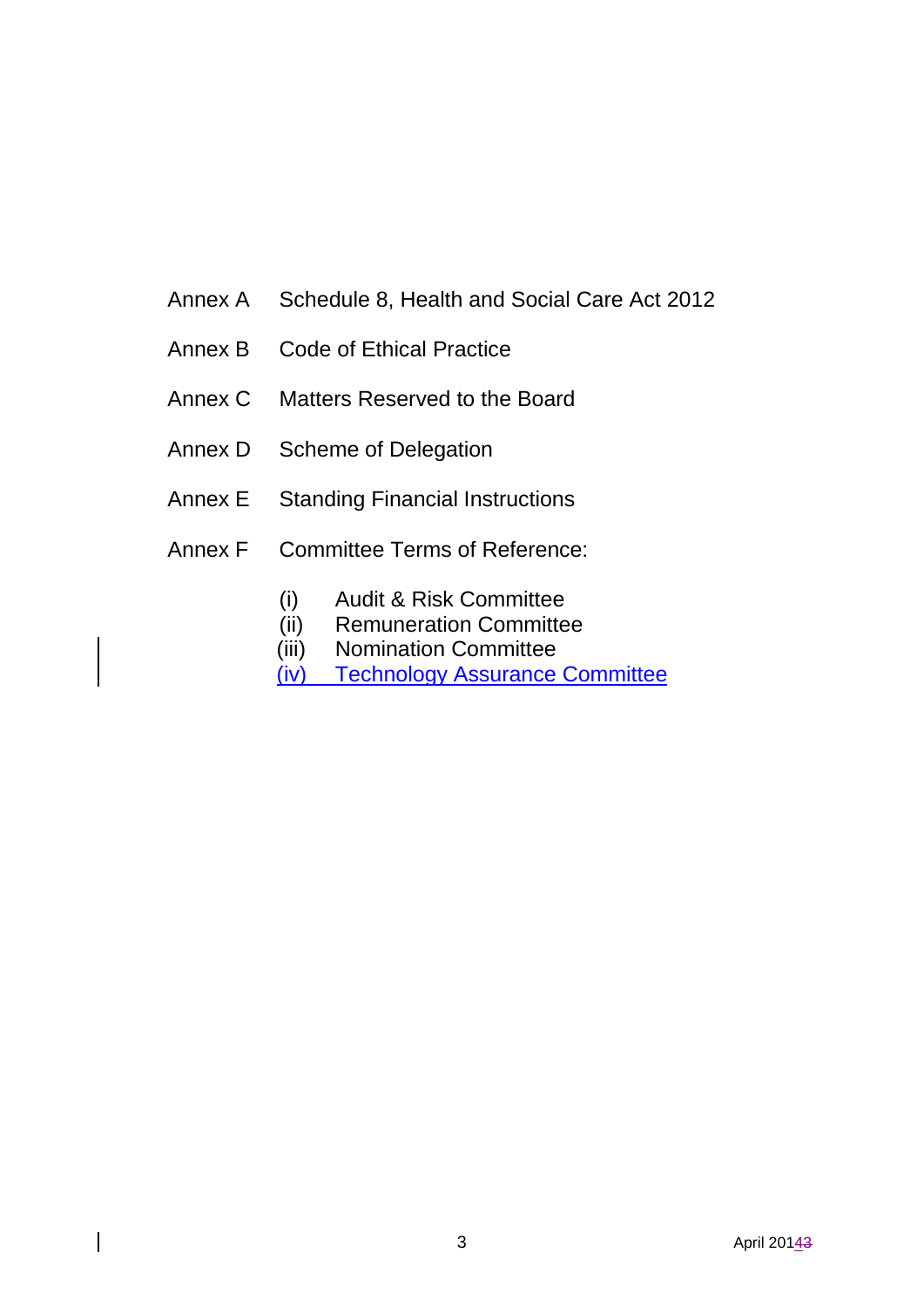Annex A    Schedule 8, Health and Social Care Act 2012

Annex B    Code of Ethical Practice

Annex C    Matters Reserved to the Board

Annex D    Scheme of Delegation

Annex E    Standing Financial Instructions

Annex F    Committee Terms of Reference:

- (i) Audit & Risk Committee
- (ii) Remuneration Committee
- (iii) Nomination Committee
- (iv) Technology Assurance Committee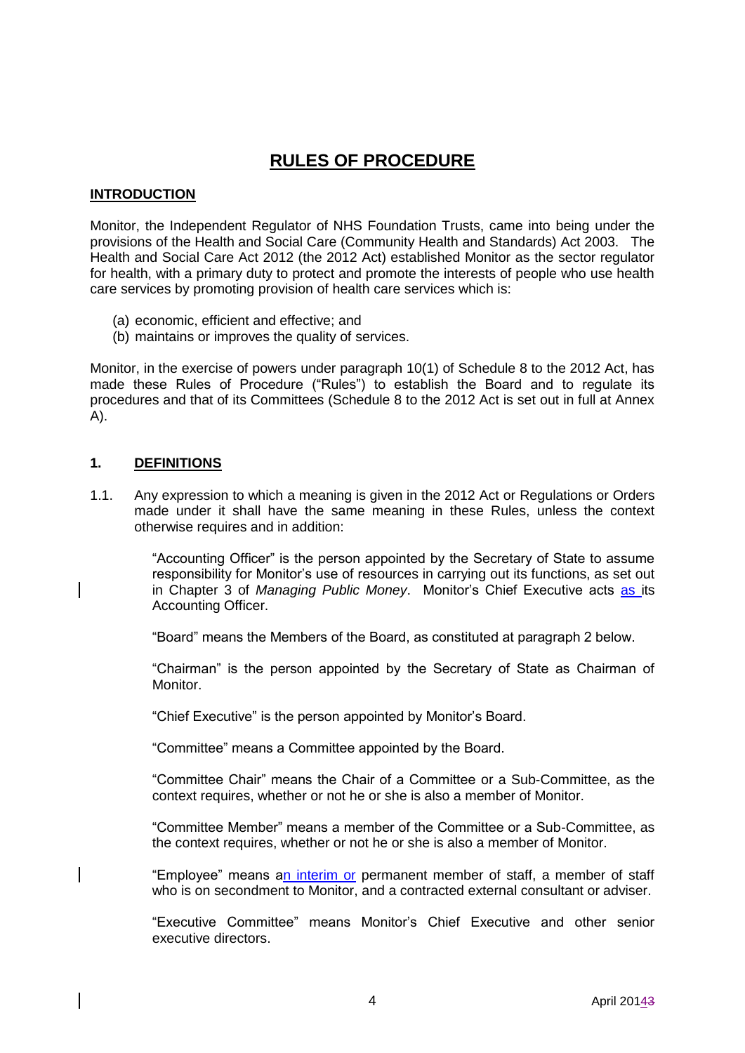# RULES OF PROCEDURE

## INTRODUCTION

Monitor, the Independent Regulator of NHS Foundation Trusts, came into being under the provisions of the Health and Social Care (Community Health and Standards) Act 2003. The Health and Social Care Act 2012 (the 2012 Act) established Monitor as the sector regulator for health, with a primary duty to protect and promote the interests of people who use health care services by promoting provision of health care services which is:

(a) economic, efficient and effective; and
(b) maintains or improves the quality of services.

Monitor, in the exercise of powers under paragraph 10(1) of Schedule 8 to the 2012 Act, has made these Rules of Procedure ("Rules") to establish the Board and to regulate its procedures and that of its Committees (Schedule 8 to the 2012 Act is set out in full at Annex A).

## 1. DEFINITIONS

1.1. Any expression to which a meaning is given in the 2012 Act or Regulations or Orders made under it shall have the same meaning in these Rules, unless the context otherwise requires and in addition:

"Accounting Officer" is the person appointed by the Secretary of State to assume responsibility for Monitor's use of resources in carrying out its functions, as set out in Chapter 3 of *Managing Public Money*. Monitor's Chief Executive acts as its Accounting Officer.

"Board" means the Members of the Board, as constituted at paragraph 2 below.

"Chairman" is the person appointed by the Secretary of State as Chairman of Monitor.

"Chief Executive" is the person appointed by Monitor's Board.

"Committee" means a Committee appointed by the Board.

"Committee Chair" means the Chair of a Committee or a Sub-Committee, as the context requires, whether or not he or she is also a member of Monitor.

"Committee Member" means a member of the Committee or a Sub-Committee, as the context requires, whether or not he or she is also a member of Monitor.

"Employee" means an interim or permanent member of staff, a member of staff who is on secondment to Monitor, and a contracted external consultant or adviser.

"Executive Committee" means Monitor's Chief Executive and other senior executive directors.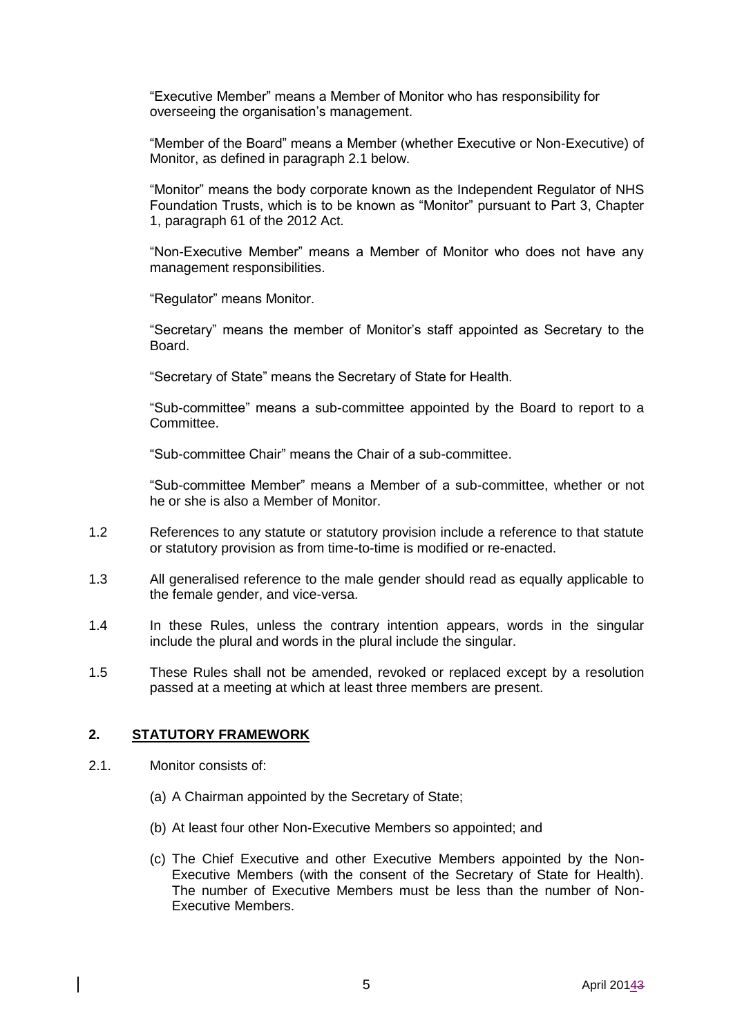"Executive Member" means a Member of Monitor who has responsibility for overseeing the organisation's management.

"Member of the Board" means a Member (whether Executive or Non-Executive) of Monitor, as defined in paragraph 2.1 below.

"Monitor" means the body corporate known as the Independent Regulator of NHS Foundation Trusts, which is to be known as "Monitor" pursuant to Part 3, Chapter 1, paragraph 61 of the 2012 Act.

"Non-Executive Member" means a Member of Monitor who does not have any management responsibilities.

"Regulator" means Monitor.

"Secretary" means the member of Monitor's staff appointed as Secretary to the Board.

"Secretary of State" means the Secretary of State for Health.

"Sub-committee" means a sub-committee appointed by the Board to report to a Committee.

"Sub-committee Chair" means the Chair of a sub-committee.

"Sub-committee Member" means a Member of a sub-committee, whether or not he or she is also a Member of Monitor.

1.2 References to any statute or statutory provision include a reference to that statute or statutory provision as from time-to-time is modified or re-enacted.

1.3 All generalised reference to the male gender should read as equally applicable to the female gender, and vice-versa.

1.4 In these Rules, unless the contrary intention appears, words in the singular include the plural and words in the plural include the singular.

1.5 These Rules shall not be amended, revoked or replaced except by a resolution passed at a meeting at which at least three members are present.

## 2. STATUTORY FRAMEWORK

2.1. Monitor consists of:

(a) A Chairman appointed by the Secretary of State;

(b) At least four other Non-Executive Members so appointed; and

(c) The Chief Executive and other Executive Members appointed by the Non-Executive Members (with the consent of the Secretary of State for Health). The number of Executive Members must be less than the number of Non-Executive Members.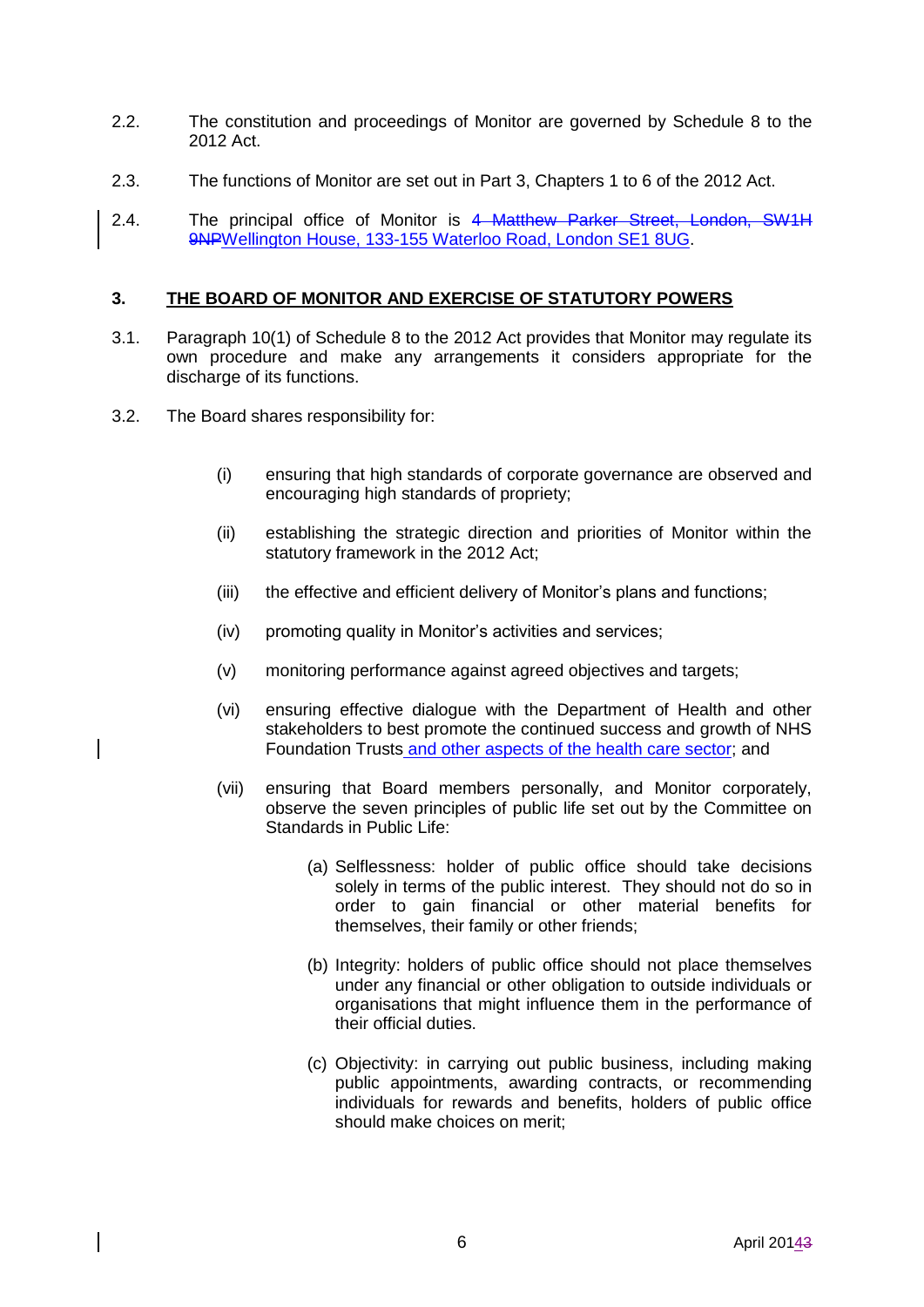2.2. The constitution and proceedings of Monitor are governed by Schedule 8 to the 2012 Act.

2.3. The functions of Monitor are set out in Part 3, Chapters 1 to 6 of the 2012 Act.

2.4. The principal office of Monitor is ~~4 Matthew Parker Street, London, SW1H 9NP~~Wellington House, 133-155 Waterloo Road, London SE1 8UG.

## 3. THE BOARD OF MONITOR AND EXERCISE OF STATUTORY POWERS

3.1. Paragraph 10(1) of Schedule 8 to the 2012 Act provides that Monitor may regulate its own procedure and make any arrangements it considers appropriate for the discharge of its functions.

3.2. The Board shares responsibility for:

(i) ensuring that high standards of corporate governance are observed and encouraging high standards of propriety;

(ii) establishing the strategic direction and priorities of Monitor within the statutory framework in the 2012 Act;

(iii) the effective and efficient delivery of Monitor's plans and functions;

(iv) promoting quality in Monitor's activities and services;

(v) monitoring performance against agreed objectives and targets;

(vi) ensuring effective dialogue with the Department of Health and other stakeholders to best promote the continued success and growth of NHS Foundation Trusts and other aspects of the health care sector; and

(vii) ensuring that Board members personally, and Monitor corporately, observe the seven principles of public life set out by the Committee on Standards in Public Life:

(a) Selflessness: holder of public office should take decisions solely in terms of the public interest. They should not do so in order to gain financial or other material benefits for themselves, their family or other friends;

(b) Integrity: holders of public office should not place themselves under any financial or other obligation to outside individuals or organisations that might influence them in the performance of their official duties.

(c) Objectivity: in carrying out public business, including making public appointments, awarding contracts, or recommending individuals for rewards and benefits, holders of public office should make choices on merit;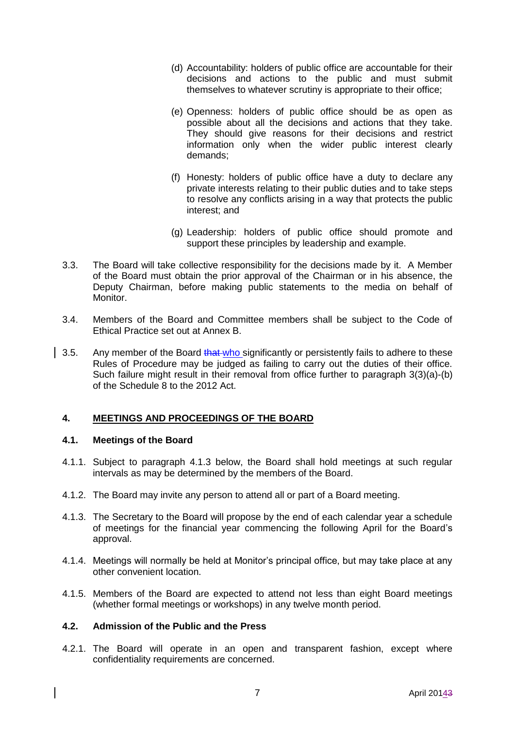(d) Accountability: holders of public office are accountable for their decisions and actions to the public and must submit themselves to whatever scrutiny is appropriate to their office;

(e) Openness: holders of public office should be as open as possible about all the decisions and actions that they take. They should give reasons for their decisions and restrict information only when the wider public interest clearly demands;

(f) Honesty: holders of public office have a duty to declare any private interests relating to their public duties and to take steps to resolve any conflicts arising in a way that protects the public interest; and

(g) Leadership: holders of public office should promote and support these principles by leadership and example.

3.3. The Board will take collective responsibility for the decisions made by it. A Member of the Board must obtain the prior approval of the Chairman or in his absence, the Deputy Chairman, before making public statements to the media on behalf of Monitor.

3.4. Members of the Board and Committee members shall be subject to the Code of Ethical Practice set out at Annex B.

3.5. Any member of the Board ~~that~~ who significantly or persistently fails to adhere to these Rules of Procedure may be judged as failing to carry out the duties of their office. Such failure might result in their removal from office further to paragraph 3(3)(a)-(b) of the Schedule 8 to the 2012 Act.

## 4. MEETINGS AND PROCEEDINGS OF THE BOARD

### 4.1. Meetings of the Board

4.1.1. Subject to paragraph 4.1.3 below, the Board shall hold meetings at such regular intervals as may be determined by the members of the Board.

4.1.2. The Board may invite any person to attend all or part of a Board meeting.

4.1.3. The Secretary to the Board will propose by the end of each calendar year a schedule of meetings for the financial year commencing the following April for the Board's approval.

4.1.4. Meetings will normally be held at Monitor's principal office, but may take place at any other convenient location.

4.1.5. Members of the Board are expected to attend not less than eight Board meetings (whether formal meetings or workshops) in any twelve month period.

### 4.2. Admission of the Public and the Press

4.2.1. The Board will operate in an open and transparent fashion, except where confidentiality requirements are concerned.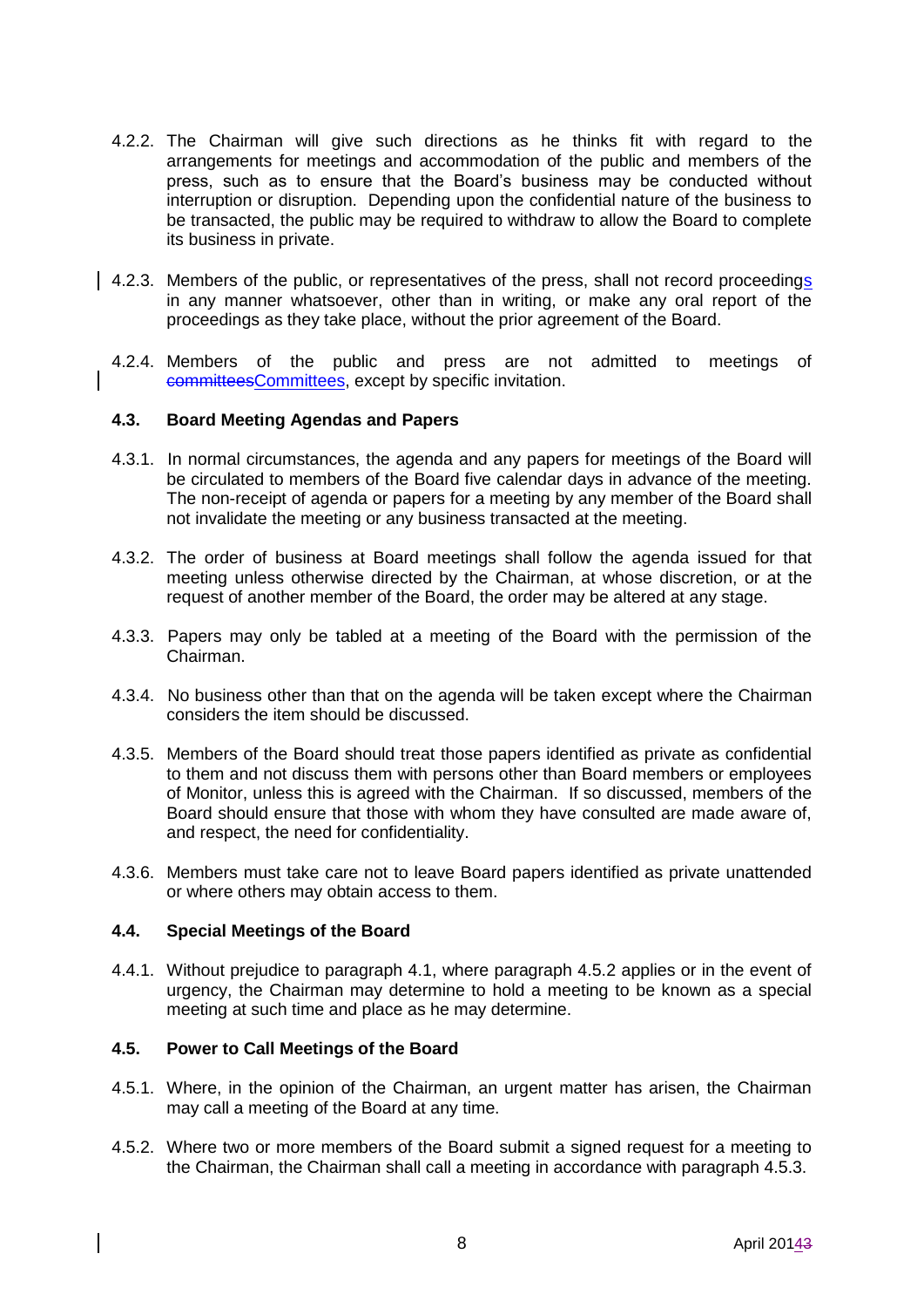4.2.2. The Chairman will give such directions as he thinks fit with regard to the arrangements for meetings and accommodation of the public and members of the press, such as to ensure that the Board's business may be conducted without interruption or disruption. Depending upon the confidential nature of the business to be transacted, the public may be required to withdraw to allow the Board to complete its business in private.

4.2.3. Members of the public, or representatives of the press, shall not record proceedings in any manner whatsoever, other than in writing, or make any oral report of the proceedings as they take place, without the prior agreement of the Board.

4.2.4. Members of the public and press are not admitted to meetings of ~~committees~~Committees, except by specific invitation.

### 4.3. Board Meeting Agendas and Papers

4.3.1. In normal circumstances, the agenda and any papers for meetings of the Board will be circulated to members of the Board five calendar days in advance of the meeting. The non-receipt of agenda or papers for a meeting by any member of the Board shall not invalidate the meeting or any business transacted at the meeting.

4.3.2. The order of business at Board meetings shall follow the agenda issued for that meeting unless otherwise directed by the Chairman, at whose discretion, or at the request of another member of the Board, the order may be altered at any stage.

4.3.3. Papers may only be tabled at a meeting of the Board with the permission of the Chairman.

4.3.4. No business other than that on the agenda will be taken except where the Chairman considers the item should be discussed.

4.3.5. Members of the Board should treat those papers identified as private as confidential to them and not discuss them with persons other than Board members or employees of Monitor, unless this is agreed with the Chairman. If so discussed, members of the Board should ensure that those with whom they have consulted are made aware of, and respect, the need for confidentiality.

4.3.6. Members must take care not to leave Board papers identified as private unattended or where others may obtain access to them.

### 4.4. Special Meetings of the Board

4.4.1. Without prejudice to paragraph 4.1, where paragraph 4.5.2 applies or in the event of urgency, the Chairman may determine to hold a meeting to be known as a special meeting at such time and place as he may determine.

### 4.5. Power to Call Meetings of the Board

4.5.1. Where, in the opinion of the Chairman, an urgent matter has arisen, the Chairman may call a meeting of the Board at any time.

4.5.2. Where two or more members of the Board submit a signed request for a meeting to the Chairman, the Chairman shall call a meeting in accordance with paragraph 4.5.3.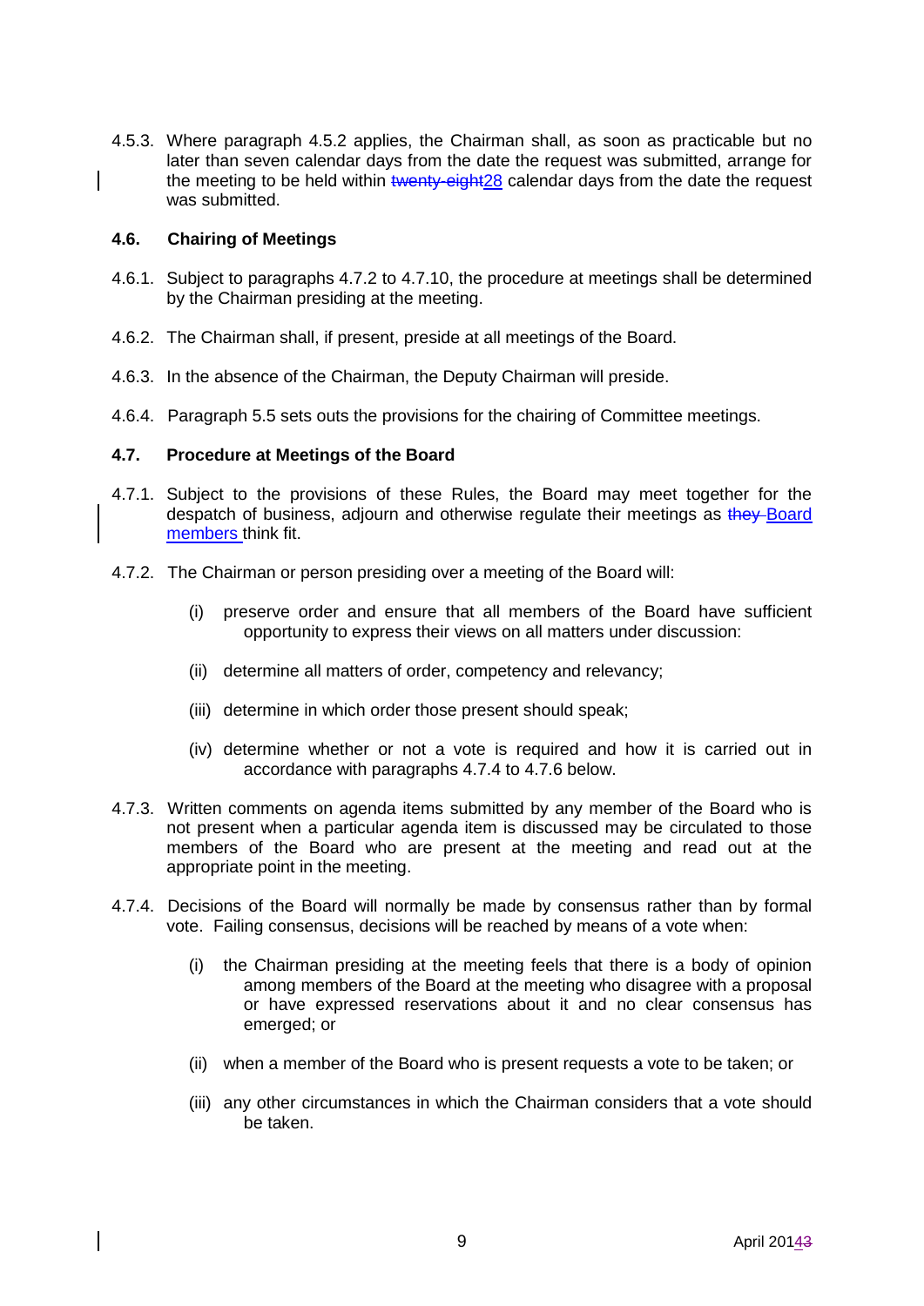4.5.3. Where paragraph 4.5.2 applies, the Chairman shall, as soon as practicable but no later than seven calendar days from the date the request was submitted, arrange for the meeting to be held within ~~twenty-eight~~28 calendar days from the date the request was submitted.

**4.6. Chairing of Meetings**

4.6.1. Subject to paragraphs 4.7.2 to 4.7.10, the procedure at meetings shall be determined by the Chairman presiding at the meeting.

4.6.2. The Chairman shall, if present, preside at all meetings of the Board.

4.6.3. In the absence of the Chairman, the Deputy Chairman will preside.

4.6.4. Paragraph 5.5 sets outs the provisions for the chairing of Committee meetings.

**4.7. Procedure at Meetings of the Board**

4.7.1. Subject to the provisions of these Rules, the Board may meet together for the despatch of business, adjourn and otherwise regulate their meetings as ~~they~~ Board members think fit.

4.7.2. The Chairman or person presiding over a meeting of the Board will:

(i) preserve order and ensure that all members of the Board have sufficient opportunity to express their views on all matters under discussion:

(ii) determine all matters of order, competency and relevancy;

(iii) determine in which order those present should speak;

(iv) determine whether or not a vote is required and how it is carried out in accordance with paragraphs 4.7.4 to 4.7.6 below.

4.7.3. Written comments on agenda items submitted by any member of the Board who is not present when a particular agenda item is discussed may be circulated to those members of the Board who are present at the meeting and read out at the appropriate point in the meeting.

4.7.4. Decisions of the Board will normally be made by consensus rather than by formal vote. Failing consensus, decisions will be reached by means of a vote when:

(i) the Chairman presiding at the meeting feels that there is a body of opinion among members of the Board at the meeting who disagree with a proposal or have expressed reservations about it and no clear consensus has emerged; or

(ii) when a member of the Board who is present requests a vote to be taken; or

(iii) any other circumstances in which the Chairman considers that a vote should be taken.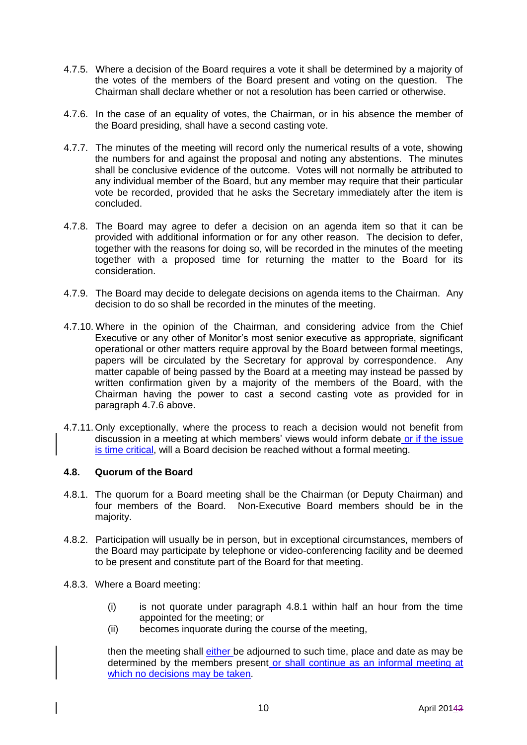4.7.5. Where a decision of the Board requires a vote it shall be determined by a majority of the votes of the members of the Board present and voting on the question. The Chairman shall declare whether or not a resolution has been carried or otherwise.

4.7.6. In the case of an equality of votes, the Chairman, or in his absence the member of the Board presiding, shall have a second casting vote.

4.7.7. The minutes of the meeting will record only the numerical results of a vote, showing the numbers for and against the proposal and noting any abstentions. The minutes shall be conclusive evidence of the outcome. Votes will not normally be attributed to any individual member of the Board, but any member may require that their particular vote be recorded, provided that he asks the Secretary immediately after the item is concluded.

4.7.8. The Board may agree to defer a decision on an agenda item so that it can be provided with additional information or for any other reason. The decision to defer, together with the reasons for doing so, will be recorded in the minutes of the meeting together with a proposed time for returning the matter to the Board for its consideration.

4.7.9. The Board may decide to delegate decisions on agenda items to the Chairman. Any decision to do so shall be recorded in the minutes of the meeting.

4.7.10. Where in the opinion of the Chairman, and considering advice from the Chief Executive or any other of Monitor's most senior executive as appropriate, significant operational or other matters require approval by the Board between formal meetings, papers will be circulated by the Secretary for approval by correspondence. Any matter capable of being passed by the Board at a meeting may instead be passed by written confirmation given by a majority of the members of the Board, with the Chairman having the power to cast a second casting vote as provided for in paragraph 4.7.6 above.

4.7.11. Only exceptionally, where the process to reach a decision would not benefit from discussion in a meeting at which members' views would inform debate or if the issue is time critical, will a Board decision be reached without a formal meeting.

### 4.8. Quorum of the Board

4.8.1. The quorum for a Board meeting shall be the Chairman (or Deputy Chairman) and four members of the Board. Non-Executive Board members should be in the majority.

4.8.2. Participation will usually be in person, but in exceptional circumstances, members of the Board may participate by telephone or video-conferencing facility and be deemed to be present and constitute part of the Board for that meeting.

4.8.3. Where a Board meeting:

- (i) is not quorate under paragraph 4.8.1 within half an hour from the time appointed for the meeting; or
- (ii) becomes inquorate during the course of the meeting,

then the meeting shall either be adjourned to such time, place and date as may be determined by the members present or shall continue as an informal meeting at which no decisions may be taken.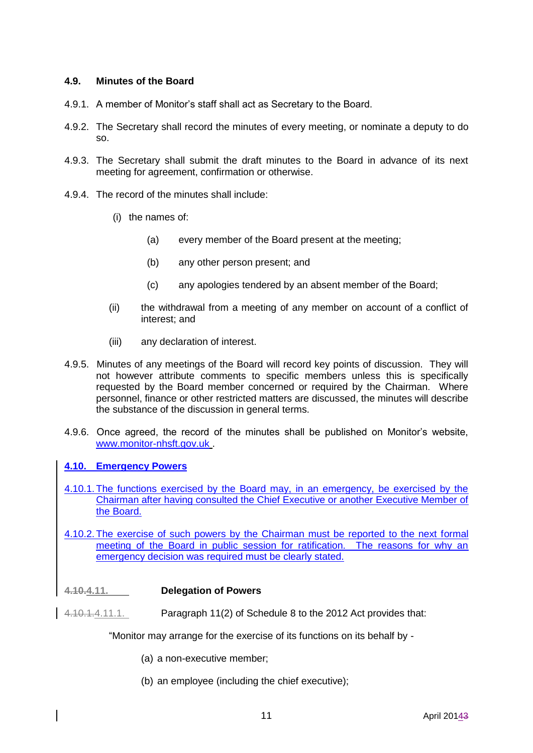### 4.9. Minutes of the Board

4.9.1. A member of Monitor's staff shall act as Secretary to the Board.

4.9.2. The Secretary shall record the minutes of every meeting, or nominate a deputy to do so.

4.9.3. The Secretary shall submit the draft minutes to the Board in advance of its next meeting for agreement, confirmation or otherwise.

4.9.4. The record of the minutes shall include:

(i) the names of:

(a) every member of the Board present at the meeting;

(b) any other person present; and

(c) any apologies tendered by an absent member of the Board;

(ii) the withdrawal from a meeting of any member on account of a conflict of interest; and

(iii) any declaration of interest.

4.9.5. Minutes of any meetings of the Board will record key points of discussion. They will not however attribute comments to specific members unless this is specifically requested by the Board member concerned or required by the Chairman. Where personnel, finance or other restricted matters are discussed, the minutes will describe the substance of the discussion in general terms.

4.9.6. Once agreed, the record of the minutes shall be published on Monitor's website, www.monitor-nhsft.gov.uk .

### 4.10. Emergency Powers

4.10.1. The functions exercised by the Board may, in an emergency, be exercised by the Chairman after having consulted the Chief Executive or another Executive Member of the Board.

4.10.2. The exercise of such powers by the Chairman must be reported to the next formal meeting of the Board in public session for ratification. The reasons for why an emergency decision was required must be clearly stated.

### ~~4.10.~~4.11. Delegation of Powers

~~4.10.1.~~4.11.1. Paragraph 11(2) of Schedule 8 to the 2012 Act provides that:

"Monitor may arrange for the exercise of its functions on its behalf by -

(a) a non-executive member;

(b) an employee (including the chief executive);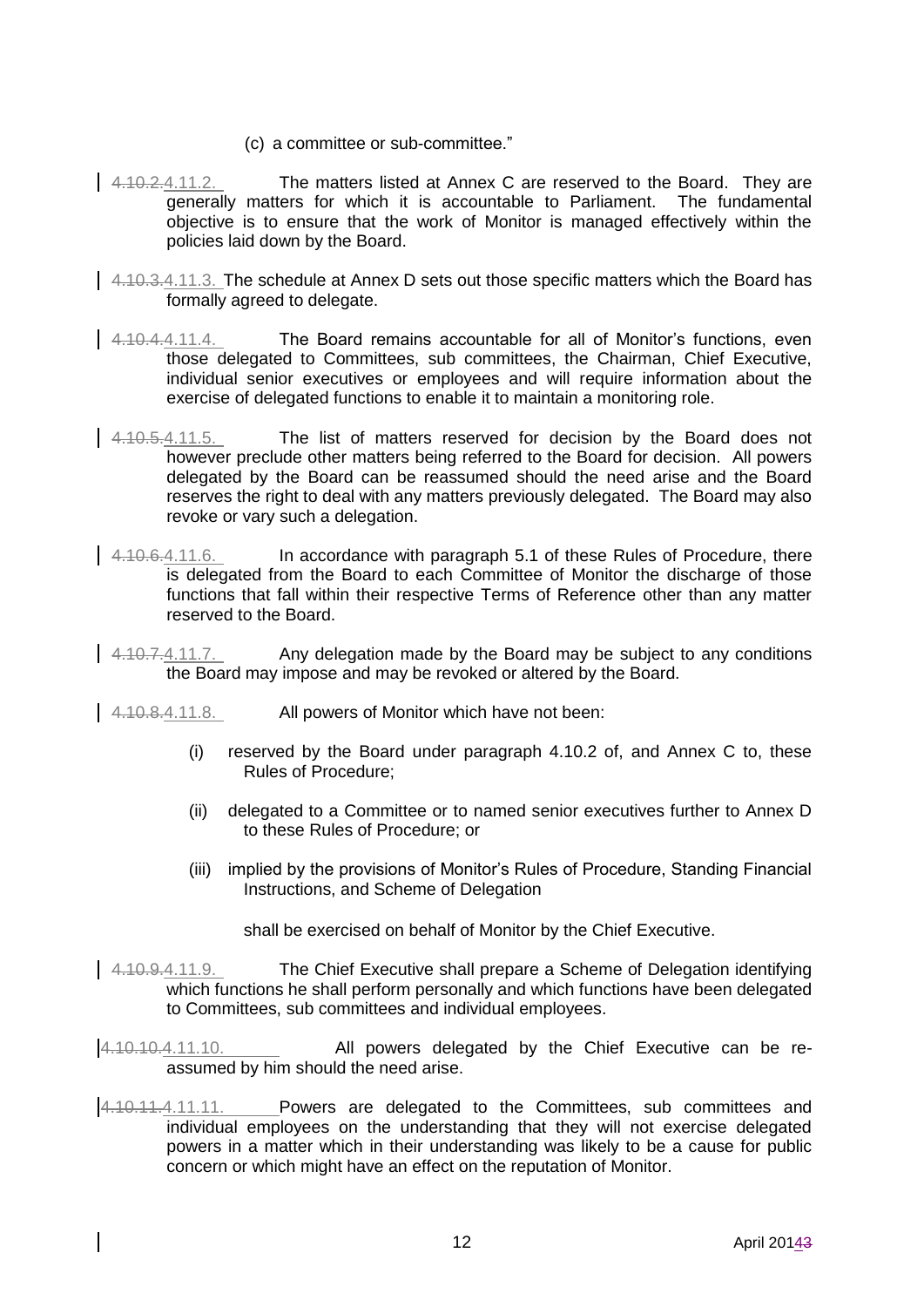(c) a committee or sub-committee."

4.10.2.4.11.2. The matters listed at Annex C are reserved to the Board. They are generally matters for which it is accountable to Parliament. The fundamental objective is to ensure that the work of Monitor is managed effectively within the policies laid down by the Board.

4.10.3.4.11.3. The schedule at Annex D sets out those specific matters which the Board has formally agreed to delegate.

4.10.4.4.11.4. The Board remains accountable for all of Monitor's functions, even those delegated to Committees, sub committees, the Chairman, Chief Executive, individual senior executives or employees and will require information about the exercise of delegated functions to enable it to maintain a monitoring role.

4.10.5.4.11.5. The list of matters reserved for decision by the Board does not however preclude other matters being referred to the Board for decision. All powers delegated by the Board can be reassumed should the need arise and the Board reserves the right to deal with any matters previously delegated. The Board may also revoke or vary such a delegation.

4.10.6.4.11.6. In accordance with paragraph 5.1 of these Rules of Procedure, there is delegated from the Board to each Committee of Monitor the discharge of those functions that fall within their respective Terms of Reference other than any matter reserved to the Board.

4.10.7.4.11.7. Any delegation made by the Board may be subject to any conditions the Board may impose and may be revoked or altered by the Board.

4.10.8.4.11.8. All powers of Monitor which have not been:

(i) reserved by the Board under paragraph 4.10.2 of, and Annex C to, these Rules of Procedure;

(ii) delegated to a Committee or to named senior executives further to Annex D to these Rules of Procedure; or

(iii) implied by the provisions of Monitor's Rules of Procedure, Standing Financial Instructions, and Scheme of Delegation

shall be exercised on behalf of Monitor by the Chief Executive.

4.10.9.4.11.9. The Chief Executive shall prepare a Scheme of Delegation identifying which functions he shall perform personally and which functions have been delegated to Committees, sub committees and individual employees.

4.10.10.4.11.10. All powers delegated by the Chief Executive can be re-assumed by him should the need arise.

4.10.11.4.11.11. Powers are delegated to the Committees, sub committees and individual employees on the understanding that they will not exercise delegated powers in a matter which in their understanding was likely to be a cause for public concern or which might have an effect on the reputation of Monitor.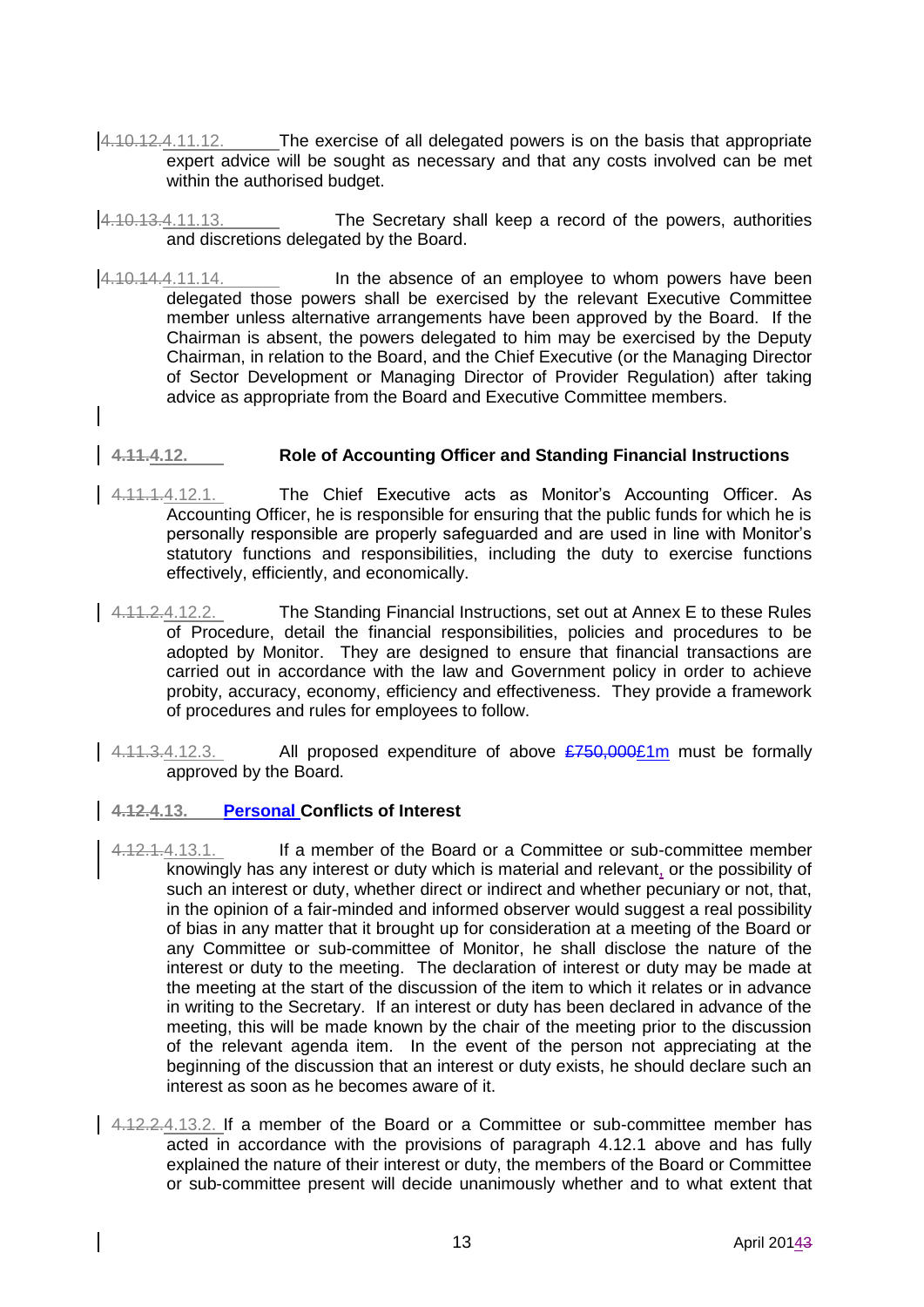4.11.12. The exercise of all delegated powers is on the basis that appropriate expert advice will be sought as necessary and that any costs involved can be met within the authorised budget.

4.11.13. The Secretary shall keep a record of the powers, authorities and discretions delegated by the Board.

4.11.14. In the absence of an employee to whom powers have been delegated those powers shall be exercised by the relevant Executive Committee member unless alternative arrangements have been approved by the Board. If the Chairman is absent, the powers delegated to him may be exercised by the Deputy Chairman, in relation to the Board, and the Chief Executive (or the Managing Director of Sector Development or Managing Director of Provider Regulation) after taking advice as appropriate from the Board and Executive Committee members.

## 4.12. Role of Accounting Officer and Standing Financial Instructions

4.12.1. The Chief Executive acts as Monitor's Accounting Officer. As Accounting Officer, he is responsible for ensuring that the public funds for which he is personally responsible are properly safeguarded and are used in line with Monitor's statutory functions and responsibilities, including the duty to exercise functions effectively, efficiently, and economically.

4.12.2. The Standing Financial Instructions, set out at Annex E to these Rules of Procedure, detail the financial responsibilities, policies and procedures to be adopted by Monitor. They are designed to ensure that financial transactions are carried out in accordance with the law and Government policy in order to achieve probity, accuracy, economy, efficiency and effectiveness. They provide a framework of procedures and rules for employees to follow.

4.12.3. All proposed expenditure of above £1m must be formally approved by the Board.

## 4.13. Personal Conflicts of Interest

4.13.1. If a member of the Board or a Committee or sub-committee member knowingly has any interest or duty which is material and relevant, or the possibility of such an interest or duty, whether direct or indirect and whether pecuniary or not, that, in the opinion of a fair-minded and informed observer would suggest a real possibility of bias in any matter that it brought up for consideration at a meeting of the Board or any Committee or sub-committee of Monitor, he shall disclose the nature of the interest or duty to the meeting. The declaration of interest or duty may be made at the meeting at the start of the discussion of the item to which it relates or in advance in writing to the Secretary. If an interest or duty has been declared in advance of the meeting, this will be made known by the chair of the meeting prior to the discussion of the relevant agenda item. In the event of the person not appreciating at the beginning of the discussion that an interest or duty exists, he should declare such an interest as soon as he becomes aware of it.

4.13.2. If a member of the Board or a Committee or sub-committee member has acted in accordance with the provisions of paragraph 4.12.1 above and has fully explained the nature of their interest or duty, the members of the Board or Committee or sub-committee present will decide unanimously whether and to what extent that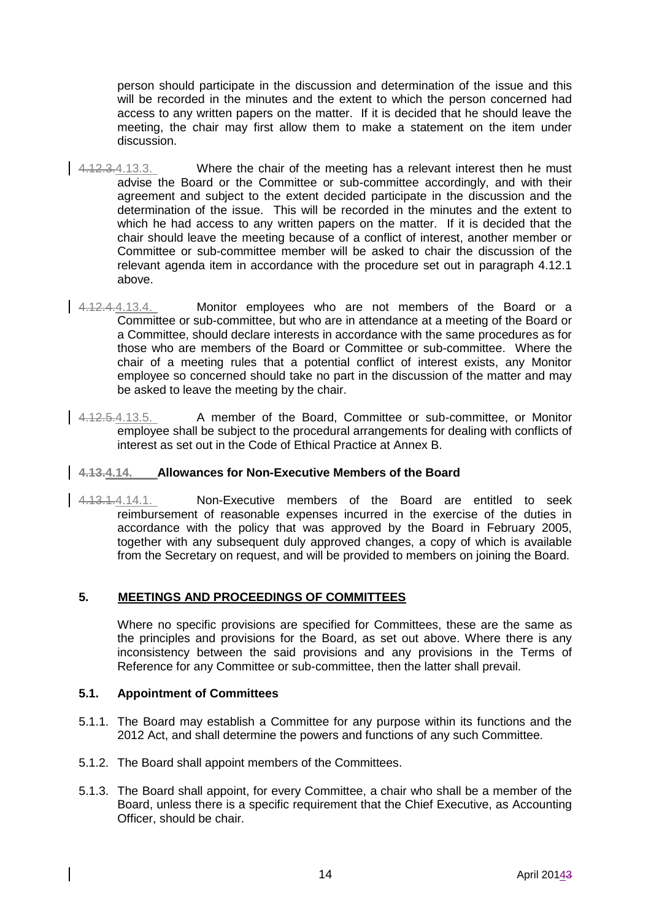person should participate in the discussion and determination of the issue and this will be recorded in the minutes and the extent to which the person concerned had access to any written papers on the matter. If it is decided that he should leave the meeting, the chair may first allow them to make a statement on the item under discussion.

4.13.3. Where the chair of the meeting has a relevant interest then he must advise the Board or the Committee or sub-committee accordingly, and with their agreement and subject to the extent decided participate in the discussion and the determination of the issue. This will be recorded in the minutes and the extent to which he had access to any written papers on the matter. If it is decided that the chair should leave the meeting because of a conflict of interest, another member or Committee or sub-committee member will be asked to chair the discussion of the relevant agenda item in accordance with the procedure set out in paragraph 4.12.1 above.

4.13.4. Monitor employees who are not members of the Board or a Committee or sub-committee, but who are in attendance at a meeting of the Board or a Committee, should declare interests in accordance with the same procedures as for those who are members of the Board or Committee or sub-committee. Where the chair of a meeting rules that a potential conflict of interest exists, any Monitor employee so concerned should take no part in the discussion of the matter and may be asked to leave the meeting by the chair.

4.13.5. A member of the Board, Committee or sub-committee, or Monitor employee shall be subject to the procedural arrangements for dealing with conflicts of interest as set out in the Code of Ethical Practice at Annex B.

### 4.14. Allowances for Non-Executive Members of the Board

4.14.1. Non-Executive members of the Board are entitled to seek reimbursement of reasonable expenses incurred in the exercise of the duties in accordance with the policy that was approved by the Board in February 2005, together with any subsequent duly approved changes, a copy of which is available from the Secretary on request, and will be provided to members on joining the Board.

## 5. MEETINGS AND PROCEEDINGS OF COMMITTEES

Where no specific provisions are specified for Committees, these are the same as the principles and provisions for the Board, as set out above. Where there is any inconsistency between the said provisions and any provisions in the Terms of Reference for any Committee or sub-committee, then the latter shall prevail.

### 5.1. Appointment of Committees

5.1.1. The Board may establish a Committee for any purpose within its functions and the 2012 Act, and shall determine the powers and functions of any such Committee.

5.1.2. The Board shall appoint members of the Committees.

5.1.3. The Board shall appoint, for every Committee, a chair who shall be a member of the Board, unless there is a specific requirement that the Chief Executive, as Accounting Officer, should be chair.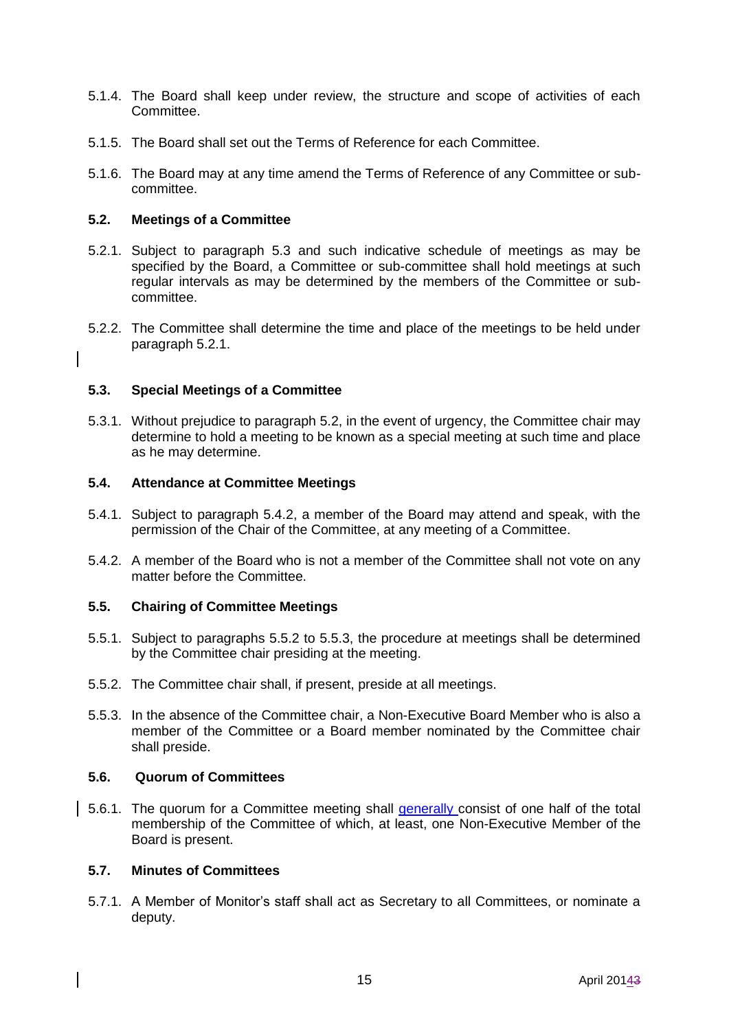5.1.4. The Board shall keep under review, the structure and scope of activities of each Committee.

5.1.5. The Board shall set out the Terms of Reference for each Committee.

5.1.6. The Board may at any time amend the Terms of Reference of any Committee or sub-committee.

### 5.2. Meetings of a Committee

5.2.1. Subject to paragraph 5.3 and such indicative schedule of meetings as may be specified by the Board, a Committee or sub-committee shall hold meetings at such regular intervals as may be determined by the members of the Committee or sub-committee.

5.2.2. The Committee shall determine the time and place of the meetings to be held under paragraph 5.2.1.

### 5.3. Special Meetings of a Committee

5.3.1. Without prejudice to paragraph 5.2, in the event of urgency, the Committee chair may determine to hold a meeting to be known as a special meeting at such time and place as he may determine.

### 5.4. Attendance at Committee Meetings

5.4.1. Subject to paragraph 5.4.2, a member of the Board may attend and speak, with the permission of the Chair of the Committee, at any meeting of a Committee.

5.4.2. A member of the Board who is not a member of the Committee shall not vote on any matter before the Committee.

### 5.5. Chairing of Committee Meetings

5.5.1. Subject to paragraphs 5.5.2 to 5.5.3, the procedure at meetings shall be determined by the Committee chair presiding at the meeting.

5.5.2. The Committee chair shall, if present, preside at all meetings.

5.5.3. In the absence of the Committee chair, a Non-Executive Board Member who is also a member of the Committee or a Board member nominated by the Committee chair shall preside.

### 5.6. Quorum of Committees

5.6.1. The quorum for a Committee meeting shall generally consist of one half of the total membership of the Committee of which, at least, one Non-Executive Member of the Board is present.

### 5.7. Minutes of Committees

5.7.1. A Member of Monitor's staff shall act as Secretary to all Committees, or nominate a deputy.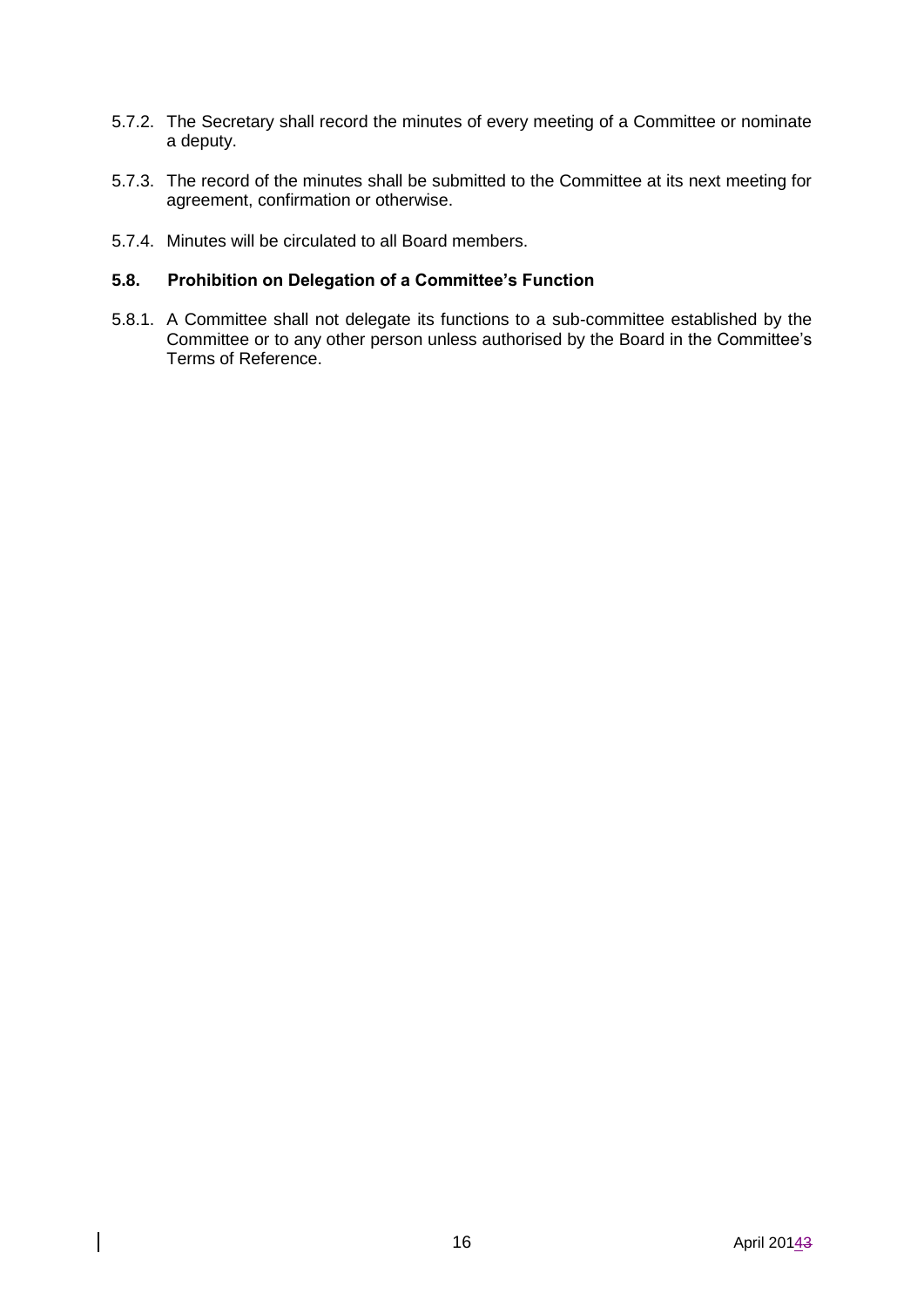5.7.2. The Secretary shall record the minutes of every meeting of a Committee or nominate a deputy.

5.7.3. The record of the minutes shall be submitted to the Committee at its next meeting for agreement, confirmation or otherwise.

5.7.4. Minutes will be circulated to all Board members.

### 5.8. Prohibition on Delegation of a Committee's Function

5.8.1. A Committee shall not delegate its functions to a sub-committee established by the Committee or to any other person unless authorised by the Board in the Committee's Terms of Reference.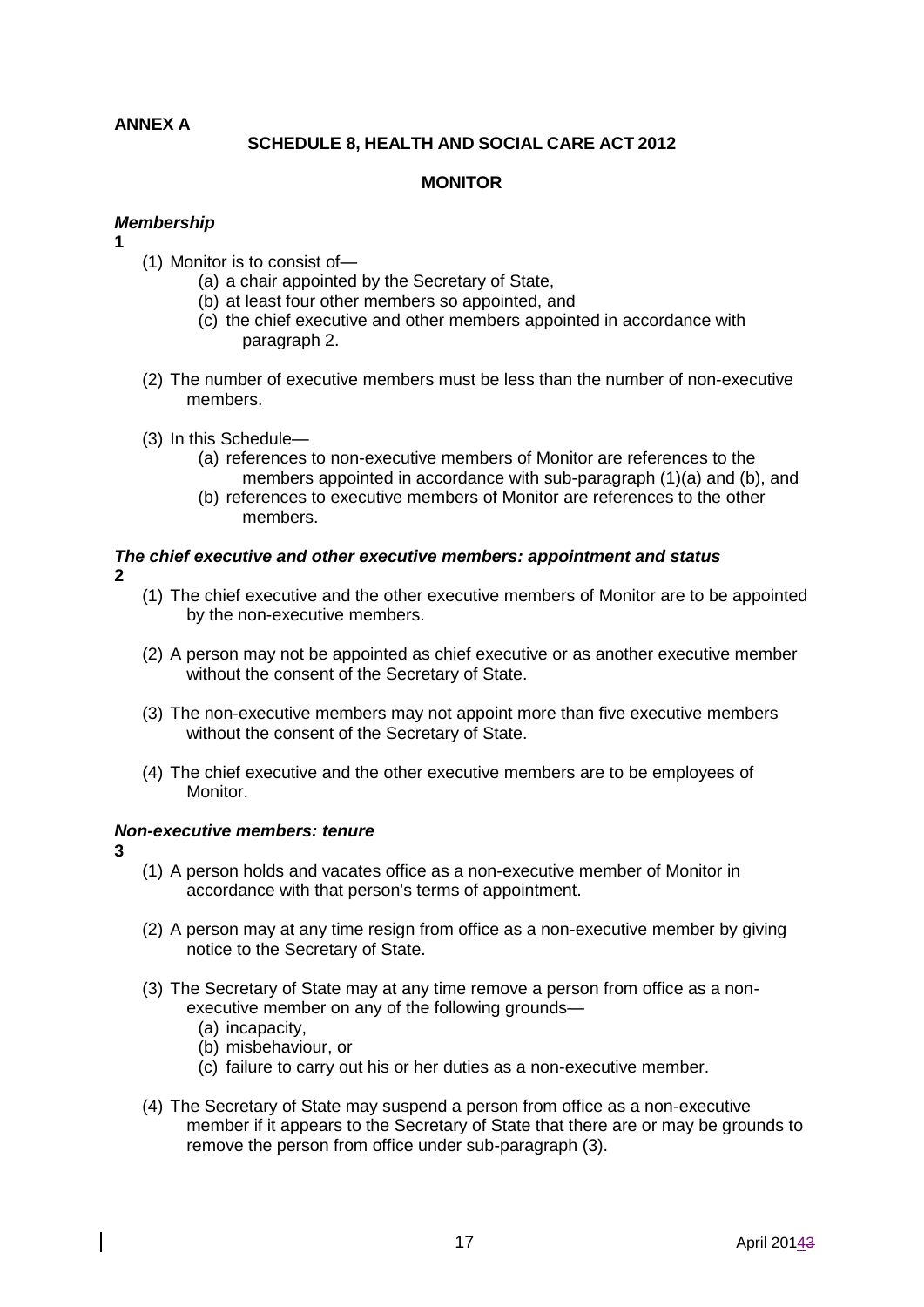**ANNEX A**

**SCHEDULE 8, HEALTH AND SOCIAL CARE ACT 2012**

**MONITOR**

***Membership***

**1**

(1) Monitor is to consist of—

(a) a chair appointed by the Secretary of State,

(b) at least four other members so appointed, and

(c) the chief executive and other members appointed in accordance with paragraph 2.

(2) The number of executive members must be less than the number of non-executive members.

(3) In this Schedule—

(a) references to non-executive members of Monitor are references to the members appointed in accordance with sub-paragraph (1)(a) and (b), and

(b) references to executive members of Monitor are references to the other members.

***The chief executive and other executive members: appointment and status***

**2**

(1) The chief executive and the other executive members of Monitor are to be appointed by the non-executive members.

(2) A person may not be appointed as chief executive or as another executive member without the consent of the Secretary of State.

(3) The non-executive members may not appoint more than five executive members without the consent of the Secretary of State.

(4) The chief executive and the other executive members are to be employees of Monitor.

***Non-executive members: tenure***

**3**

(1) A person holds and vacates office as a non-executive member of Monitor in accordance with that person's terms of appointment.

(2) A person may at any time resign from office as a non-executive member by giving notice to the Secretary of State.

(3) The Secretary of State may at any time remove a person from office as a non-executive member on any of the following grounds—

(a) incapacity,

(b) misbehaviour, or

(c) failure to carry out his or her duties as a non-executive member.

(4) The Secretary of State may suspend a person from office as a non-executive member if it appears to the Secretary of State that there are or may be grounds to remove the person from office under sub-paragraph (3).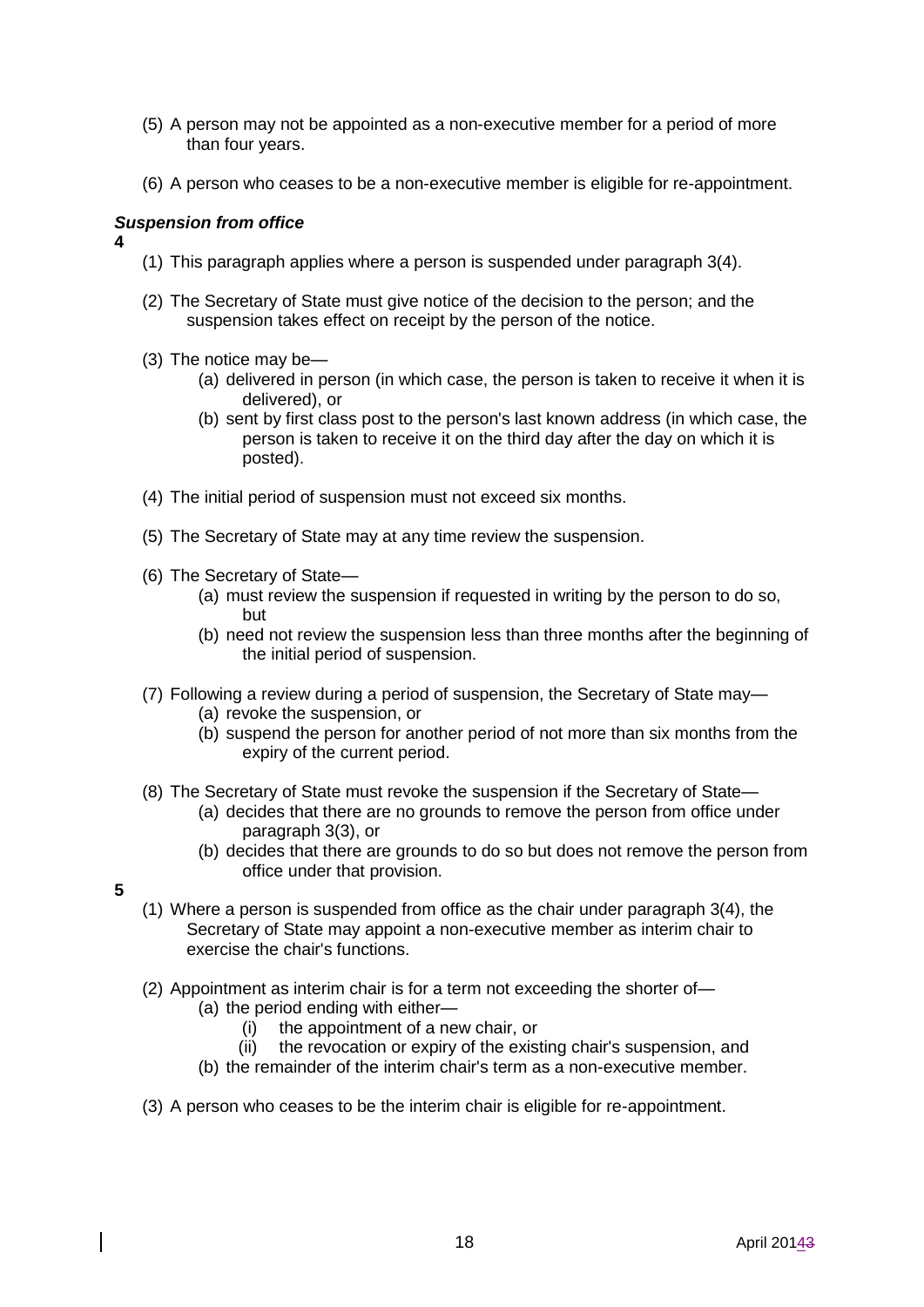(5) A person may not be appointed as a non-executive member for a period of more than four years.

(6) A person who ceases to be a non-executive member is eligible for re-appointment.

***Suspension from office***

**4**

(1) This paragraph applies where a person is suspended under paragraph 3(4).

(2) The Secretary of State must give notice of the decision to the person; and the suspension takes effect on receipt by the person of the notice.

(3) The notice may be—

(a) delivered in person (in which case, the person is taken to receive it when it is delivered), or

(b) sent by first class post to the person's last known address (in which case, the person is taken to receive it on the third day after the day on which it is posted).

(4) The initial period of suspension must not exceed six months.

(5) The Secretary of State may at any time review the suspension.

(6) The Secretary of State—

(a) must review the suspension if requested in writing by the person to do so, but

(b) need not review the suspension less than three months after the beginning of the initial period of suspension.

(7) Following a review during a period of suspension, the Secretary of State may—

(a) revoke the suspension, or

(b) suspend the person for another period of not more than six months from the expiry of the current period.

(8) The Secretary of State must revoke the suspension if the Secretary of State—

(a) decides that there are no grounds to remove the person from office under paragraph 3(3), or

(b) decides that there are grounds to do so but does not remove the person from office under that provision.

**5**

(1) Where a person is suspended from office as the chair under paragraph 3(4), the Secretary of State may appoint a non-executive member as interim chair to exercise the chair's functions.

(2) Appointment as interim chair is for a term not exceeding the shorter of—

(a) the period ending with either—

(i) the appointment of a new chair, or

(ii) the revocation or expiry of the existing chair's suspension, and

(b) the remainder of the interim chair's term as a non-executive member.

(3) A person who ceases to be the interim chair is eligible for re-appointment.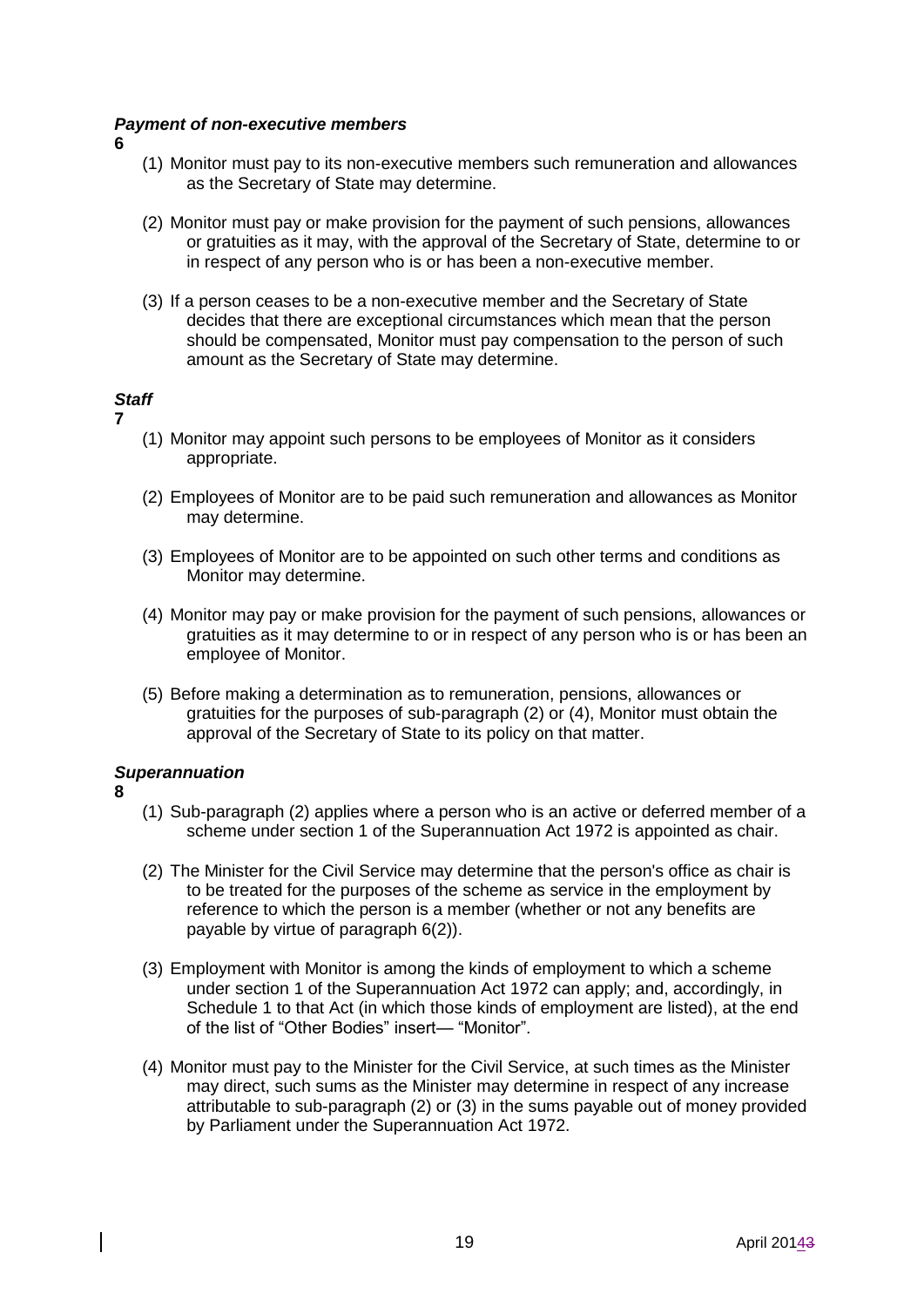***Payment of non-executive members***

**6**

(1) Monitor must pay to its non-executive members such remuneration and allowances as the Secretary of State may determine.

(2) Monitor must pay or make provision for the payment of such pensions, allowances or gratuities as it may, with the approval of the Secretary of State, determine to or in respect of any person who is or has been a non-executive member.

(3) If a person ceases to be a non-executive member and the Secretary of State decides that there are exceptional circumstances which mean that the person should be compensated, Monitor must pay compensation to the person of such amount as the Secretary of State may determine.

***Staff***

**7**

(1) Monitor may appoint such persons to be employees of Monitor as it considers appropriate.

(2) Employees of Monitor are to be paid such remuneration and allowances as Monitor may determine.

(3) Employees of Monitor are to be appointed on such other terms and conditions as Monitor may determine.

(4) Monitor may pay or make provision for the payment of such pensions, allowances or gratuities as it may determine to or in respect of any person who is or has been an employee of Monitor.

(5) Before making a determination as to remuneration, pensions, allowances or gratuities for the purposes of sub-paragraph (2) or (4), Monitor must obtain the approval of the Secretary of State to its policy on that matter.

***Superannuation***

**8**

(1) Sub-paragraph (2) applies where a person who is an active or deferred member of a scheme under section 1 of the Superannuation Act 1972 is appointed as chair.

(2) The Minister for the Civil Service may determine that the person's office as chair is to be treated for the purposes of the scheme as service in the employment by reference to which the person is a member (whether or not any benefits are payable by virtue of paragraph 6(2)).

(3) Employment with Monitor is among the kinds of employment to which a scheme under section 1 of the Superannuation Act 1972 can apply; and, accordingly, in Schedule 1 to that Act (in which those kinds of employment are listed), at the end of the list of "Other Bodies" insert— "Monitor".

(4) Monitor must pay to the Minister for the Civil Service, at such times as the Minister may direct, such sums as the Minister may determine in respect of any increase attributable to sub-paragraph (2) or (3) in the sums payable out of money provided by Parliament under the Superannuation Act 1972.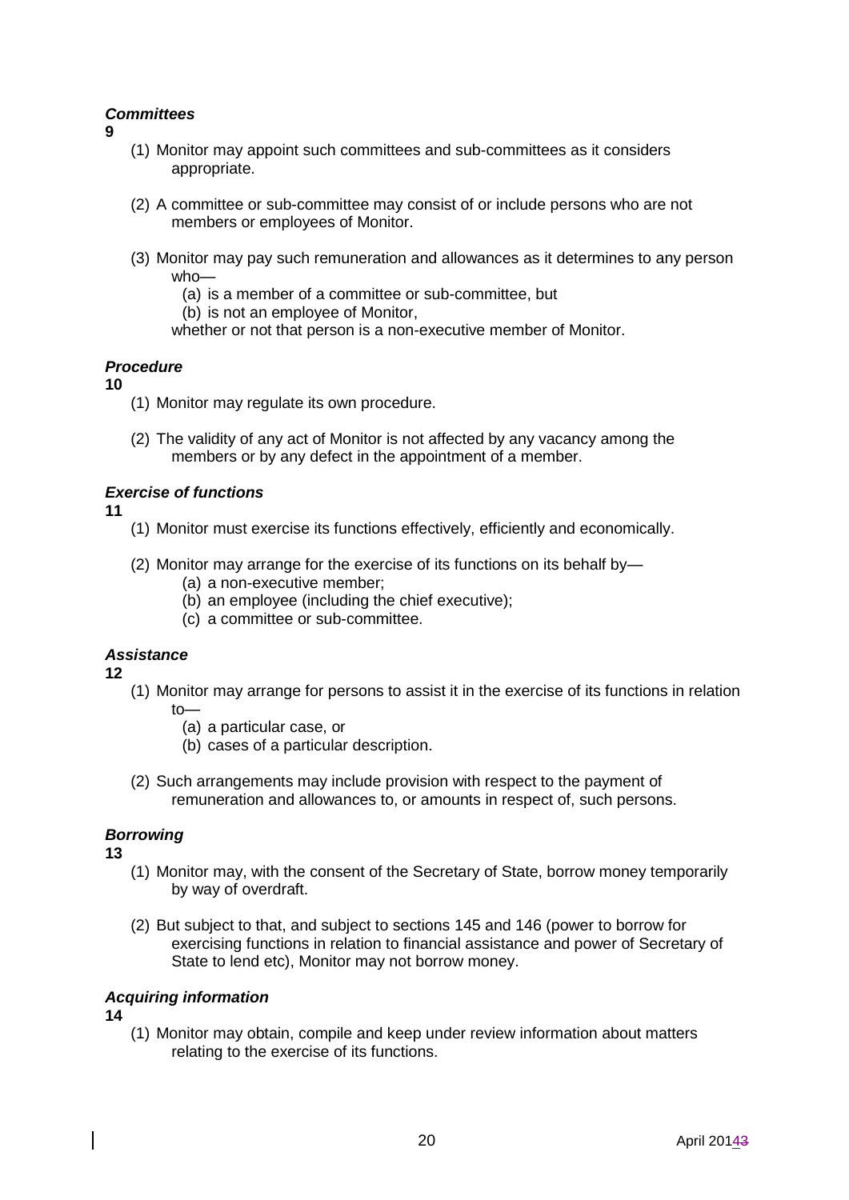***Committees***

**9**

(1) Monitor may appoint such committees and sub-committees as it considers appropriate.

(2) A committee or sub-committee may consist of or include persons who are not members or employees of Monitor.

(3) Monitor may pay such remuneration and allowances as it determines to any person who—

(a) is a member of a committee or sub-committee, but

(b) is not an employee of Monitor,

whether or not that person is a non-executive member of Monitor.

***Procedure***

**10**

(1) Monitor may regulate its own procedure.

(2) The validity of any act of Monitor is not affected by any vacancy among the members or by any defect in the appointment of a member.

***Exercise of functions***

**11**

(1) Monitor must exercise its functions effectively, efficiently and economically.

(2) Monitor may arrange for the exercise of its functions on its behalf by—

(a) a non-executive member;

(b) an employee (including the chief executive);

(c) a committee or sub-committee.

***Assistance***

**12**

(1) Monitor may arrange for persons to assist it in the exercise of its functions in relation to—

(a) a particular case, or

(b) cases of a particular description.

(2) Such arrangements may include provision with respect to the payment of remuneration and allowances to, or amounts in respect of, such persons.

***Borrowing***

**13**

(1) Monitor may, with the consent of the Secretary of State, borrow money temporarily by way of overdraft.

(2) But subject to that, and subject to sections 145 and 146 (power to borrow for exercising functions in relation to financial assistance and power of Secretary of State to lend etc), Monitor may not borrow money.

***Acquiring information***

**14**

(1) Monitor may obtain, compile and keep under review information about matters relating to the exercise of its functions.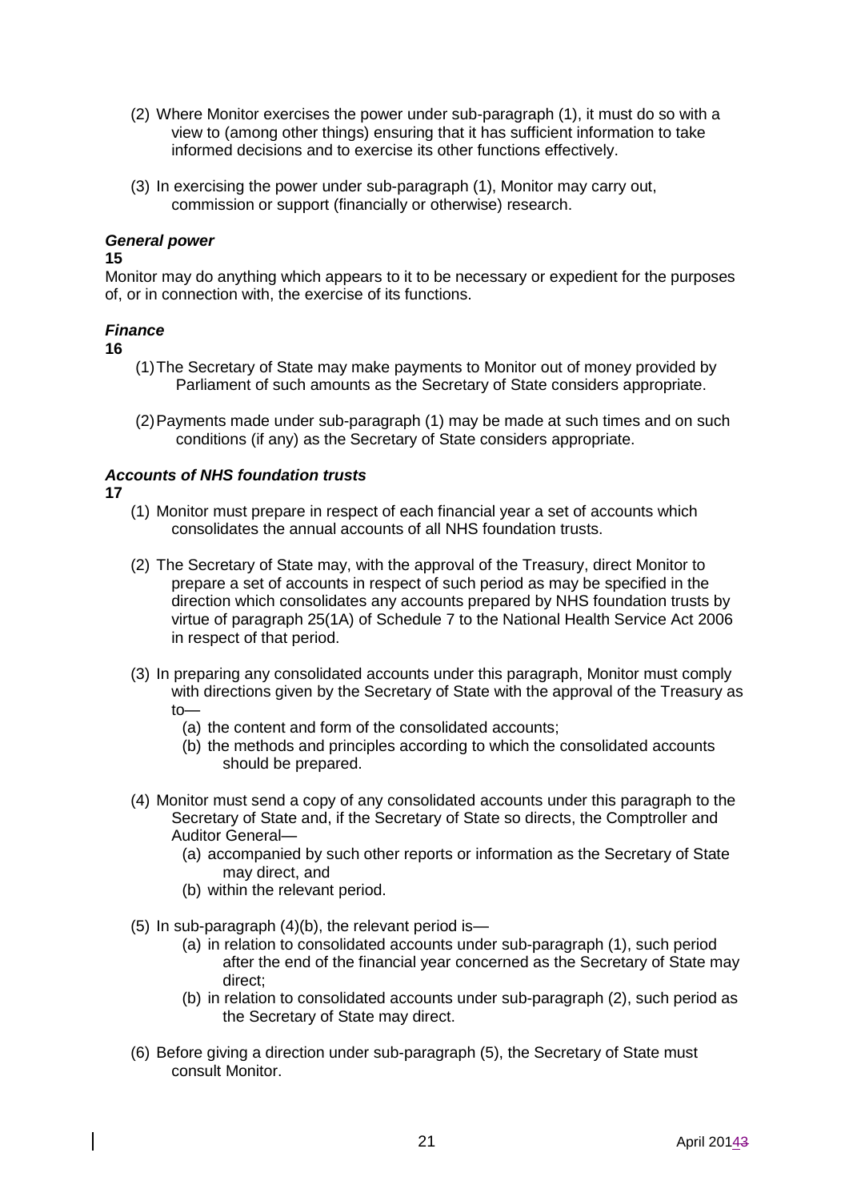(2) Where Monitor exercises the power under sub-paragraph (1), it must do so with a view to (among other things) ensuring that it has sufficient information to take informed decisions and to exercise its other functions effectively.

(3) In exercising the power under sub-paragraph (1), Monitor may carry out, commission or support (financially or otherwise) research.

***General power***

**15**

Monitor may do anything which appears to it to be necessary or expedient for the purposes of, or in connection with, the exercise of its functions.

***Finance***

**16**

(1) The Secretary of State may make payments to Monitor out of money provided by Parliament of such amounts as the Secretary of State considers appropriate.

(2) Payments made under sub-paragraph (1) may be made at such times and on such conditions (if any) as the Secretary of State considers appropriate.

***Accounts of NHS foundation trusts***

**17**

(1) Monitor must prepare in respect of each financial year a set of accounts which consolidates the annual accounts of all NHS foundation trusts.

(2) The Secretary of State may, with the approval of the Treasury, direct Monitor to prepare a set of accounts in respect of such period as may be specified in the direction which consolidates any accounts prepared by NHS foundation trusts by virtue of paragraph 25(1A) of Schedule 7 to the National Health Service Act 2006 in respect of that period.

(3) In preparing any consolidated accounts under this paragraph, Monitor must comply with directions given by the Secretary of State with the approval of the Treasury as to—

- (a) the content and form of the consolidated accounts;
- (b) the methods and principles according to which the consolidated accounts should be prepared.

(4) Monitor must send a copy of any consolidated accounts under this paragraph to the Secretary of State and, if the Secretary of State so directs, the Comptroller and Auditor General—

- (a) accompanied by such other reports or information as the Secretary of State may direct, and
- (b) within the relevant period.

(5) In sub-paragraph (4)(b), the relevant period is—

- (a) in relation to consolidated accounts under sub-paragraph (1), such period after the end of the financial year concerned as the Secretary of State may direct;
- (b) in relation to consolidated accounts under sub-paragraph (2), such period as the Secretary of State may direct.

(6) Before giving a direction under sub-paragraph (5), the Secretary of State must consult Monitor.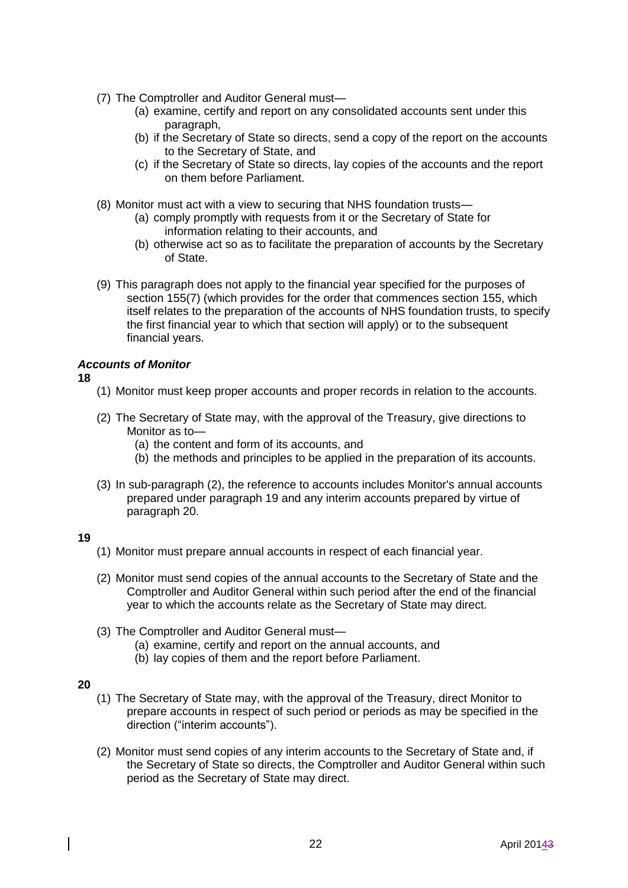(7) The Comptroller and Auditor General must—

   (a) examine, certify and report on any consolidated accounts sent under this paragraph,

   (b) if the Secretary of State so directs, send a copy of the report on the accounts to the Secretary of State, and

   (c) if the Secretary of State so directs, lay copies of the accounts and the report on them before Parliament.

(8) Monitor must act with a view to securing that NHS foundation trusts—

   (a) comply promptly with requests from it or the Secretary of State for information relating to their accounts, and

   (b) otherwise act so as to facilitate the preparation of accounts by the Secretary of State.

(9) This paragraph does not apply to the financial year specified for the purposes of section 155(7) (which provides for the order that commences section 155, which itself relates to the preparation of the accounts of NHS foundation trusts, to specify the first financial year to which that section will apply) or to the subsequent financial years.

***Accounts of Monitor***

**18**

(1) Monitor must keep proper accounts and proper records in relation to the accounts.

(2) The Secretary of State may, with the approval of the Treasury, give directions to Monitor as to—

   (a) the content and form of its accounts, and

   (b) the methods and principles to be applied in the preparation of its accounts.

(3) In sub-paragraph (2), the reference to accounts includes Monitor's annual accounts prepared under paragraph 19 and any interim accounts prepared by virtue of paragraph 20.

**19**

(1) Monitor must prepare annual accounts in respect of each financial year.

(2) Monitor must send copies of the annual accounts to the Secretary of State and the Comptroller and Auditor General within such period after the end of the financial year to which the accounts relate as the Secretary of State may direct.

(3) The Comptroller and Auditor General must—

   (a) examine, certify and report on the annual accounts, and

   (b) lay copies of them and the report before Parliament.

**20**

(1) The Secretary of State may, with the approval of the Treasury, direct Monitor to prepare accounts in respect of such period or periods as may be specified in the direction ("interim accounts").

(2) Monitor must send copies of any interim accounts to the Secretary of State and, if the Secretary of State so directs, the Comptroller and Auditor General within such period as the Secretary of State may direct.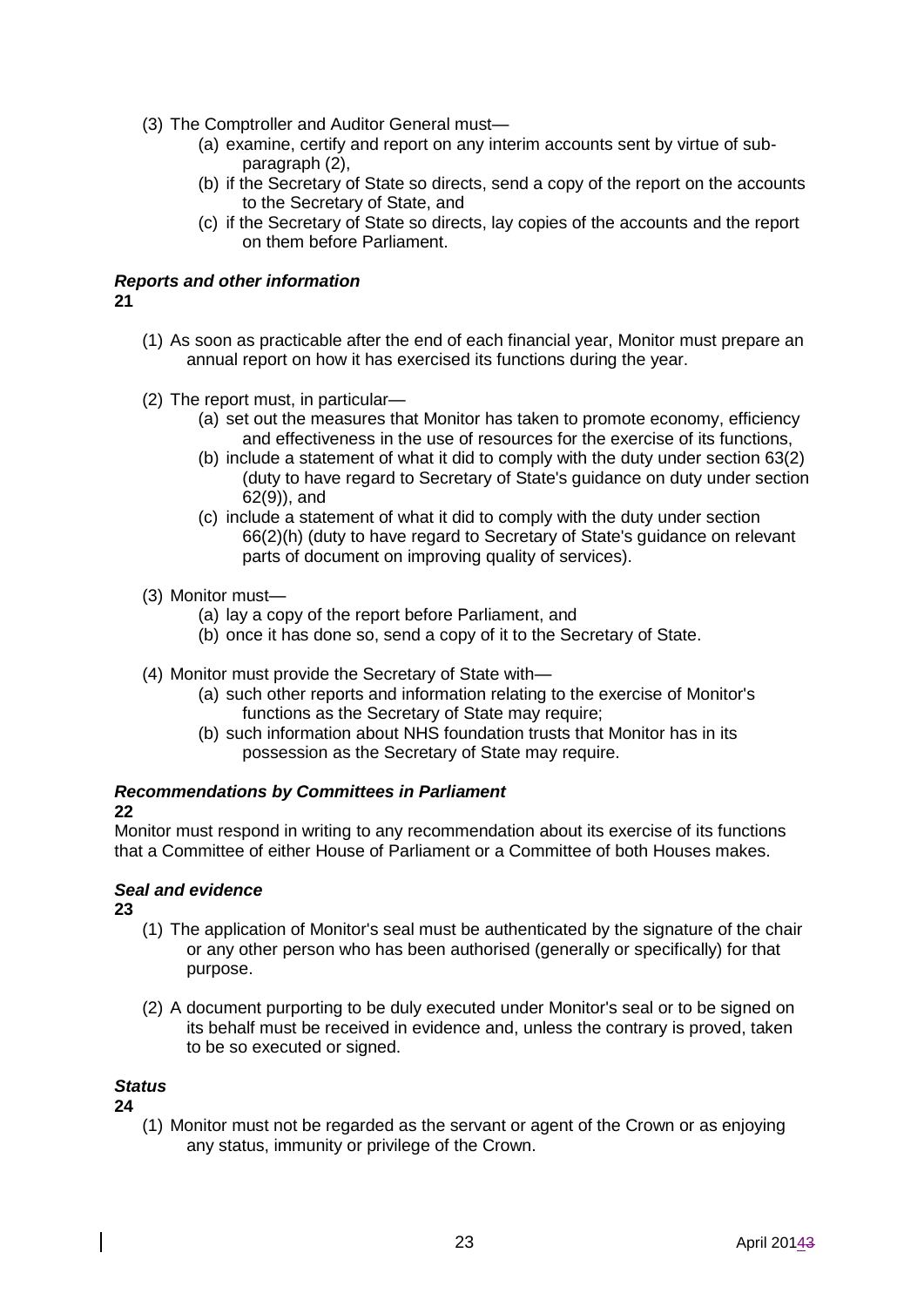(3) The Comptroller and Auditor General must—
  (a) examine, certify and report on any interim accounts sent by virtue of sub-paragraph (2),
  (b) if the Secretary of State so directs, send a copy of the report on the accounts to the Secretary of State, and
  (c) if the Secretary of State so directs, lay copies of the accounts and the report on them before Parliament.

***Reports and other information***

**21**

(1) As soon as practicable after the end of each financial year, Monitor must prepare an annual report on how it has exercised its functions during the year.

(2) The report must, in particular—
  (a) set out the measures that Monitor has taken to promote economy, efficiency and effectiveness in the use of resources for the exercise of its functions,
  (b) include a statement of what it did to comply with the duty under section 63(2) (duty to have regard to Secretary of State's guidance on duty under section 62(9)), and
  (c) include a statement of what it did to comply with the duty under section 66(2)(h) (duty to have regard to Secretary of State's guidance on relevant parts of document on improving quality of services).

(3) Monitor must—
  (a) lay a copy of the report before Parliament, and
  (b) once it has done so, send a copy of it to the Secretary of State.

(4) Monitor must provide the Secretary of State with—
  (a) such other reports and information relating to the exercise of Monitor's functions as the Secretary of State may require;
  (b) such information about NHS foundation trusts that Monitor has in its possession as the Secretary of State may require.

***Recommendations by Committees in Parliament***

**22**

Monitor must respond in writing to any recommendation about its exercise of its functions that a Committee of either House of Parliament or a Committee of both Houses makes.

***Seal and evidence***

**23**

(1) The application of Monitor's seal must be authenticated by the signature of the chair or any other person who has been authorised (generally or specifically) for that purpose.

(2) A document purporting to be duly executed under Monitor's seal or to be signed on its behalf must be received in evidence and, unless the contrary is proved, taken to be so executed or signed.

***Status***

**24**

(1) Monitor must not be regarded as the servant or agent of the Crown or as enjoying any status, immunity or privilege of the Crown.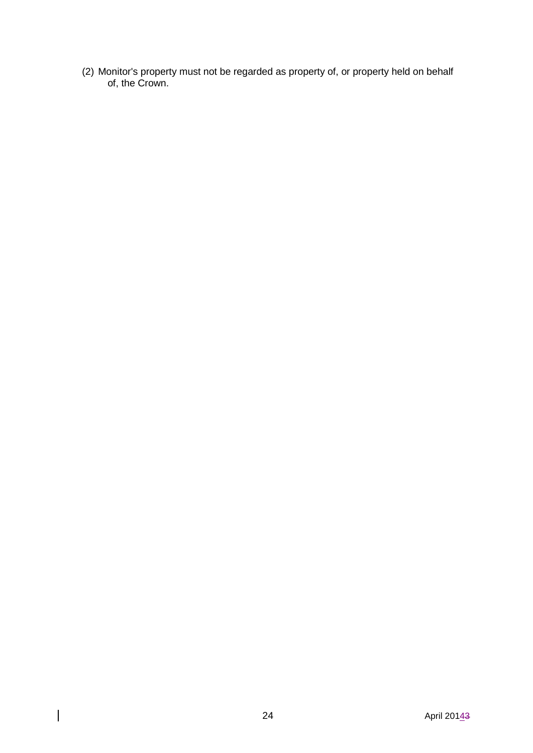(2) Monitor's property must not be regarded as property of, or property held on behalf of, the Crown.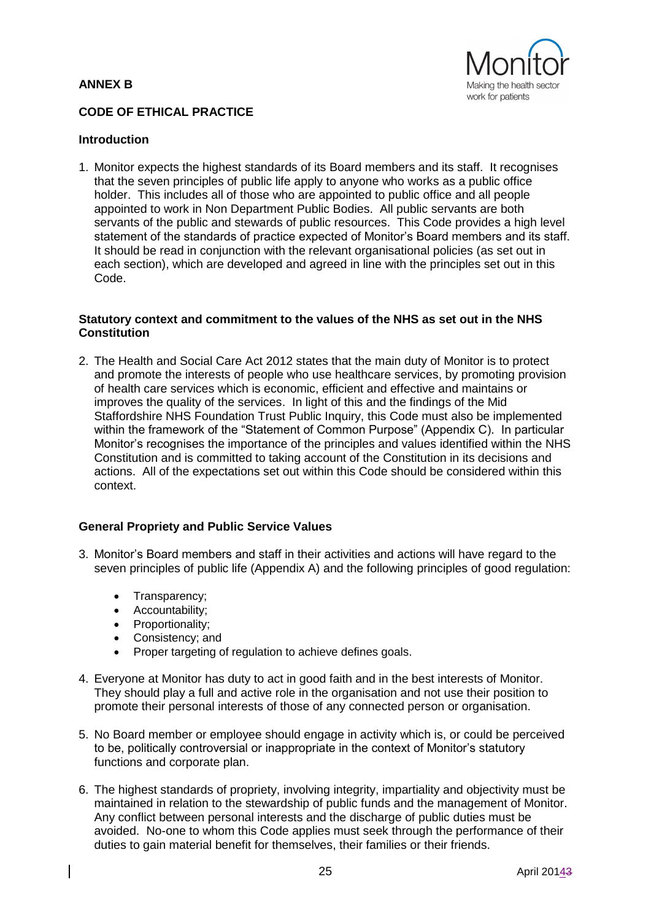**ANNEX B**

**CODE OF ETHICAL PRACTICE**

**Introduction**

1. Monitor expects the highest standards of its Board members and its staff. It recognises that the seven principles of public life apply to anyone who works as a public office holder. This includes all of those who are appointed to public office and all people appointed to work in Non Department Public Bodies. All public servants are both servants of the public and stewards of public resources. This Code provides a high level statement of the standards of practice expected of Monitor's Board members and its staff. It should be read in conjunction with the relevant organisational policies (as set out in each section), which are developed and agreed in line with the principles set out in this Code.

**Statutory context and commitment to the values of the NHS as set out in the NHS Constitution**

2. The Health and Social Care Act 2012 states that the main duty of Monitor is to protect and promote the interests of people who use healthcare services, by promoting provision of health care services which is economic, efficient and effective and maintains or improves the quality of the services. In light of this and the findings of the Mid Staffordshire NHS Foundation Trust Public Inquiry, this Code must also be implemented within the framework of the "Statement of Common Purpose" (Appendix C). In particular Monitor's recognises the importance of the principles and values identified within the NHS Constitution and is committed to taking account of the Constitution in its decisions and actions. All of the expectations set out within this Code should be considered within this context.

**General Propriety and Public Service Values**

3. Monitor's Board members and staff in their activities and actions will have regard to the seven principles of public life (Appendix A) and the following principles of good regulation:

   - Transparency;
   - Accountability;
   - Proportionality;
   - Consistency; and
   - Proper targeting of regulation to achieve defines goals.

4. Everyone at Monitor has duty to act in good faith and in the best interests of Monitor. They should play a full and active role in the organisation and not use their position to promote their personal interests of those of any connected person or organisation.

5. No Board member or employee should engage in activity which is, or could be perceived to be, politically controversial or inappropriate in the context of Monitor's statutory functions and corporate plan.

6. The highest standards of propriety, involving integrity, impartiality and objectivity must be maintained in relation to the stewardship of public funds and the management of Monitor. Any conflict between personal interests and the discharge of public duties must be avoided. No-one to whom this Code applies must seek through the performance of their duties to gain material benefit for themselves, their families or their friends.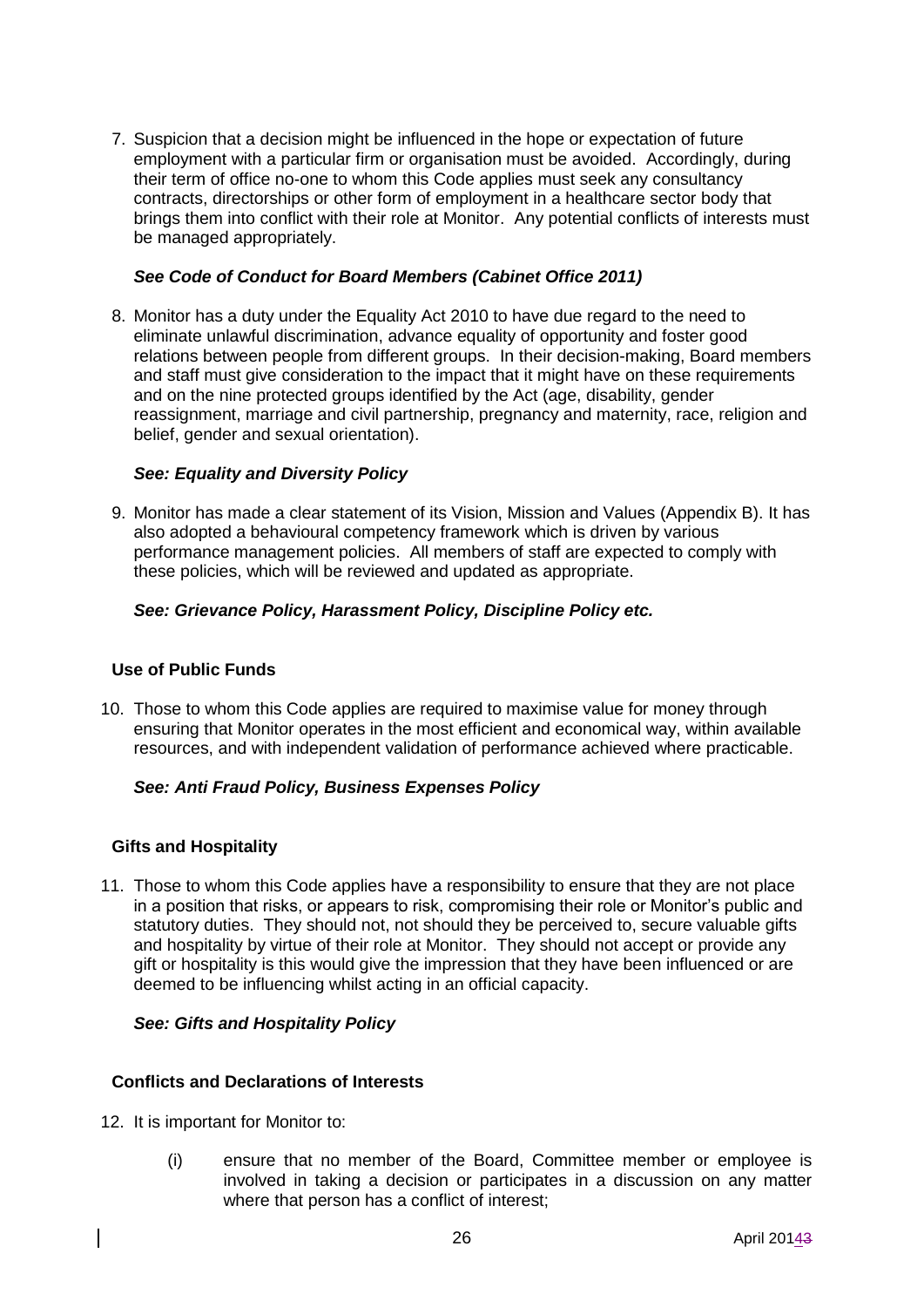7. Suspicion that a decision might be influenced in the hope or expectation of future employment with a particular firm or organisation must be avoided. Accordingly, during their term of office no-one to whom this Code applies must seek any consultancy contracts, directorships or other form of employment in a healthcare sector body that brings them into conflict with their role at Monitor. Any potential conflicts of interests must be managed appropriately.

   ***See Code of Conduct for Board Members (Cabinet Office 2011)***

8. Monitor has a duty under the Equality Act 2010 to have due regard to the need to eliminate unlawful discrimination, advance equality of opportunity and foster good relations between people from different groups. In their decision-making, Board members and staff must give consideration to the impact that it might have on these requirements and on the nine protected groups identified by the Act (age, disability, gender reassignment, marriage and civil partnership, pregnancy and maternity, race, religion and belief, gender and sexual orientation).

   ***See: Equality and Diversity Policy***

9. Monitor has made a clear statement of its Vision, Mission and Values (Appendix B). It has also adopted a behavioural competency framework which is driven by various performance management policies. All members of staff are expected to comply with these policies, which will be reviewed and updated as appropriate.

   ***See: Grievance Policy, Harassment Policy, Discipline Policy etc.***

**Use of Public Funds**

10. Those to whom this Code applies are required to maximise value for money through ensuring that Monitor operates in the most efficient and economical way, within available resources, and with independent validation of performance achieved where practicable.

    ***See: Anti Fraud Policy, Business Expenses Policy***

**Gifts and Hospitality**

11. Those to whom this Code applies have a responsibility to ensure that they are not place in a position that risks, or appears to risk, compromising their role or Monitor's public and statutory duties. They should not, not should they be perceived to, secure valuable gifts and hospitality by virtue of their role at Monitor. They should not accept or provide any gift or hospitality is this would give the impression that they have been influenced or are deemed to be influencing whilst acting in an official capacity.

    ***See: Gifts and Hospitality Policy***

**Conflicts and Declarations of Interests**

12. It is important for Monitor to:

    (i) ensure that no member of the Board, Committee member or employee is involved in taking a decision or participates in a discussion on any matter where that person has a conflict of interest;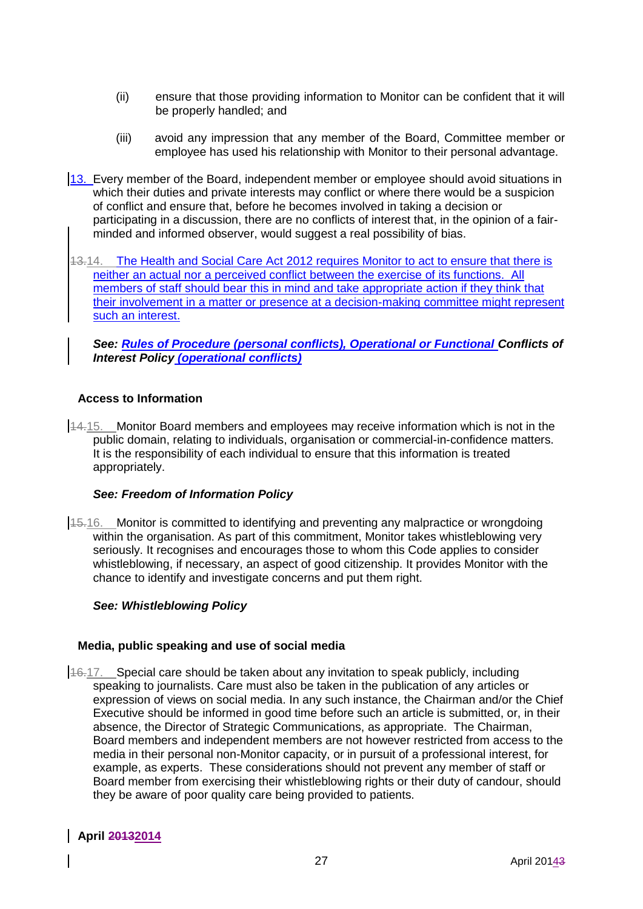(ii) ensure that those providing information to Monitor can be confident that it will be properly handled; and

(iii) avoid any impression that any member of the Board, Committee member or employee has used his relationship with Monitor to their personal advantage.

13. Every member of the Board, independent member or employee should avoid situations in which their duties and private interests may conflict or where there would be a suspicion of conflict and ensure that, before he becomes involved in taking a decision or participating in a discussion, there are no conflicts of interest that, in the opinion of a fair-minded and informed observer, would suggest a real possibility of bias.

~~13.~~14. The Health and Social Care Act 2012 requires Monitor to act to ensure that there is neither an actual nor a perceived conflict between the exercise of its functions. All members of staff should bear this in mind and take appropriate action if they think that their involvement in a matter or presence at a decision-making committee might represent such an interest.

***See: Rules of Procedure (personal conflicts), Operational or Functional Conflicts of Interest Policy (operational conflicts)***

**Access to Information**

~~14.~~15. Monitor Board members and employees may receive information which is not in the public domain, relating to individuals, organisation or commercial-in-confidence matters. It is the responsibility of each individual to ensure that this information is treated appropriately.

***See: Freedom of Information Policy***

~~15.~~16. Monitor is committed to identifying and preventing any malpractice or wrongdoing within the organisation. As part of this commitment, Monitor takes whistleblowing very seriously. It recognises and encourages those to whom this Code applies to consider whistleblowing, if necessary, an aspect of good citizenship. It provides Monitor with the chance to identify and investigate concerns and put them right.

***See: Whistleblowing Policy***

**Media, public speaking and use of social media**

~~16.~~17. Special care should be taken about any invitation to speak publicly, including speaking to journalists. Care must also be taken in the publication of any articles or expression of views on social media. In any such instance, the Chairman and/or the Chief Executive should be informed in good time before such an article is submitted, or, in their absence, the Director of Strategic Communications, as appropriate. The Chairman, Board members and independent members are not however restricted from access to the media in their personal non-Monitor capacity, or in pursuit of a professional interest, for example, as experts. These considerations should not prevent any member of staff or Board member from exercising their whistleblowing rights or their duty of candour, should they be aware of poor quality care being provided to patients.

**April ~~2013~~2014**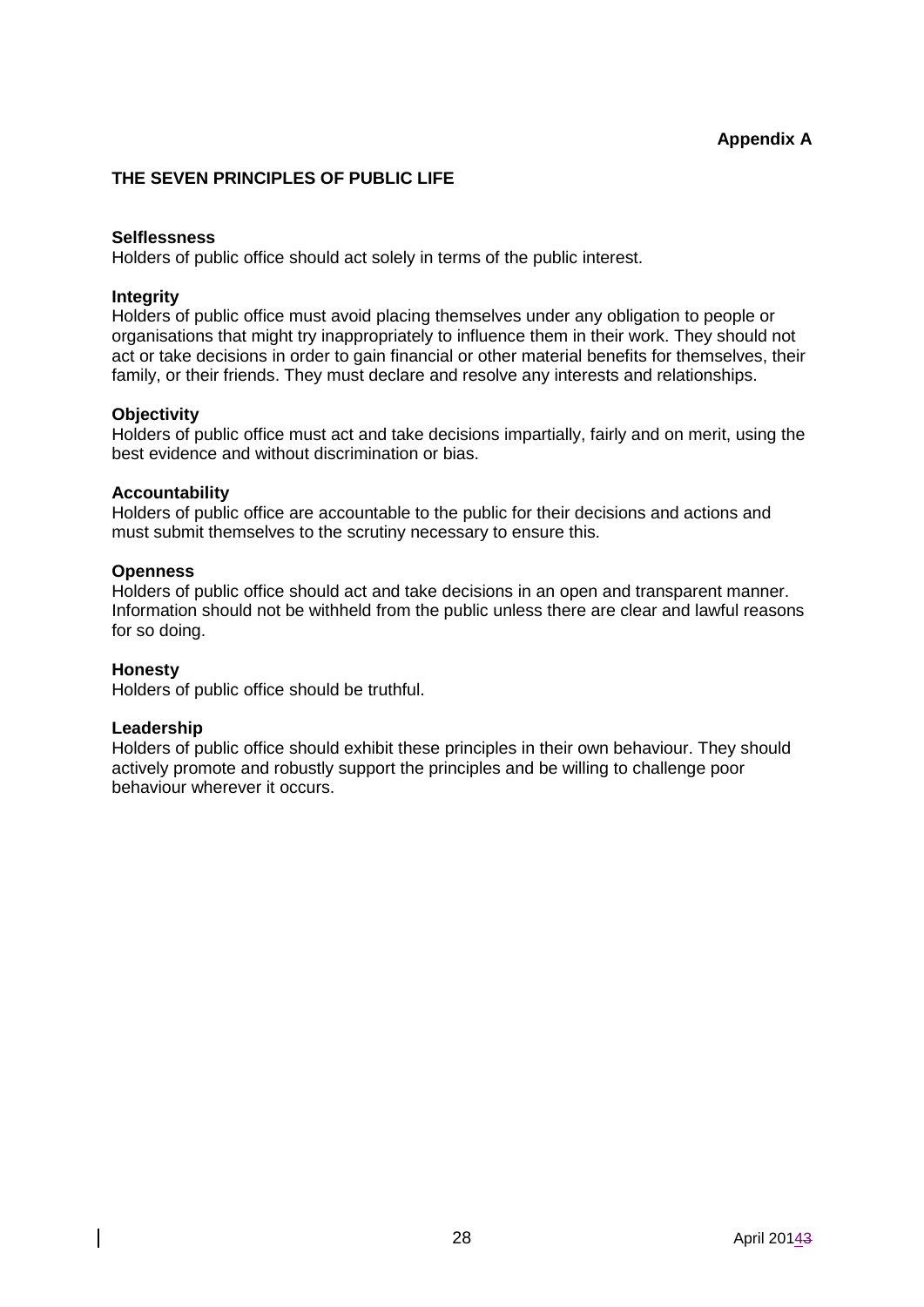**Appendix A**

## THE SEVEN PRINCIPLES OF PUBLIC LIFE

**Selflessness**
Holders of public office should act solely in terms of the public interest.

**Integrity**
Holders of public office must avoid placing themselves under any obligation to people or organisations that might try inappropriately to influence them in their work. They should not act or take decisions in order to gain financial or other material benefits for themselves, their family, or their friends. They must declare and resolve any interests and relationships.

**Objectivity**
Holders of public office must act and take decisions impartially, fairly and on merit, using the best evidence and without discrimination or bias.

**Accountability**
Holders of public office are accountable to the public for their decisions and actions and must submit themselves to the scrutiny necessary to ensure this.

**Openness**
Holders of public office should act and take decisions in an open and transparent manner. Information should not be withheld from the public unless there are clear and lawful reasons for so doing.

**Honesty**
Holders of public office should be truthful.

**Leadership**
Holders of public office should exhibit these principles in their own behaviour. They should actively promote and robustly support the principles and be willing to challenge poor behaviour wherever it occurs.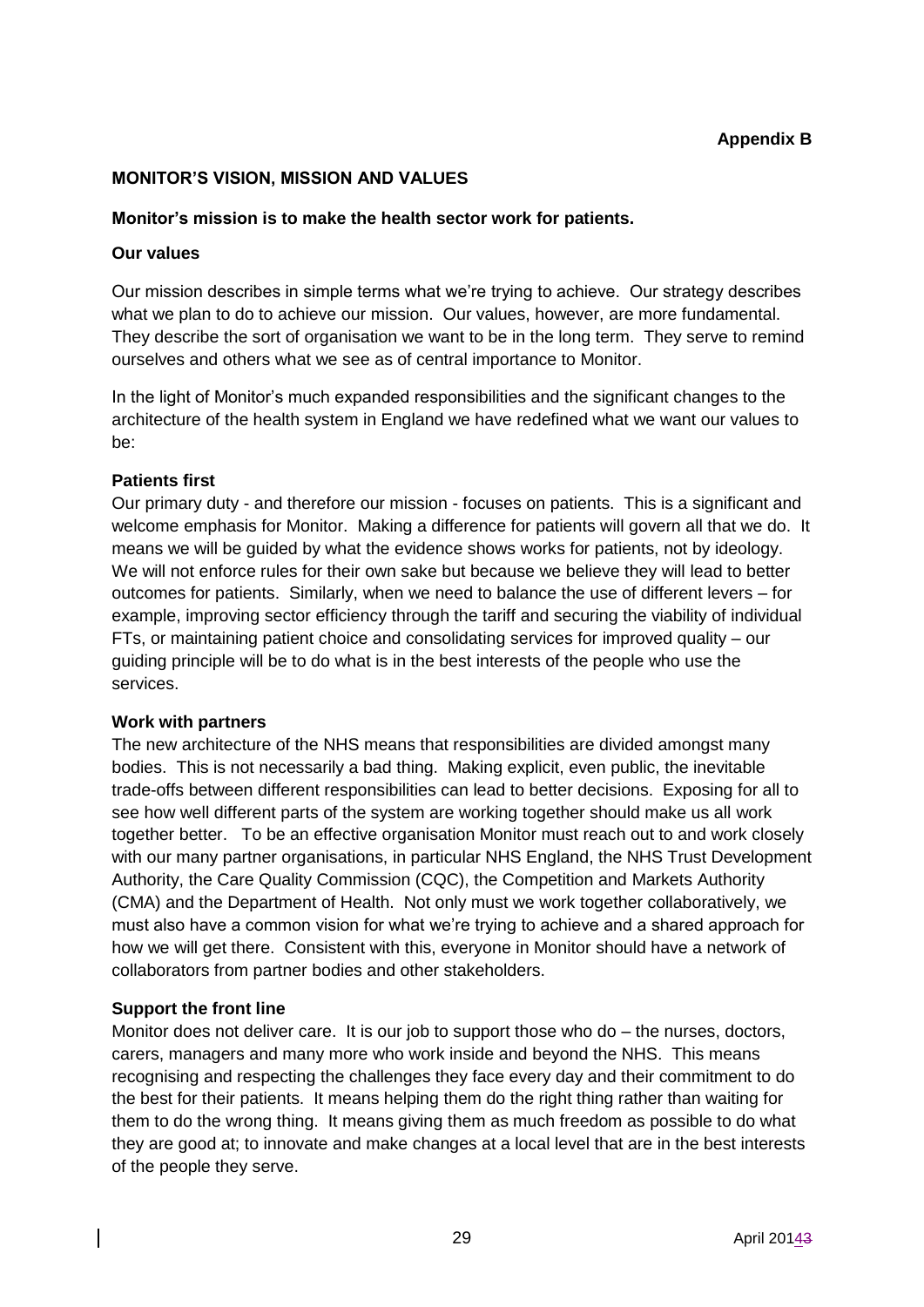**Appendix B**

## MONITOR'S VISION, MISSION AND VALUES

**Monitor's mission is to make the health sector work for patients.**

### Our values

Our mission describes in simple terms what we're trying to achieve. Our strategy describes what we plan to do to achieve our mission. Our values, however, are more fundamental. They describe the sort of organisation we want to be in the long term. They serve to remind ourselves and others what we see as of central importance to Monitor.

In the light of Monitor's much expanded responsibilities and the significant changes to the architecture of the health system in England we have redefined what we want our values to be:

**Patients first**

Our primary duty - and therefore our mission - focuses on patients. This is a significant and welcome emphasis for Monitor. Making a difference for patients will govern all that we do. It means we will be guided by what the evidence shows works for patients, not by ideology. We will not enforce rules for their own sake but because we believe they will lead to better outcomes for patients. Similarly, when we need to balance the use of different levers – for example, improving sector efficiency through the tariff and securing the viability of individual FTs, or maintaining patient choice and consolidating services for improved quality – our guiding principle will be to do what is in the best interests of the people who use the services.

**Work with partners**

The new architecture of the NHS means that responsibilities are divided amongst many bodies. This is not necessarily a bad thing. Making explicit, even public, the inevitable trade-offs between different responsibilities can lead to better decisions. Exposing for all to see how well different parts of the system are working together should make us all work together better. To be an effective organisation Monitor must reach out to and work closely with our many partner organisations, in particular NHS England, the NHS Trust Development Authority, the Care Quality Commission (CQC), the Competition and Markets Authority (CMA) and the Department of Health. Not only must we work together collaboratively, we must also have a common vision for what we're trying to achieve and a shared approach for how we will get there. Consistent with this, everyone in Monitor should have a network of collaborators from partner bodies and other stakeholders.

**Support the front line**

Monitor does not deliver care. It is our job to support those who do – the nurses, doctors, carers, managers and many more who work inside and beyond the NHS. This means recognising and respecting the challenges they face every day and their commitment to do the best for their patients. It means helping them do the right thing rather than waiting for them to do the wrong thing. It means giving them as much freedom as possible to do what they are good at; to innovate and make changes at a local level that are in the best interests of the people they serve.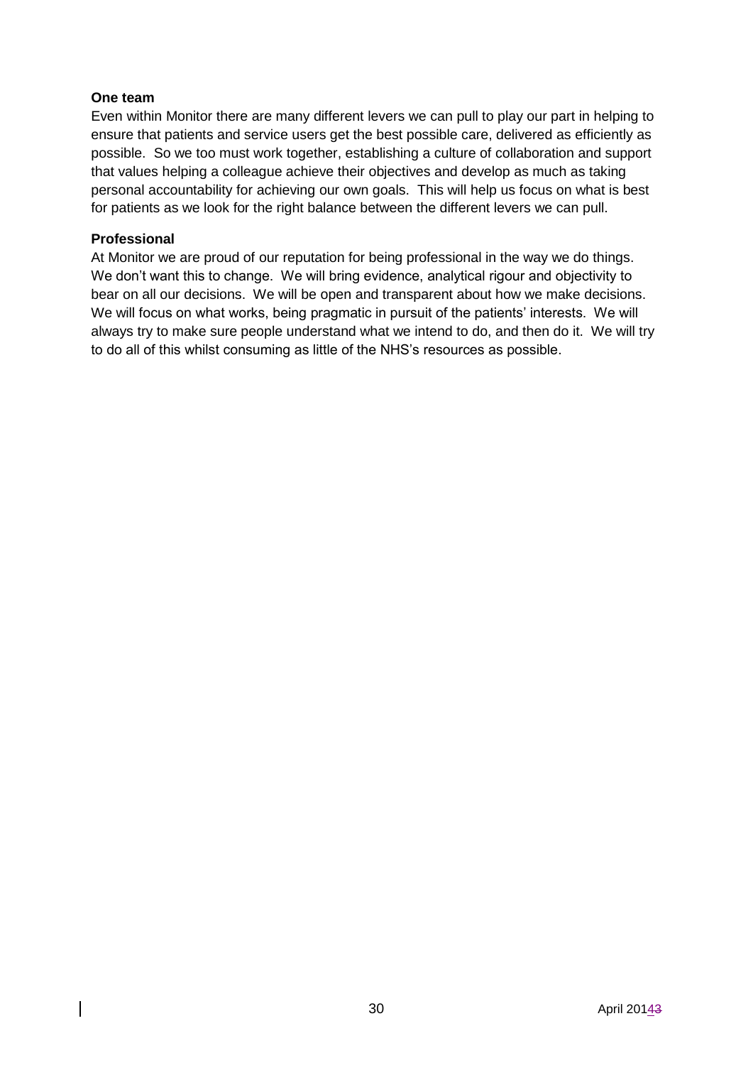**One team**

Even within Monitor there are many different levers we can pull to play our part in helping to ensure that patients and service users get the best possible care, delivered as efficiently as possible. So we too must work together, establishing a culture of collaboration and support that values helping a colleague achieve their objectives and develop as much as taking personal accountability for achieving our own goals. This will help us focus on what is best for patients as we look for the right balance between the different levers we can pull.

**Professional**

At Monitor we are proud of our reputation for being professional in the way we do things. We don't want this to change. We will bring evidence, analytical rigour and objectivity to bear on all our decisions. We will be open and transparent about how we make decisions. We will focus on what works, being pragmatic in pursuit of the patients' interests. We will always try to make sure people understand what we intend to do, and then do it. We will try to do all of this whilst consuming as little of the NHS's resources as possible.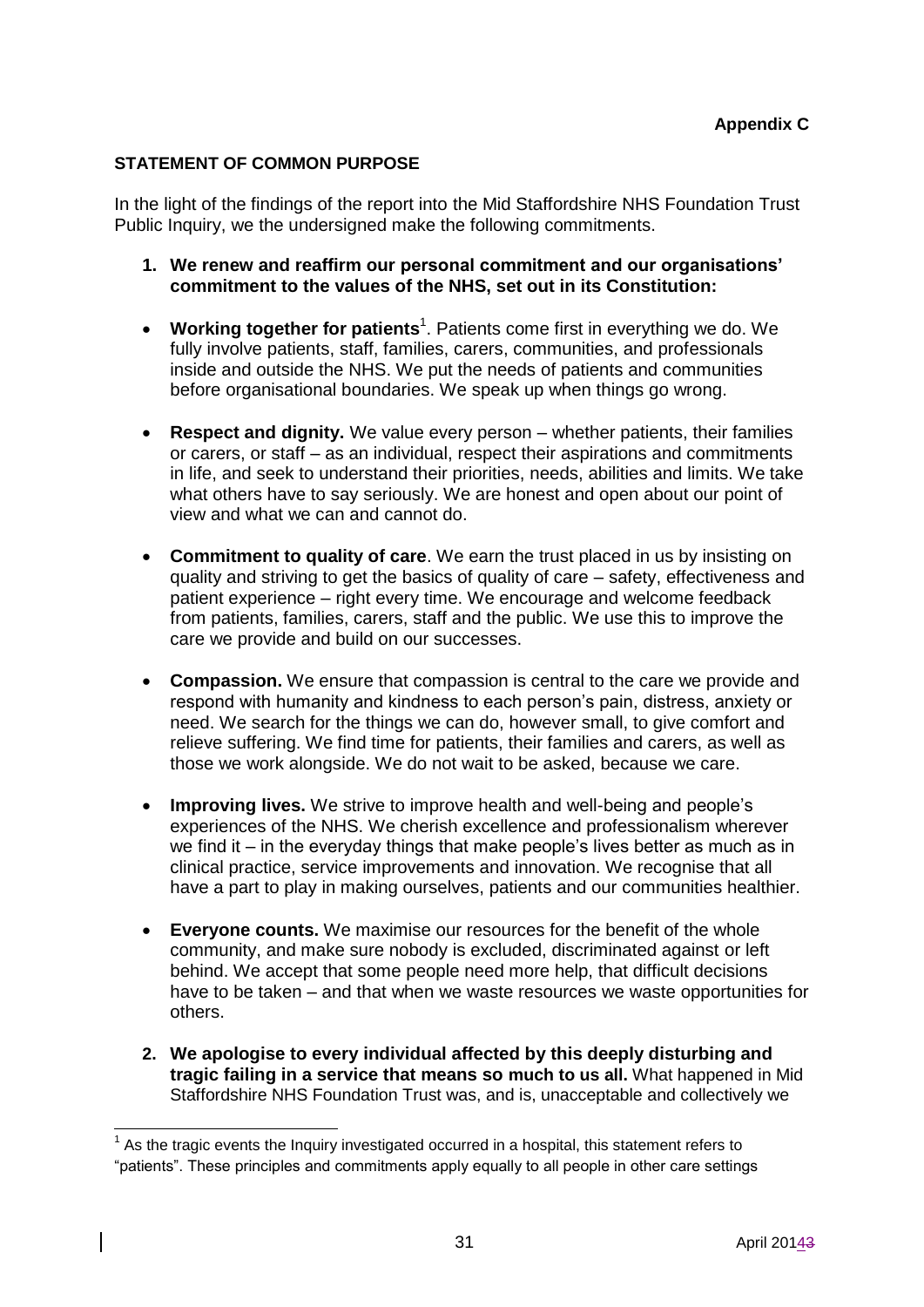**Appendix C**

## STATEMENT OF COMMON PURPOSE

In the light of the findings of the report into the Mid Staffordshire NHS Foundation Trust Public Inquiry, we the undersigned make the following commitments.

1. **We renew and reaffirm our personal commitment and our organisations' commitment to the values of the NHS, set out in its Constitution:**

- **Working together for patients**[1]. Patients come first in everything we do. We fully involve patients, staff, families, carers, communities, and professionals inside and outside the NHS. We put the needs of patients and communities before organisational boundaries. We speak up when things go wrong.

- **Respect and dignity.** We value every person – whether patients, their families or carers, or staff – as an individual, respect their aspirations and commitments in life, and seek to understand their priorities, needs, abilities and limits. We take what others have to say seriously. We are honest and open about our point of view and what we can and cannot do.

- **Commitment to quality of care**. We earn the trust placed in us by insisting on quality and striving to get the basics of quality of care – safety, effectiveness and patient experience – right every time. We encourage and welcome feedback from patients, families, carers, staff and the public. We use this to improve the care we provide and build on our successes.

- **Compassion.** We ensure that compassion is central to the care we provide and respond with humanity and kindness to each person's pain, distress, anxiety or need. We search for the things we can do, however small, to give comfort and relieve suffering. We find time for patients, their families and carers, as well as those we work alongside. We do not wait to be asked, because we care.

- **Improving lives.** We strive to improve health and well-being and people's experiences of the NHS. We cherish excellence and professionalism wherever we find it – in the everyday things that make people's lives better as much as in clinical practice, service improvements and innovation. We recognise that all have a part to play in making ourselves, patients and our communities healthier.

- **Everyone counts.** We maximise our resources for the benefit of the whole community, and make sure nobody is excluded, discriminated against or left behind. We accept that some people need more help, that difficult decisions have to be taken – and that when we waste resources we waste opportunities for others.

2. **We apologise to every individual affected by this deeply disturbing and tragic failing in a service that means so much to us all.** What happened in Mid Staffordshire NHS Foundation Trust was, and is, unacceptable and collectively we

[1] As the tragic events the Inquiry investigated occurred in a hospital, this statement refers to "patients". These principles and commitments apply equally to all people in other care settings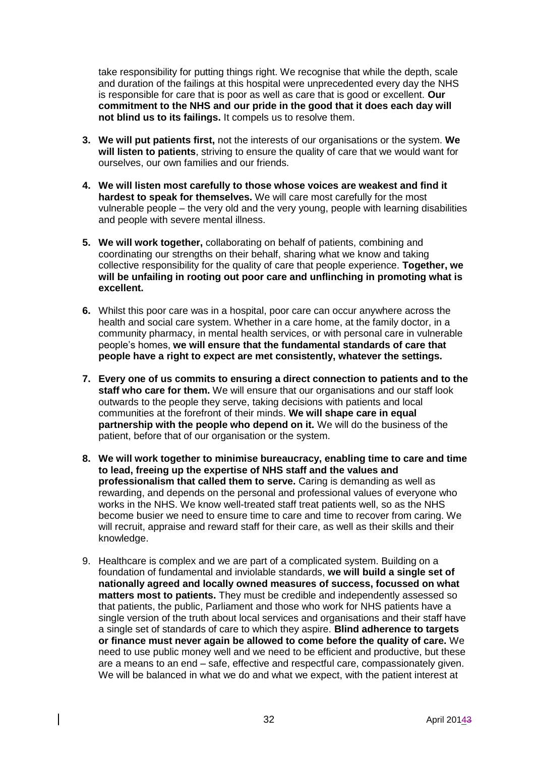take responsibility for putting things right. We recognise that while the depth, scale and duration of the failings at this hospital were unprecedented every day the NHS is responsible for care that is poor as well as care that is good or excellent. **Our commitment to the NHS and our pride in the good that it does each day will not blind us to its failings.** It compels us to resolve them.

3. **We will put patients first,** not the interests of our organisations or the system. **We will listen to patients**, striving to ensure the quality of care that we would want for ourselves, our own families and our friends.

4. **We will listen most carefully to those whose voices are weakest and find it hardest to speak for themselves.** We will care most carefully for the most vulnerable people – the very old and the very young, people with learning disabilities and people with severe mental illness.

5. **We will work together,** collaborating on behalf of patients, combining and coordinating our strengths on their behalf, sharing what we know and taking collective responsibility for the quality of care that people experience. **Together, we will be unfailing in rooting out poor care and unflinching in promoting what is excellent.**

6. Whilst this poor care was in a hospital, poor care can occur anywhere across the health and social care system. Whether in a care home, at the family doctor, in a community pharmacy, in mental health services, or with personal care in vulnerable people's homes, **we will ensure that the fundamental standards of care that people have a right to expect are met consistently, whatever the settings.**

7. **Every one of us commits to ensuring a direct connection to patients and to the staff who care for them.** We will ensure that our organisations and our staff look outwards to the people they serve, taking decisions with patients and local communities at the forefront of their minds. **We will shape care in equal partnership with the people who depend on it.** We will do the business of the patient, before that of our organisation or the system.

8. **We will work together to minimise bureaucracy, enabling time to care and time to lead, freeing up the expertise of NHS staff and the values and professionalism that called them to serve.** Caring is demanding as well as rewarding, and depends on the personal and professional values of everyone who works in the NHS. We know well-treated staff treat patients well, so as the NHS become busier we need to ensure time to care and time to recover from caring. We will recruit, appraise and reward staff for their care, as well as their skills and their knowledge.

9. Healthcare is complex and we are part of a complicated system. Building on a foundation of fundamental and inviolable standards, **we will build a single set of nationally agreed and locally owned measures of success, focussed on what matters most to patients.** They must be credible and independently assessed so that patients, the public, Parliament and those who work for NHS patients have a single version of the truth about local services and organisations and their staff have a single set of standards of care to which they aspire. **Blind adherence to targets or finance must never again be allowed to come before the quality of care.** We need to use public money well and we need to be efficient and productive, but these are a means to an end – safe, effective and respectful care, compassionately given. We will be balanced in what we do and what we expect, with the patient interest at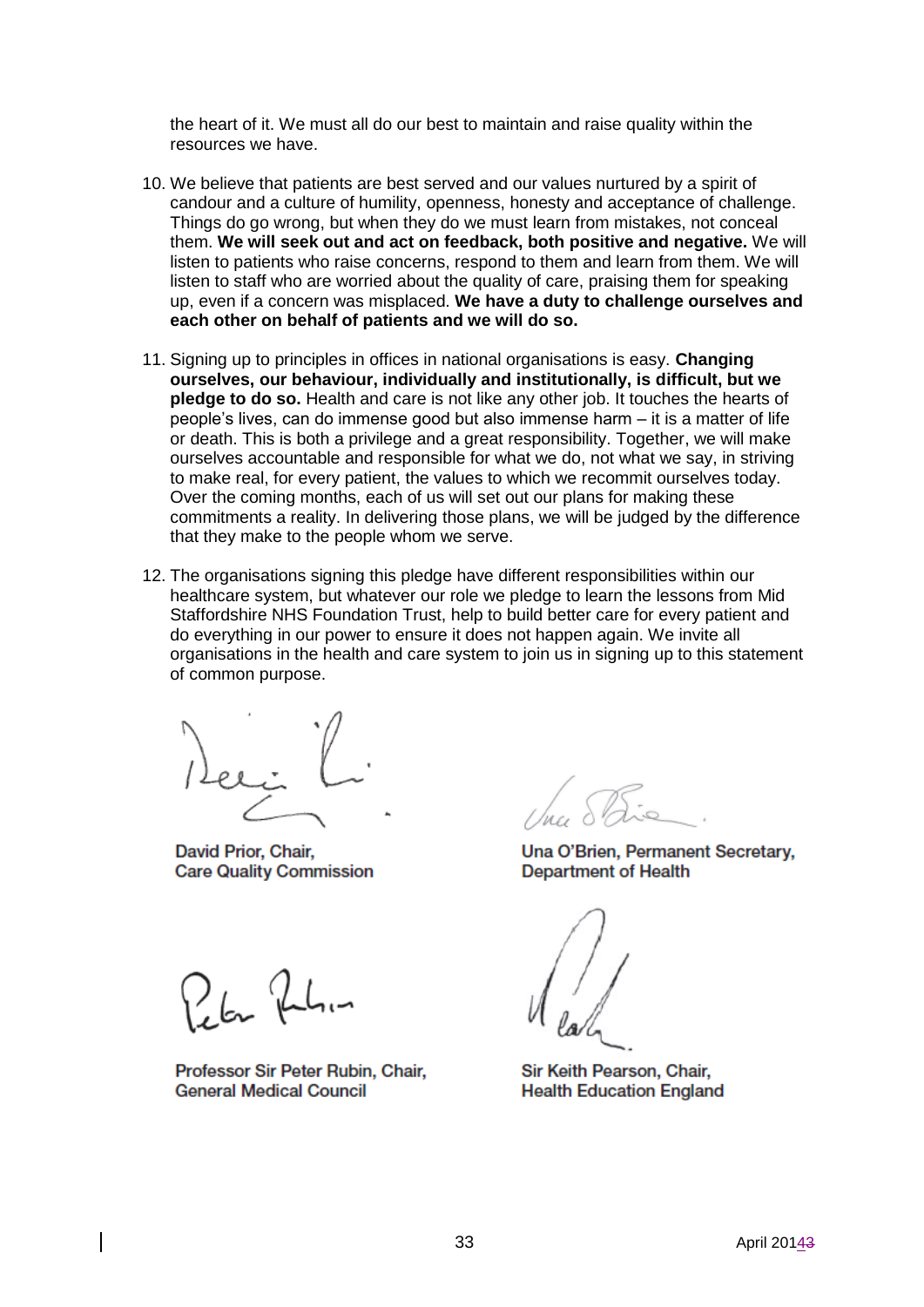the heart of it. We must all do our best to maintain and raise quality within the resources we have.

10. We believe that patients are best served and our values nurtured by a spirit of candour and a culture of humility, openness, honesty and acceptance of challenge. Things do go wrong, but when they do we must learn from mistakes, not conceal them. **We will seek out and act on feedback, both positive and negative.** We will listen to patients who raise concerns, respond to them and learn from them. We will listen to staff who are worried about the quality of care, praising them for speaking up, even if a concern was misplaced. **We have a duty to challenge ourselves and each other on behalf of patients and we will do so.**

11. Signing up to principles in offices in national organisations is easy. **Changing ourselves, our behaviour, individually and institutionally, is difficult, but we pledge to do so.** Health and care is not like any other job. It touches the hearts of people's lives, can do immense good but also immense harm – it is a matter of life or death. This is both a privilege and a great responsibility. Together, we will make ourselves accountable and responsible for what we do, not what we say, in striving to make real, for every patient, the values to which we recommit ourselves today. Over the coming months, each of us will set out our plans for making these commitments a reality. In delivering those plans, we will be judged by the difference that they make to the people whom we serve.

12. The organisations signing this pledge have different responsibilities within our healthcare system, but whatever our role we pledge to learn the lessons from Mid Staffordshire NHS Foundation Trust, help to build better care for every patient and do everything in our power to ensure it does not happen again. We invite all organisations in the health and care system to join us in signing up to this statement of common purpose.

David Prior, Chair,
Care Quality Commission

Una O'Brien, Permanent Secretary,
Department of Health

Professor Sir Peter Rubin, Chair,
General Medical Council

Sir Keith Pearson, Chair,
Health Education England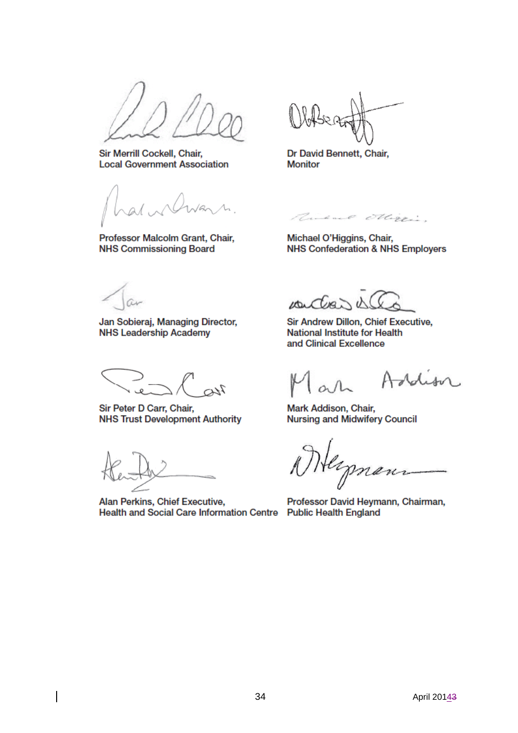Sir Merrill Cockell, Chair,
Local Government Association

Dr David Bennett, Chair,
Monitor

Professor Malcolm Grant, Chair,
NHS Commissioning Board

Michael O'Higgins, Chair,
NHS Confederation & NHS Employers

Jan Sobieraj, Managing Director,
NHS Leadership Academy

Sir Andrew Dillon, Chief Executive,
National Institute for Health
and Clinical Excellence

Sir Peter D Carr, Chair,
NHS Trust Development Authority

Mark Addison, Chair,
Nursing and Midwifery Council

Alan Perkins, Chief Executive,
Health and Social Care Information Centre

Professor David Heymann, Chairman,
Public Health England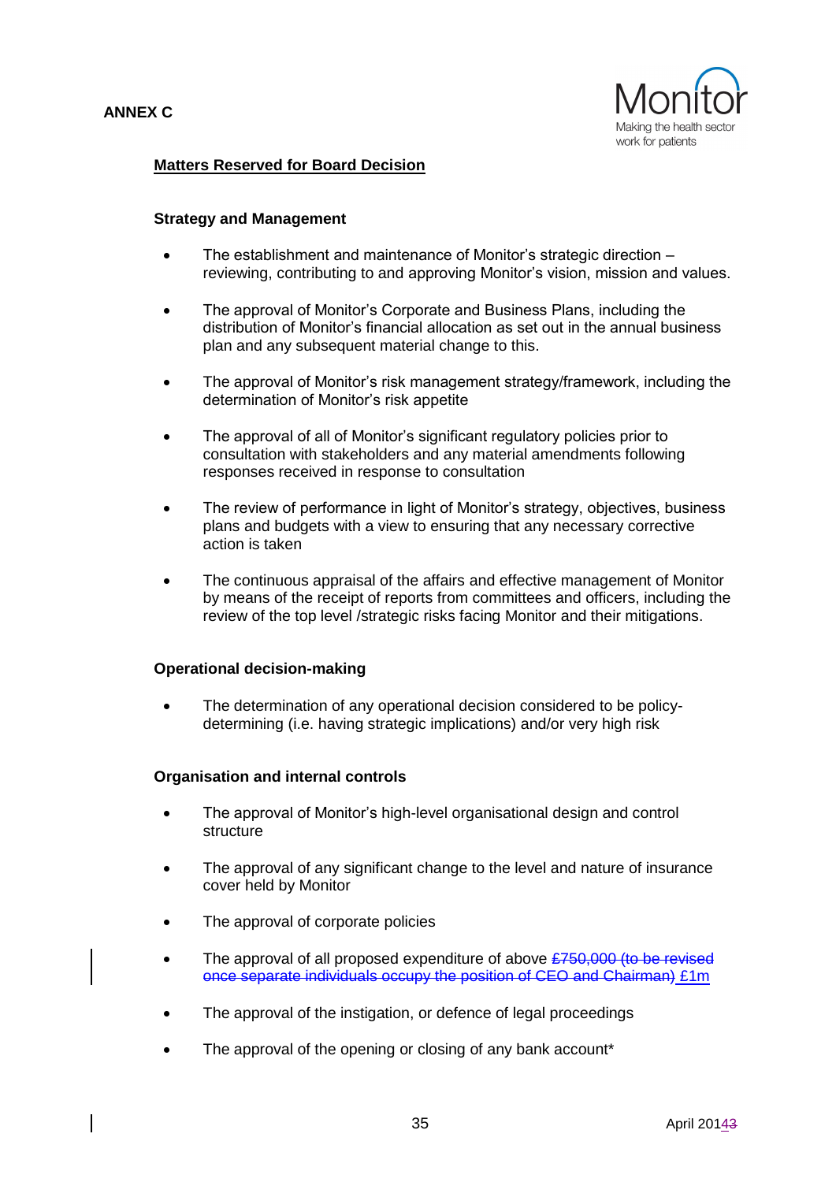**ANNEX C**

Monitor
Making the health sector work for patients

## Matters Reserved for Board Decision

### Strategy and Management

- The establishment and maintenance of Monitor's strategic direction – reviewing, contributing to and approving Monitor's vision, mission and values.
- The approval of Monitor's Corporate and Business Plans, including the distribution of Monitor's financial allocation as set out in the annual business plan and any subsequent material change to this.
- The approval of Monitor's risk management strategy/framework, including the determination of Monitor's risk appetite
- The approval of all of Monitor's significant regulatory policies prior to consultation with stakeholders and any material amendments following responses received in response to consultation
- The review of performance in light of Monitor's strategy, objectives, business plans and budgets with a view to ensuring that any necessary corrective action is taken
- The continuous appraisal of the affairs and effective management of Monitor by means of the receipt of reports from committees and officers, including the review of the top level /strategic risks facing Monitor and their mitigations.

### Operational decision-making

- The determination of any operational decision considered to be policy-determining (i.e. having strategic implications) and/or very high risk

### Organisation and internal controls

- The approval of Monitor's high-level organisational design and control structure
- The approval of any significant change to the level and nature of insurance cover held by Monitor
- The approval of corporate policies
- The approval of all proposed expenditure of above ~~£750,000 (to be revised once separate individuals occupy the position of CEO and Chairman)~~ £1m
- The approval of the instigation, or defence of legal proceedings
- The approval of the opening or closing of any bank account*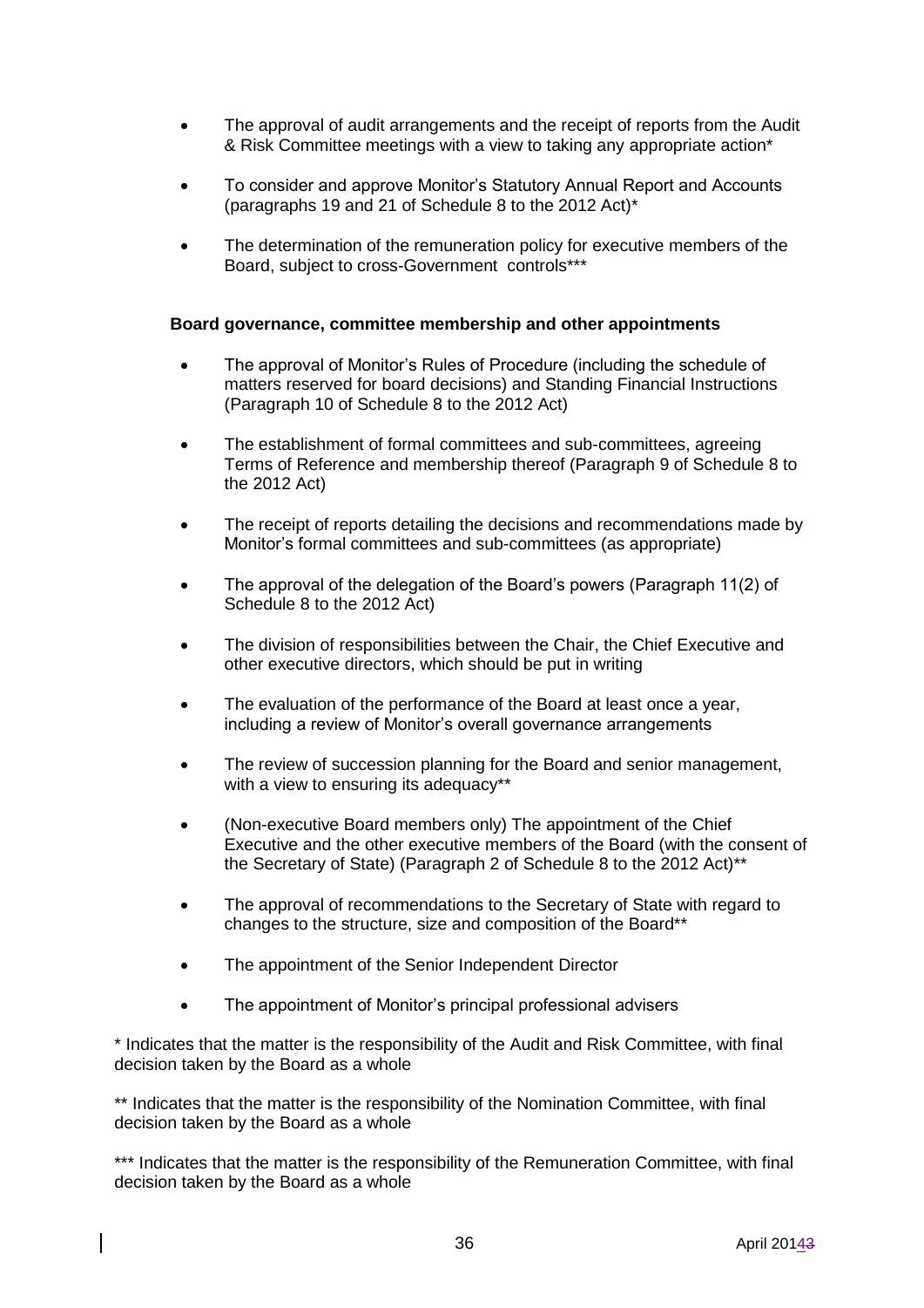- The approval of audit arrangements and the receipt of reports from the Audit & Risk Committee meetings with a view to taking any appropriate action*
- To consider and approve Monitor's Statutory Annual Report and Accounts (paragraphs 19 and 21 of Schedule 8 to the 2012 Act)*
- The determination of the remuneration policy for executive members of the Board, subject to cross-Government controls***

**Board governance, committee membership and other appointments**

- The approval of Monitor's Rules of Procedure (including the schedule of matters reserved for board decisions) and Standing Financial Instructions (Paragraph 10 of Schedule 8 to the 2012 Act)
- The establishment of formal committees and sub-committees, agreeing Terms of Reference and membership thereof (Paragraph 9 of Schedule 8 to the 2012 Act)
- The receipt of reports detailing the decisions and recommendations made by Monitor's formal committees and sub-committees (as appropriate)
- The approval of the delegation of the Board's powers (Paragraph 11(2) of Schedule 8 to the 2012 Act)
- The division of responsibilities between the Chair, the Chief Executive and other executive directors, which should be put in writing
- The evaluation of the performance of the Board at least once a year, including a review of Monitor's overall governance arrangements
- The review of succession planning for the Board and senior management, with a view to ensuring its adequacy**
- (Non-executive Board members only) The appointment of the Chief Executive and the other executive members of the Board (with the consent of the Secretary of State) (Paragraph 2 of Schedule 8 to the 2012 Act)**
- The approval of recommendations to the Secretary of State with regard to changes to the structure, size and composition of the Board**
- The appointment of the Senior Independent Director
- The appointment of Monitor's principal professional advisers

* Indicates that the matter is the responsibility of the Audit and Risk Committee, with final decision taken by the Board as a whole

** Indicates that the matter is the responsibility of the Nomination Committee, with final decision taken by the Board as a whole

*** Indicates that the matter is the responsibility of the Remuneration Committee, with final decision taken by the Board as a whole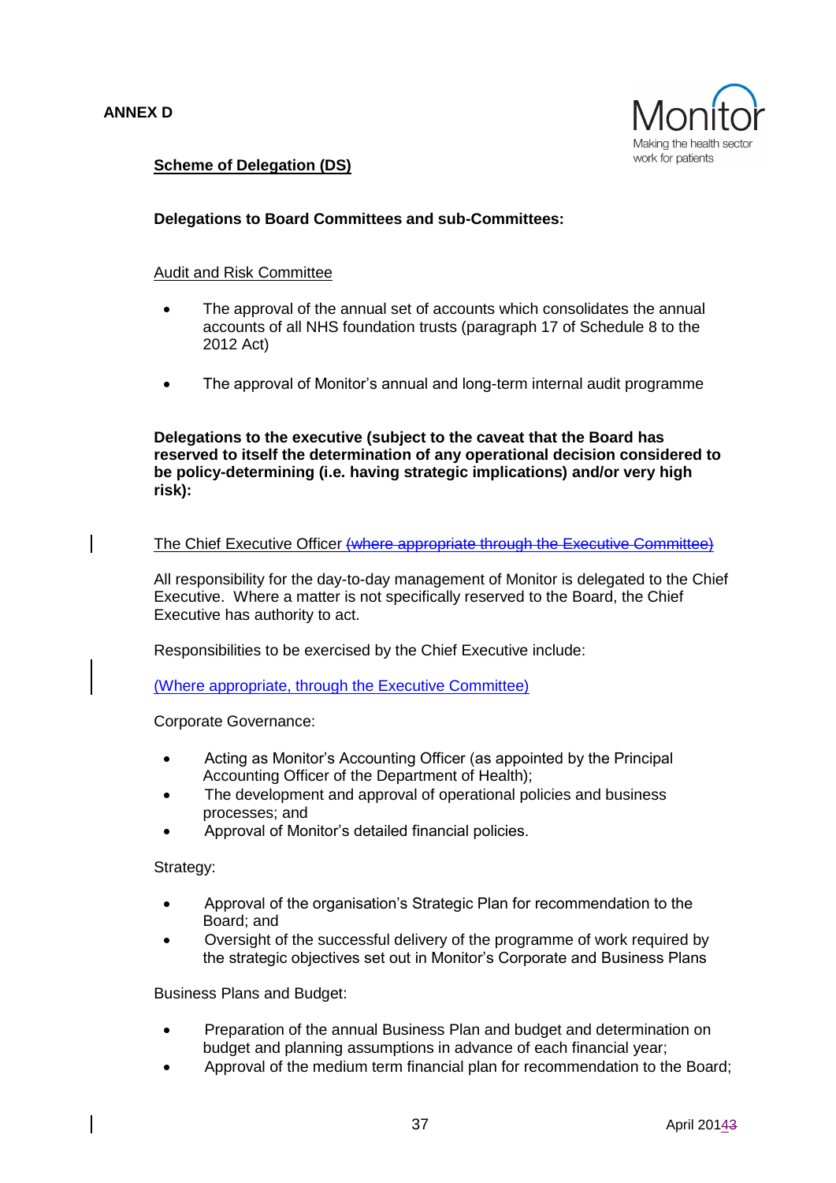**ANNEX D**

Monitor
Making the health sector work for patients

**<u>Scheme of Delegation (DS)</u>**

**Delegations to Board Committees and sub-Committees:**

<u>Audit and Risk Committee</u>

- The approval of the annual set of accounts which consolidates the annual accounts of all NHS foundation trusts (paragraph 17 of Schedule 8 to the 2012 Act)
- The approval of Monitor's annual and long-term internal audit programme

**Delegations to the executive (subject to the caveat that the Board has reserved to itself the determination of any operational decision considered to be policy-determining (i.e. having strategic implications) and/or very high risk):**

<u>The Chief Executive Officer</u> ~~(where appropriate through the Executive Committee)~~

All responsibility for the day-to-day management of Monitor is delegated to the Chief Executive. Where a matter is not specifically reserved to the Board, the Chief Executive has authority to act.

Responsibilities to be exercised by the Chief Executive include:

<u>(Where appropriate, through the Executive Committee)</u>

Corporate Governance:

- Acting as Monitor's Accounting Officer (as appointed by the Principal Accounting Officer of the Department of Health);
- The development and approval of operational policies and business processes; and
- Approval of Monitor's detailed financial policies.

Strategy:

- Approval of the organisation's Strategic Plan for recommendation to the Board; and
- Oversight of the successful delivery of the programme of work required by the strategic objectives set out in Monitor's Corporate and Business Plans

Business Plans and Budget:

- Preparation of the annual Business Plan and budget and determination on budget and planning assumptions in advance of each financial year;
- Approval of the medium term financial plan for recommendation to the Board;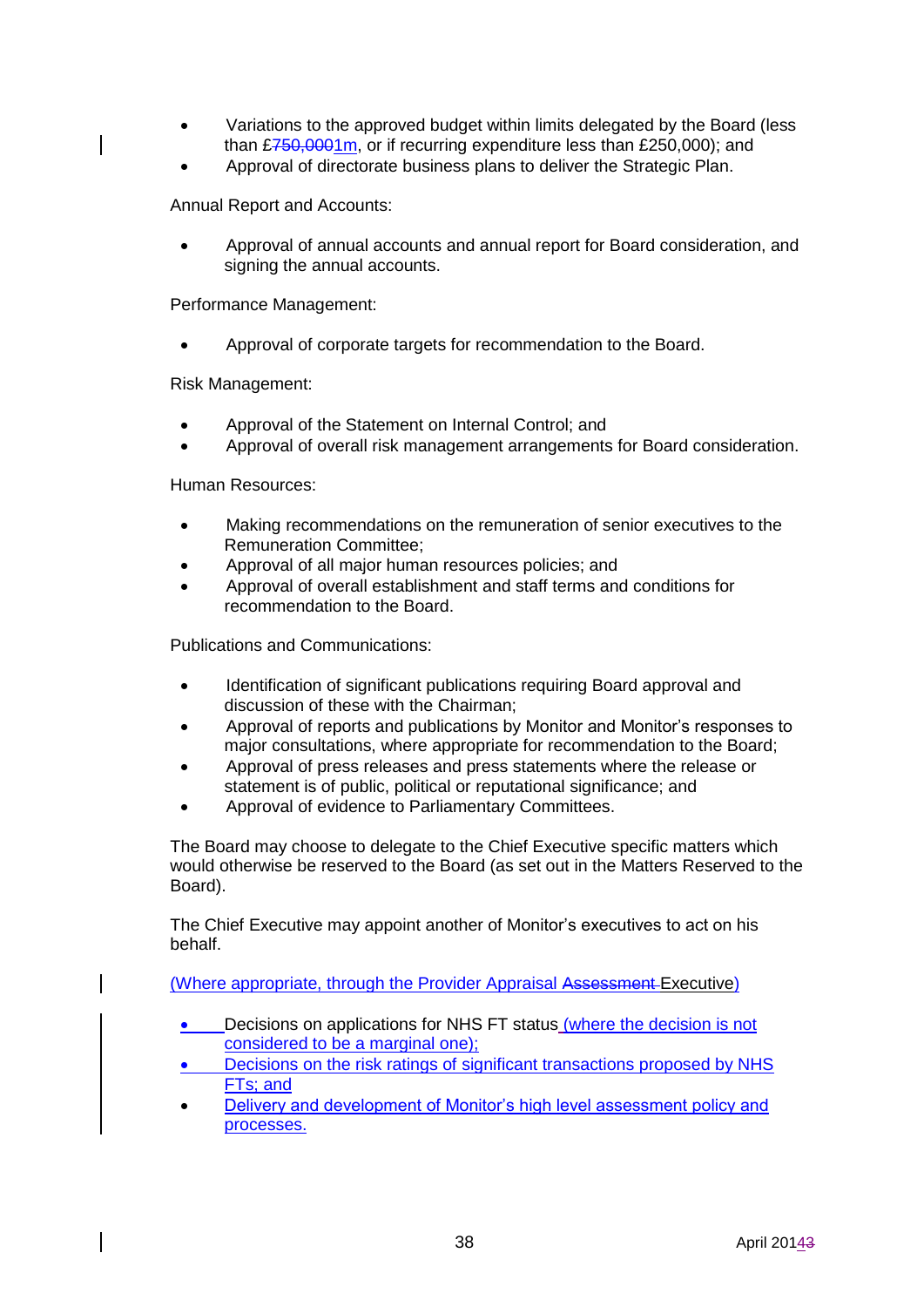- Variations to the approved budget within limits delegated by the Board (less than £750,0001m, or if recurring expenditure less than £250,000); and
- Approval of directorate business plans to deliver the Strategic Plan.

Annual Report and Accounts:

- Approval of annual accounts and annual report for Board consideration, and signing the annual accounts.

Performance Management:

- Approval of corporate targets for recommendation to the Board.

Risk Management:

- Approval of the Statement on Internal Control; and
- Approval of overall risk management arrangements for Board consideration.

Human Resources:

- Making recommendations on the remuneration of senior executives to the Remuneration Committee;
- Approval of all major human resources policies; and
- Approval of overall establishment and staff terms and conditions for recommendation to the Board.

Publications and Communications:

- Identification of significant publications requiring Board approval and discussion of these with the Chairman;
- Approval of reports and publications by Monitor and Monitor's responses to major consultations, where appropriate for recommendation to the Board;
- Approval of press releases and press statements where the release or statement is of public, political or reputational significance; and
- Approval of evidence to Parliamentary Committees.

The Board may choose to delegate to the Chief Executive specific matters which would otherwise be reserved to the Board (as set out in the Matters Reserved to the Board).

The Chief Executive may appoint another of Monitor's executives to act on his behalf.

(Where appropriate, through the Provider Appraisal Assessment Executive)

- Decisions on applications for NHS FT status (where the decision is not considered to be a marginal one);
- Decisions on the risk ratings of significant transactions proposed by NHS FTs; and
- Delivery and development of Monitor's high level assessment policy and processes.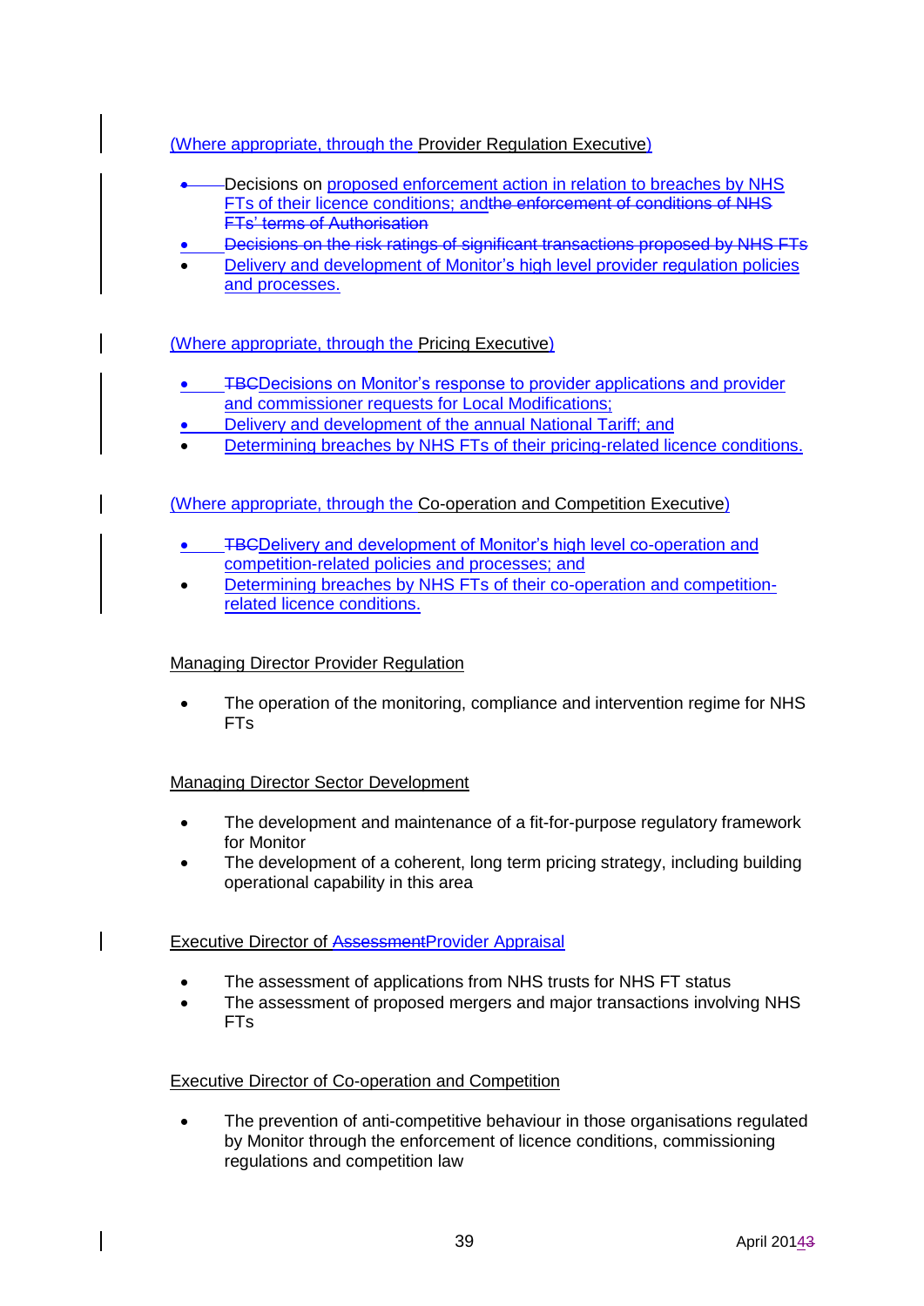(Where appropriate, through the Provider Regulation Executive)

- Decisions on proposed enforcement action in relation to breaches by NHS FTs of their licence conditions; and~~the enforcement of conditions of NHS FTs' terms of Authorisation~~
- ~~Decisions on the risk ratings of significant transactions proposed by NHS FTs~~
- Delivery and development of Monitor's high level provider regulation policies and processes.

(Where appropriate, through the Pricing Executive)

- ~~TBC~~Decisions on Monitor's response to provider applications and provider and commissioner requests for Local Modifications;
- Delivery and development of the annual National Tariff; and
- Determining breaches by NHS FTs of their pricing-related licence conditions.

(Where appropriate, through the Co-operation and Competition Executive)

- ~~TBC~~Delivery and development of Monitor's high level co-operation and competition-related policies and processes; and
- Determining breaches by NHS FTs of their co-operation and competition-related licence conditions.

Managing Director Provider Regulation

- The operation of the monitoring, compliance and intervention regime for NHS FTs

Managing Director Sector Development

- The development and maintenance of a fit-for-purpose regulatory framework for Monitor
- The development of a coherent, long term pricing strategy, including building operational capability in this area

Executive Director of ~~Assessment~~Provider Appraisal

- The assessment of applications from NHS trusts for NHS FT status
- The assessment of proposed mergers and major transactions involving NHS FTs

Executive Director of Co-operation and Competition

- The prevention of anti-competitive behaviour in those organisations regulated by Monitor through the enforcement of licence conditions, commissioning regulations and competition law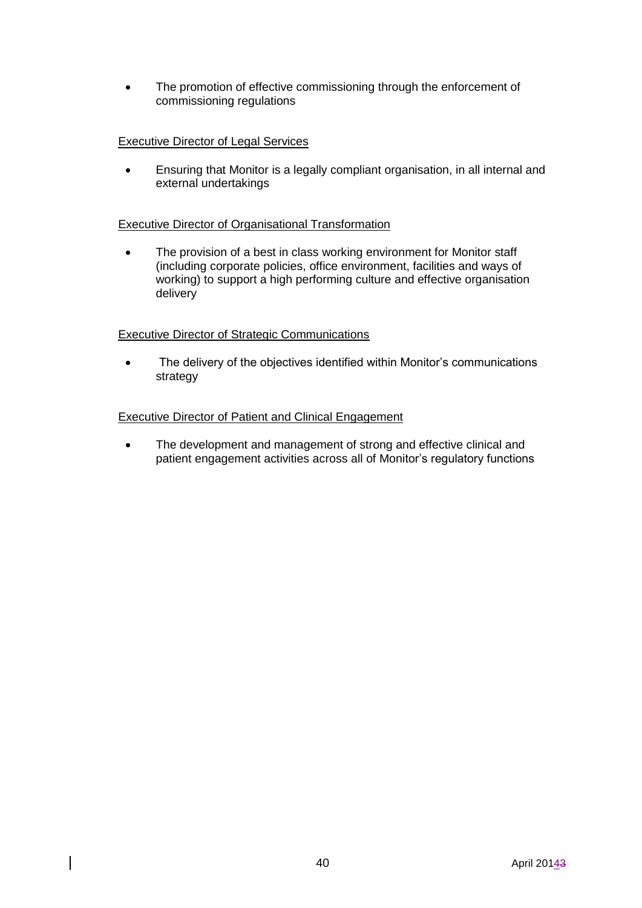- The promotion of effective commissioning through the enforcement of commissioning regulations

Executive Director of Legal Services

- Ensuring that Monitor is a legally compliant organisation, in all internal and external undertakings

Executive Director of Organisational Transformation

- The provision of a best in class working environment for Monitor staff (including corporate policies, office environment, facilities and ways of working) to support a high performing culture and effective organisation delivery

Executive Director of Strategic Communications

- The delivery of the objectives identified within Monitor's communications strategy

Executive Director of Patient and Clinical Engagement

- The development and management of strong and effective clinical and patient engagement activities across all of Monitor's regulatory functions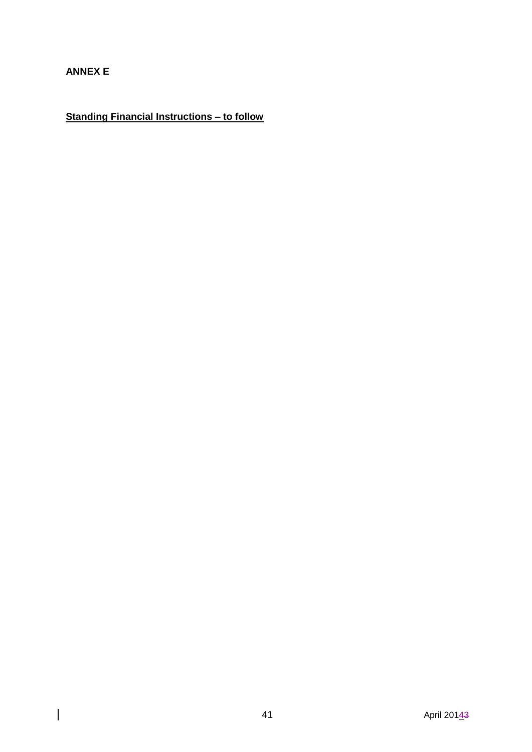**ANNEX E**

**Standing Financial Instructions – to follow**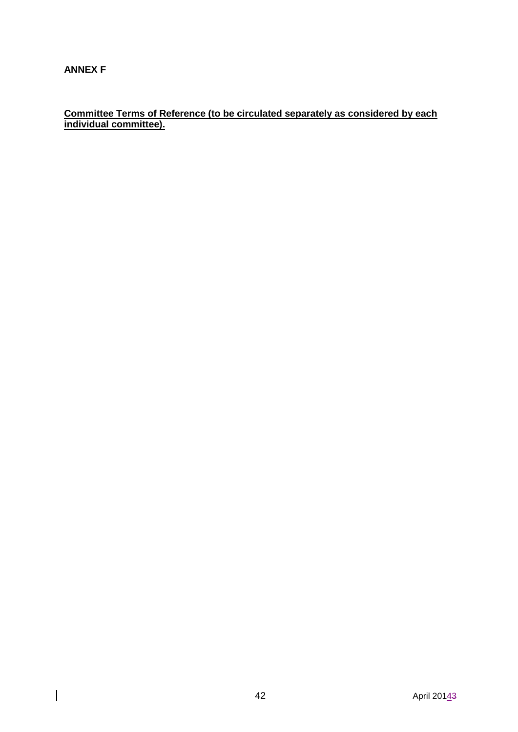**ANNEX F**

**Committee Terms of Reference (to be circulated separately as considered by each individual committee).**